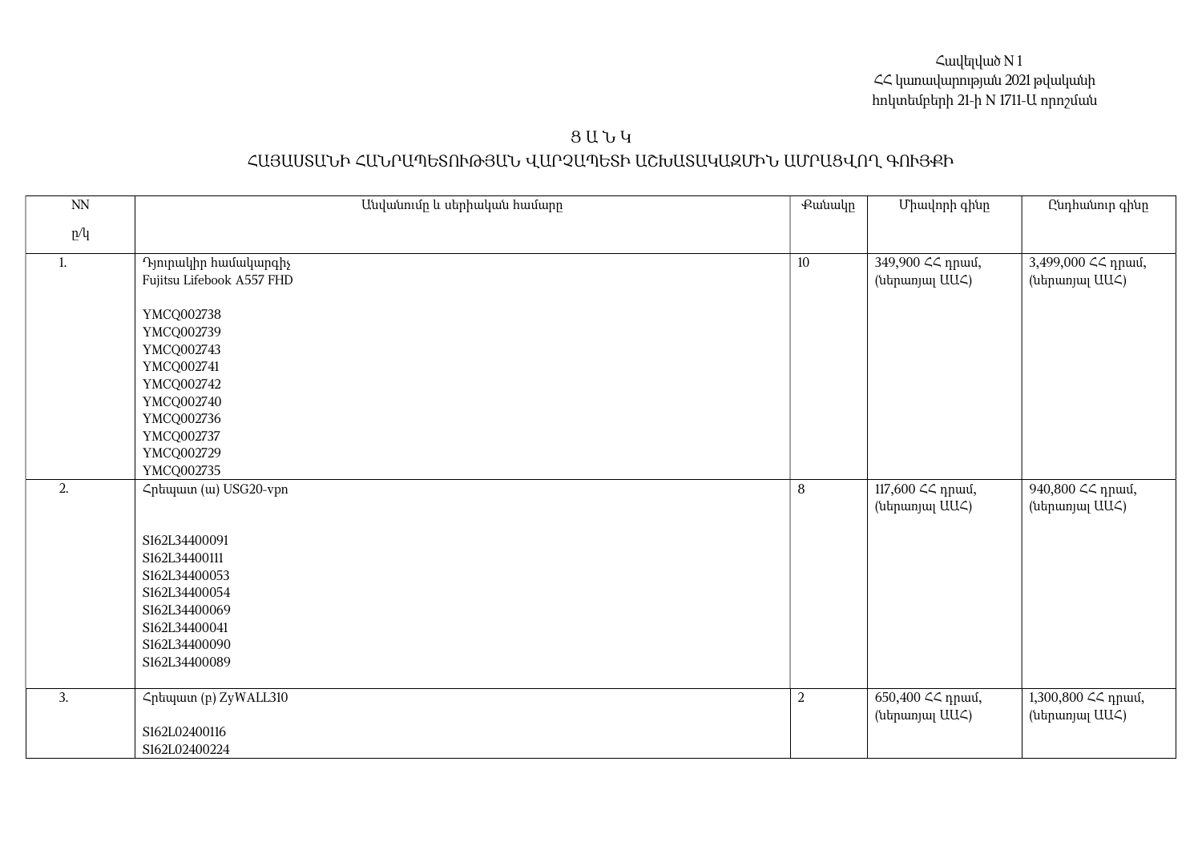Հավելված N 1
ՀՀ կառավարության 2021 թվականի
հոկտեմբերի 21-ի N 1711-Ա որոշման

# Ց Ա Ն Կ
## ՀԱՅԱՍՏԱՆԻ ՀԱՆՐԱՊԵՏՈՒԹՅԱՆ ՎԱՐՉԱՊԵՏԻ ԱՇԽԱՏԱԿԱԶՄԻՆ ԱՄՐԱՑՎՈՂ ԳՈՒՅՔԻ

| NN ը/կ | Անվանումը և սերիական համարը | Քանակը | Միավորի գինը | Ընդհանուր գինը |
|---|---|---|---|---|
| 1. | Դյուրակիր համակարգիչ Fujitsu Lifebook A557 FHD<br><br>YMCQ002738<br>YMCQ002739<br>YMCQ002743<br>YMCQ002741<br>YMCQ002742<br>YMCQ002740<br>YMCQ002736<br>YMCQ002737<br>YMCQ002729<br>YMCQ002735 | 10 | 349,900 ՀՀ դրամ, (ներառյալ ԱԱՀ) | 3,499,000 ՀՀ դրամ, (ներառյալ ԱԱՀ) |
| 2. | Հրեպատ (ա) USG20-vpn<br><br>S162L34400091<br>S162L34400111<br>S162L34400053<br>S162L34400054<br>S162L34400069<br>S162L34400041<br>S162L34400090<br>S162L34400089 | 8 | 117,600 ՀՀ դրամ, (ներառյալ ԱԱՀ) | 940,800 ՀՀ դրամ, (ներառյալ ԱԱՀ) |
| 3. | Հրեպատ (բ) ZyWALL310<br><br>S162L02400116<br>S162L02400224 | 2 | 650,400 ՀՀ դրամ, (ներառյալ ԱԱՀ) | 1,300,800 ՀՀ դրամ, (ներառյալ ԱԱՀ) |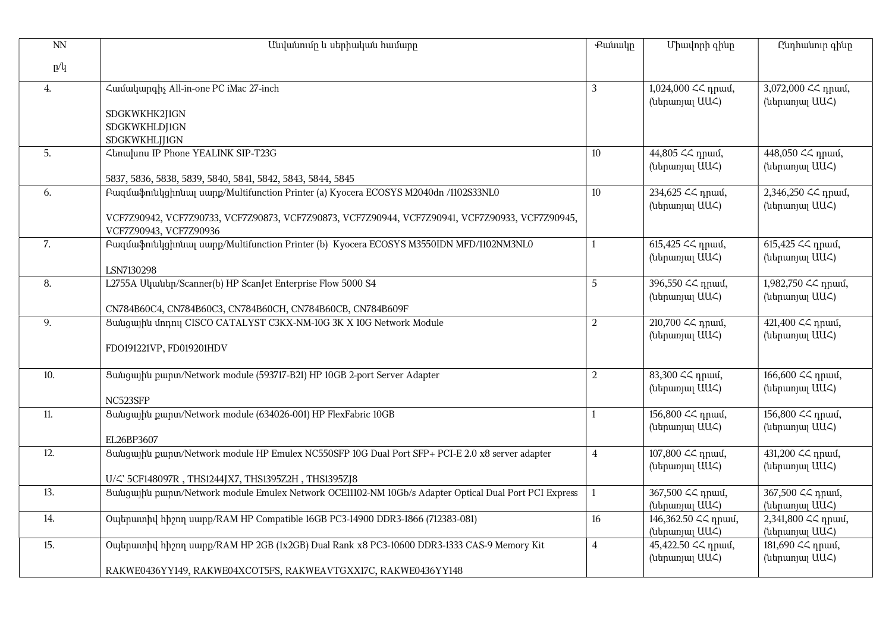| NN<br><br>ը/կ | Անվանումը և սերիական համարը | Քանակը | Միավորի գինը | Ընդհանուր գինը |
|---|---|---|---|---|
| 4. | Համակարգիչ All-in-one PC iMac 27-inch<br><br>SDGKWKHK2J1GN<br>SDGKWKHLDJ1GN<br>SDGKWKHLJJ1GN | 3 | 1,024,000 ՀՀ դրամ, (ներառյալ ԱԱՀ) | 3,072,000 ՀՀ դրամ, (ներառյալ ԱԱՀ) |
| 5. | Հեռախոս IP Phone YEALINK SIP-T23G<br><br>5837, 5836, 5838, 5839, 5840, 5841, 5842, 5843, 5844, 5845 | 10 | 44,805 ՀՀ դրամ, (ներառյալ ԱԱՀ) | 448,050 ՀՀ դրամ, (ներառյալ ԱԱՀ) |
| 6. | Բազմաֆունկցիոնալ սարք/Multifunction Printer (a) Kyocera ECOSYS M2040dn /1102S33NL0<br><br>VCF7Z90942, VCF7Z90733, VCF7Z90873, VCF7Z90873, VCF7Z90944, VCF7Z90941, VCF7Z90933, VCF7Z90945, VCF7Z90943, VCF7Z90936 | 10 | 234,625 ՀՀ դրամ, (ներառյալ ԱԱՀ) | 2,346,250 ՀՀ դրամ, (ներառյալ ԱԱՀ) |
| 7. | Բազմաֆունկցիոնալ սարք/Multifunction Printer (b) Kyocera ECOSYS M3550IDN MFD/1102NM3NL0<br><br>LSN7130298 | 1 | 615,425 ՀՀ դրամ, (ներառյալ ԱԱՀ) | 615,425 ՀՀ դրամ, (ներառյալ ԱԱՀ) |
| 8. | L2755A Սկաներ/Scanner(b) HP ScanJet Enterprise Flow 5000 S4<br><br>CN784B60C4, CN784B60C3, CN784B60CH, CN784B60CB, CN784B609F | 5 | 396,550 ՀՀ դրամ, (ներառյալ ԱԱՀ) | 1,982,750 ՀՀ դրամ, (ներառյալ ԱԱՀ) |
| 9. | Ցանցային մոդուլ CISCO CATALYST C3KX-NM-10G 3K X 10G Network Module<br><br>FDO191221VP, FD019201HDV | 2 | 210,700 ՀՀ դրամ, (ներառյալ ԱԱՀ) | 421,400 ՀՀ դրամ, (ներառյալ ԱԱՀ) |
| 10. | Ցանցային քարտ/Network module (593717-B21) HP 10GB 2-port Server Adapter<br><br>NC523SFP | 2 | 83,300 ՀՀ դրամ, (ներառյալ ԱԱՀ) | 166,600 ՀՀ դրամ, (ներառյալ ԱԱՀ) |
| 11. | Ցանցային քարտ/Network module (634026-001) HP FlexFabric 10GB<br><br>EL26BP3607 | 1 | 156,800 ՀՀ դրամ, (ներառյալ ԱԱՀ) | 156,800 ՀՀ դրամ, (ներառյալ ԱԱՀ) |
| 12. | Ցանցային քարտ/Network module HP Emulex NC550SFP 10G Dual Port SFP+ PCI-E 2.0 x8 server adapter<br><br>Ս/Հ՝ 5CF148097R , THS1244JX7, THS1395Z2H , THS1395ZJ8 | 4 | 107,800 ՀՀ դրամ, (ներառյալ ԱԱՀ) | 431,200 ՀՀ դրամ, (ներառյալ ԱԱՀ) |
| 13. | Ցանցային քարտ/Network module Emulex Network OCE11102-NM 10Gb/s Adapter Optical Dual Port PCI Express | 1 | 367,500 ՀՀ դրամ, (ներառյալ ԱԱՀ) | 367,500 ՀՀ դրամ, (ներառյալ ԱԱՀ) |
| 14. | Օպերատիվ հիշող սարք/RAM HP Compatible 16GB PC3-14900 DDR3-1866 (712383-081) | 16 | 146,362.50 ՀՀ դրամ, (ներառյալ ԱԱՀ) | 2,341,800 ՀՀ դրամ, (ներառյալ ԱԱՀ) |
| 15. | Օպերատիվ հիշող սարք/RAM HP 2GB (1x2GB) Dual Rank x8 PC3-10600 DDR3-1333 CAS-9 Memory Kit<br><br>RAKWE0436YY149, RAKWE04XCOT5FS, RAKWEAVTGXX17C, RAKWE0436YY148 | 4 | 45,422.50 ՀՀ դրամ, (ներառյալ ԱԱՀ) | 181,690 ՀՀ դրամ, (ներառյալ ԱԱՀ) |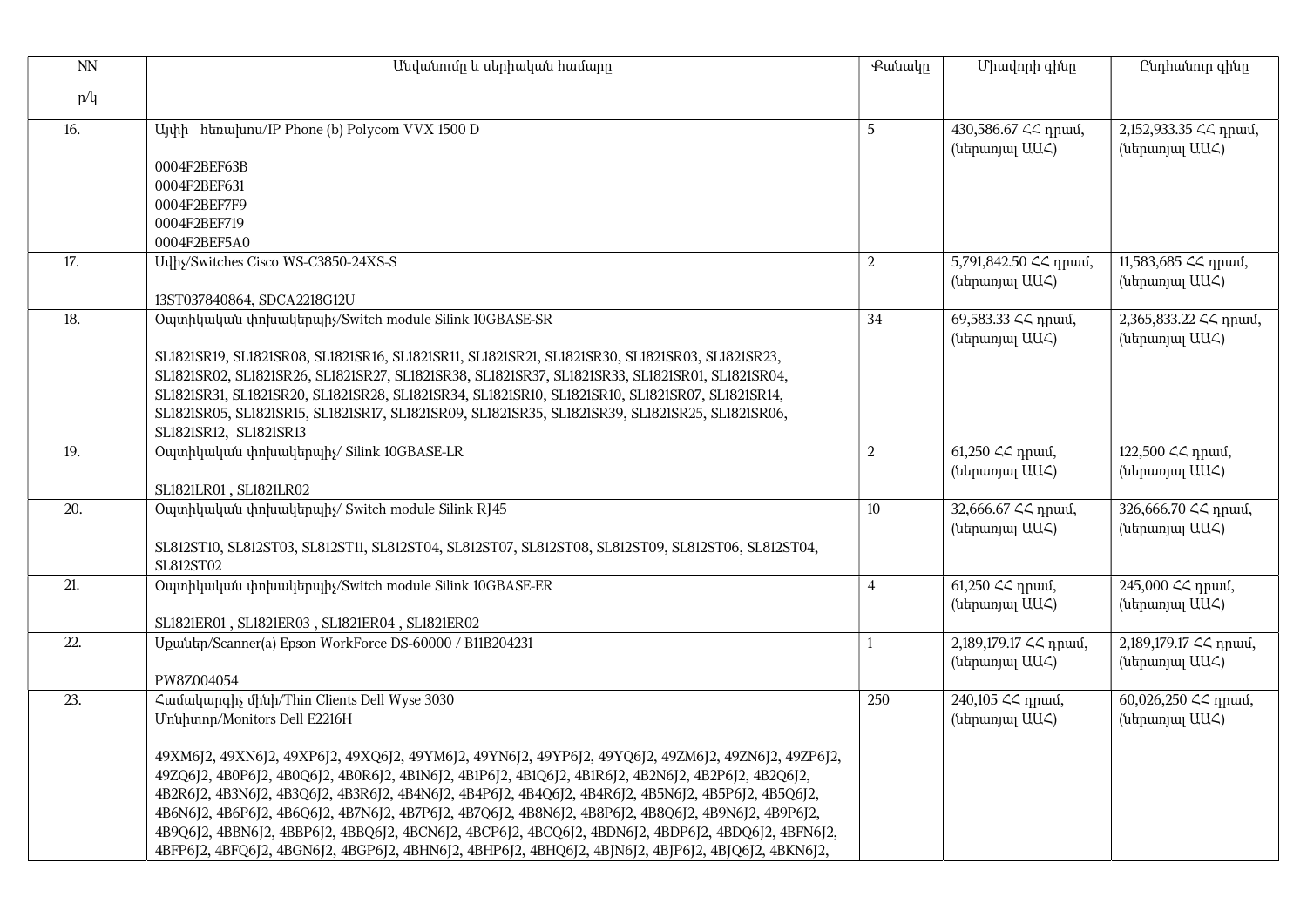| NN<br><br>ը/կ | Անվանումը և սերիական համարը | Քանակը | Միավորի գինը | Ընդհանուր գինը |
|---|---|---|---|---|
| 16. | Այփի հեռախոս/IP Phone (b) Polycom VVX 1500 D<br><br>0004F2BEF63B<br>0004F2BEF631<br>0004F2BEF7F9<br>0004F2BEF719<br>0004F2BEF5A0 | 5 | 430,586.67 ՀՀ դրամ, (ներառյալ ԱԱՀ) | 2,152,933.35 ՀՀ դրամ, (ներառյալ ԱԱՀ) |
| 17. | Սվիչ/Switches Cisco WS-C3850-24XS-S<br><br>13ST037840864, SDCA2218G12U | 2 | 5,791,842.50 ՀՀ դրամ, (ներառյալ ԱԱՀ) | 11,583,685 ՀՀ դրամ, (ներառյալ ԱԱՀ) |
| 18. | Օպտիկական փոխակերպիչ/Switch module Silink 10GBASE-SR<br><br>SL1821SR19, SL1821SR08, SL1821SR16, SL1821SR11, SL1821SR21, SL1821SR30, SL1821SR03, SL1821SR23, SL1821SR02, SL1821SR26, SL1821SR27, SL1821SR38, SL1821SR37, SL1821SR33, SL1821SR01, SL1821SR04, SL1821SR31, SL1821SR20, SL1821SR28, SL1821SR34, SL1821SR10, SL1821SR10, SL1821SR07, SL1821SR14, SL1821SR05, SL1821SR15, SL1821SR17, SL1821SR09, SL1821SR35, SL1821SR39, SL1821SR25, SL1821SR06, SL1821SR12, SL1821SR13 | 34 | 69,583.33 ՀՀ դրամ, (ներառյալ ԱԱՀ) | 2,365,833.22 ՀՀ դրամ, (ներառյալ ԱԱՀ) |
| 19. | Օպտիկական փոխակերպիչ/ Silink 10GBASE-LR<br><br>SL1821LR01 , SL1821LR02 | 2 | 61,250 ՀՀ դրամ, (ներառյալ ԱԱՀ) | 122,500 ՀՀ դրամ, (ներառյալ ԱԱՀ) |
| 20. | Օպտիկական փոխակերպիչ/ Switch module Silink RJ45<br><br>SL812ST10, SL812ST03, SL812ST11, SL812ST04, SL812ST07, SL812ST08, SL812ST09, SL812ST06, SL812ST04, SL812ST02 | 10 | 32,666.67 ՀՀ դրամ, (ներառյալ ԱԱՀ) | 326,666.70 ՀՀ դրամ, (ներառյալ ԱԱՀ) |
| 21. | Օպտիկական փոխակերպիչ/Switch module Silink 10GBASE-ER<br><br>SL1821ER01 , SL1821ER03 , SL1821ER04 , SL1821ER02 | 4 | 61,250 ՀՀ դրամ, (ներառյալ ԱԱՀ) | 245,000 ՀՀ դրամ, (ներառյալ ԱԱՀ) |
| 22. | Սքաներ/Scanner(a) Epson WorkForce DS-60000 / B11B204231<br><br>PW8Z004054 | 1 | 2,189,179.17 ՀՀ դրամ, (ներառյալ ԱԱՀ) | 2,189,179.17 ՀՀ դրամ, (ներառյալ ԱԱՀ) |
| 23. | Համակարգիչ մինի/Thin Clients Dell Wyse 3030<br>Մոնիտոր/Monitors Dell E2216H<br><br>49XM6J2, 49XN6J2, 49XP6J2, 49XQ6J2, 49YM6J2, 49YN6J2, 49YP6J2, 49YQ6J2, 49ZM6J2, 49ZN6J2, 49ZP6J2, 49ZQ6J2, 4B0P6J2, 4B0Q6J2, 4B0R6J2, 4B1N6J2, 4B1P6J2, 4B1Q6J2, 4B1R6J2, 4B2N6J2, 4B2P6J2, 4B2Q6J2, 4B2R6J2, 4B3N6J2, 4B3Q6J2, 4B3R6J2, 4B4N6J2, 4B4P6J2, 4B4Q6J2, 4B4R6J2, 4B5N6J2, 4B5P6J2, 4B5Q6J2, 4B6N6J2, 4B6P6J2, 4B6Q6J2, 4B7N6J2, 4B7P6J2, 4B7Q6J2, 4B8N6J2, 4B8P6J2, 4B8Q6J2, 4B9N6J2, 4B9P6J2, 4B9Q6J2, 4BBN6J2, 4BBP6J2, 4BBQ6J2, 4BCN6J2, 4BCP6J2, 4BCQ6J2, 4BDN6J2, 4BDP6J2, 4BDQ6J2, 4BFN6J2, 4BFP6J2, 4BFQ6J2, 4BGN6J2, 4BGP6J2, 4BHN6J2, 4BHP6J2, 4BHQ6J2, 4BJN6J2, 4BJP6J2, 4BJQ6J2, 4BKN6J2, | 250 | 240,105 ՀՀ դրամ, (ներառյալ ԱԱՀ) | 60,026,250 ՀՀ դրամ, (ներառյալ ԱԱՀ) |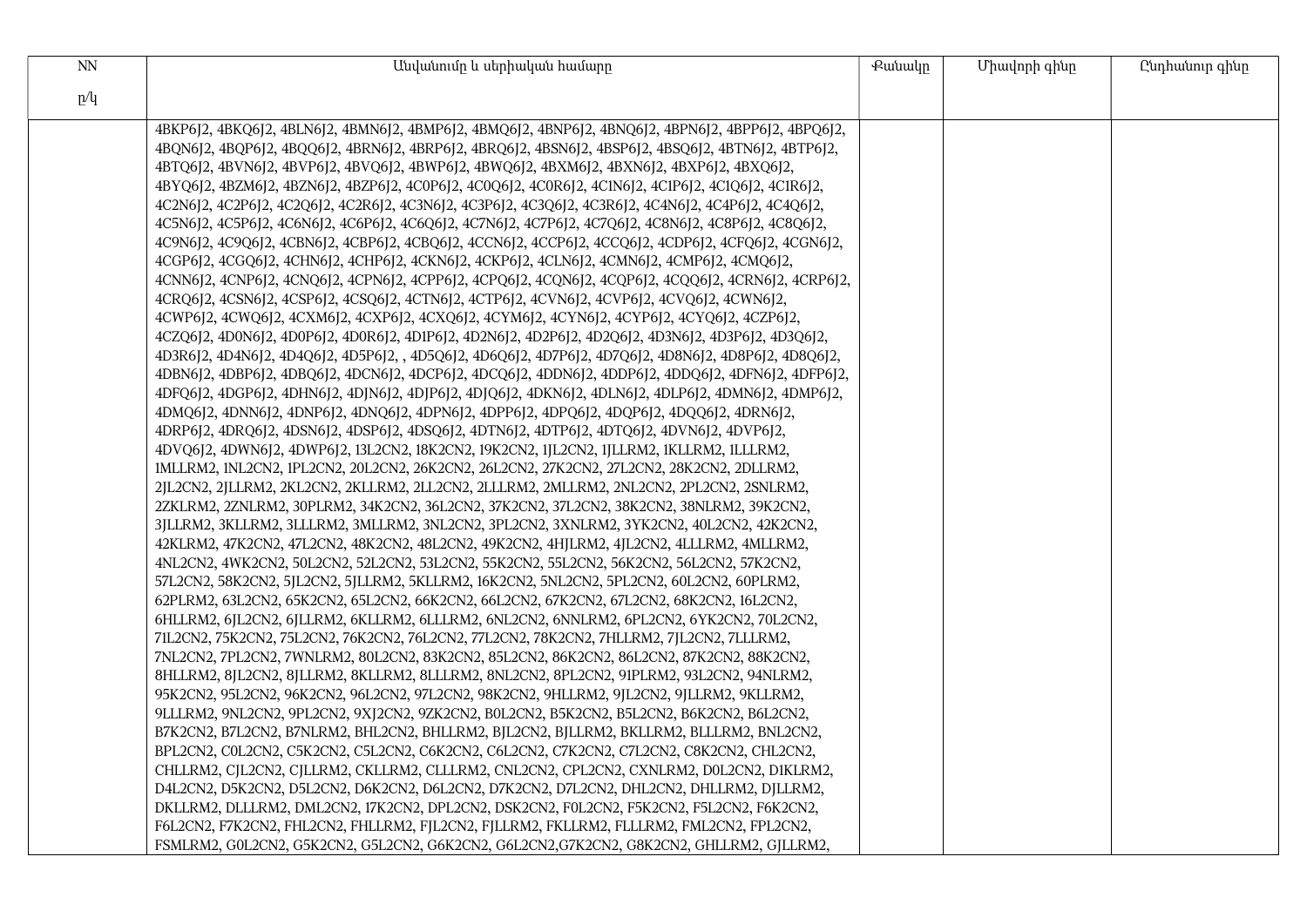| NN п/կ | Անվանումը և սերիական համարը | Քանակը | Միավորի գինը | Ընդհանուր գինը |
| --- | --- | --- | --- | --- |
| | 4BKP6J2, 4BKQ6J2, 4BLN6J2, 4BMN6J2, 4BMP6J2, 4BMQ6J2, 4BNP6J2, 4BNQ6J2, 4BPN6J2, 4BPP6J2, 4BPQ6J2, 4BQN6J2, 4BQP6J2, 4BQQ6J2, 4BRN6J2, 4BRP6J2, 4BRQ6J2, 4BSN6J2, 4BSP6J2, 4BSQ6J2, 4BTN6J2, 4BTP6J2, 4BTQ6J2, 4BVN6J2, 4BVP6J2, 4BVQ6J2, 4BWP6J2, 4BWQ6J2, 4BXM6J2, 4BXN6J2, 4BXP6J2, 4BXQ6J2, 4BYQ6J2, 4BZM6J2, 4BZN6J2, 4BZP6J2, 4C0P6J2, 4C0Q6J2, 4C0R6J2, 4C1N6J2, 4C1P6J2, 4C1Q6J2, 4C1R6J2, 4C2N6J2, 4C2P6J2, 4C2Q6J2, 4C2R6J2, 4C3N6J2, 4C3P6J2, 4C3Q6J2, 4C3R6J2, 4C4N6J2, 4C4P6J2, 4C4Q6J2, 4C5N6J2, 4C5P6J2, 4C6N6J2, 4C6P6J2, 4C6Q6J2, 4C7N6J2, 4C7P6J2, 4C7Q6J2, 4C8N6J2, 4C8P6J2, 4C8Q6J2, 4C9N6J2, 4C9Q6J2, 4CBN6J2, 4CBP6J2, 4CBQ6J2, 4CCN6J2, 4CCP6J2, 4CCQ6J2, 4CDP6J2, 4CFQ6J2, 4CGN6J2, 4CGP6J2, 4CGQ6J2, 4CHN6J2, 4CHP6J2, 4CKN6J2, 4CKP6J2, 4CLN6J2, 4CMN6J2, 4CMP6J2, 4CMQ6J2, 4CNN6J2, 4CNP6J2, 4CNQ6J2, 4CPN6J2, 4CPP6J2, 4CPQ6J2, 4CQN6J2, 4CQP6J2, 4CQQ6J2, 4CRN6J2, 4CRP6J2, 4CRQ6J2, 4CSN6J2, 4CSP6J2, 4CSQ6J2, 4CTN6J2, 4CTP6J2, 4CVN6J2, 4CVP6J2, 4CVQ6J2, 4CWN6J2, 4CWP6J2, 4CWQ6J2, 4CXM6J2, 4CXP6J2, 4CXQ6J2, 4CYM6J2, 4CYN6J2, 4CYP6J2, 4CYQ6J2, 4CZP6J2, 4CZQ6J2, 4D0N6J2, 4D0P6J2, 4D0R6J2, 4D1P6J2, 4D2N6J2, 4D2P6J2, 4D2Q6J2, 4D3N6J2, 4D3P6J2, 4D3Q6J2, 4D3R6J2, 4D4N6J2, 4D4Q6J2, 4D5P6J2, , 4D5Q6J2, 4D6Q6J2, 4D7P6J2, 4D7Q6J2, 4D8N6J2, 4D8P6J2, 4D8Q6J2, 4DBN6J2, 4DBP6J2, 4DBQ6J2, 4DCN6J2, 4DCP6J2, 4DCQ6J2, 4DDN6J2, 4DDP6J2, 4DDQ6J2, 4DFN6J2, 4DFP6J2, 4DFQ6J2, 4DGP6J2, 4DHN6J2, 4DJN6J2, 4DJP6J2, 4DJQ6J2, 4DKN6J2, 4DLN6J2, 4DLP6J2, 4DMN6J2, 4DMP6J2, 4DMQ6J2, 4DNN6J2, 4DNP6J2, 4DNQ6J2, 4DPN6J2, 4DPP6J2, 4DPQ6J2, 4DQP6J2, 4DQQ6J2, 4DRN6J2, 4DRP6J2, 4DRQ6J2, 4DSN6J2, 4DSP6J2, 4DSQ6J2, 4DTN6J2, 4DTP6J2, 4DTQ6J2, 4DVN6J2, 4DVP6J2, 4DVQ6J2, 4DWN6J2, 4DWP6J2, 13L2CN2, 18K2CN2, 19K2CN2, 1JL2CN2, 1JLLRM2, 1KLLRM2, 1LLLRM2, 1MLLRM2, 1NL2CN2, 1PL2CN2, 20L2CN2, 26K2CN2, 26L2CN2, 27K2CN2, 27L2CN2, 28K2CN2, 2DLLRM2, 2JL2CN2, 2JLLRM2, 2KL2CN2, 2KLLRM2, 2LL2CN2, 2LLLRM2, 2MLLRM2, 2NL2CN2, 2PL2CN2, 2SNLRM2, 2ZKLRM2, 2ZNLRM2, 30PLRM2, 34K2CN2, 36L2CN2, 37K2CN2, 37L2CN2, 38K2CN2, 38NLRM2, 39K2CN2, 3JLLRM2, 3KLLRM2, 3LLLRM2, 3MLLRM2, 3NL2CN2, 3PL2CN2, 3XNLRM2, 3YK2CN2, 40L2CN2, 42K2CN2, 42KLRM2, 47K2CN2, 47L2CN2, 48K2CN2, 48L2CN2, 49K2CN2, 4HJLRM2, 4JL2CN2, 4LLLRM2, 4MLLRM2, 4NL2CN2, 4WK2CN2, 50L2CN2, 52L2CN2, 53L2CN2, 55K2CN2, 55L2CN2, 56K2CN2, 56L2CN2, 57K2CN2, 57L2CN2, 58K2CN2, 5JL2CN2, 5JLLRM2, 5KLLRM2, 16K2CN2, 5NL2CN2, 5PL2CN2, 60L2CN2, 60PLRM2, 62PLRM2, 63L2CN2, 65K2CN2, 65L2CN2, 66K2CN2, 66L2CN2, 67K2CN2, 67L2CN2, 68K2CN2, 16L2CN2, 6HLLRM2, 6JL2CN2, 6JLLRM2, 6KLLRM2, 6LLLRM2, 6NL2CN2, 6NNLRM2, 6PL2CN2, 6YK2CN2, 70L2CN2, 71L2CN2, 75K2CN2, 75L2CN2, 76K2CN2, 76L2CN2, 77L2CN2, 78K2CN2, 7HLLRM2, 7JL2CN2, 7LLLRM2, 7NL2CN2, 7PL2CN2, 7WNLRM2, 80L2CN2, 83K2CN2, 85L2CN2, 86K2CN2, 86L2CN2, 87K2CN2, 88K2CN2, 8HLLRM2, 8JL2CN2, 8JLLRM2, 8KLLRM2, 8LLLRM2, 8NL2CN2, 8PL2CN2, 91PLRM2, 93L2CN2, 94NLRM2, 95K2CN2, 95L2CN2, 96K2CN2, 96L2CN2, 97L2CN2, 98K2CN2, 9HLLRM2, 9JL2CN2, 9JLLRM2, 9KLLRM2, 9LLLRM2, 9NL2CN2, 9PL2CN2, 9XJ2CN2, 9ZK2CN2, B0L2CN2, B5K2CN2, B5L2CN2, B6K2CN2, B6L2CN2, B7K2CN2, B7L2CN2, B7NLRM2, BHL2CN2, BHLLRM2, BJL2CN2, BJLLRM2, BKLLRM2, BLLLRM2, BNL2CN2, BPL2CN2, C0L2CN2, C5K2CN2, C5L2CN2, C6K2CN2, C6L2CN2, C7K2CN2, C7L2CN2, C8K2CN2, CHL2CN2, CHLLRM2, CJL2CN2, CJLLRM2, CKLLRM2, CLLLRM2, CNL2CN2, CPL2CN2, CXNLRM2, D0L2CN2, D1KLRM2, D4L2CN2, D5K2CN2, D5L2CN2, D6K2CN2, D6L2CN2, D7K2CN2, D7L2CN2, DHL2CN2, DHLLRM2, DJLLRM2, DKLLRM2, DLLLRM2, DML2CN2, 17K2CN2, DPL2CN2, DSK2CN2, F0L2CN2, F5K2CN2, F5L2CN2, F6K2CN2, F6L2CN2, F7K2CN2, FHL2CN2, FHLLRM2, FJL2CN2, FJLLRM2, FKLLRM2, FLLLRM2, FML2CN2, FPL2CN2, FSMLRM2, G0L2CN2, G5K2CN2, G5L2CN2, G6K2CN2, G6L2CN2,G7K2CN2, G8K2CN2, GHLLRM2, GJLLRM2, | | | |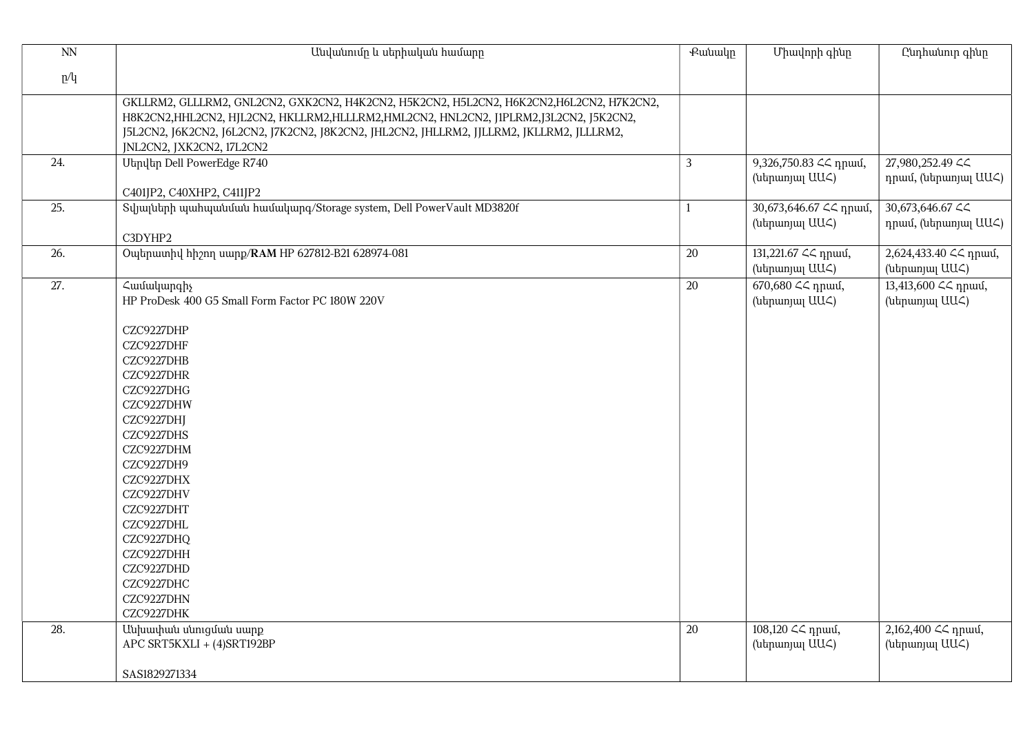| NN<br><br>ը/կ | Անվանումը և սերիական համարը | Քանակը | Միավորի գինը | Ընդհանուր գինը |
|---|---|---|---|---|
| | GKLLRM2, GLLLRM2, GNL2CN2, GXK2CN2, H4K2CN2, H5K2CN2, H5L2CN2, H6K2CN2,H6L2CN2, H7K2CN2, H8K2CN2,HHL2CN2, HJL2CN2, HKLLRM2,HLLLRM2,HML2CN2, HNL2CN2, J1PLRM2,J3L2CN2, J5K2CN2, J5L2CN2, J6K2CN2, J6L2CN2, J7K2CN2, J8K2CN2, JHL2CN2, JHLLRM2, JJLLRM2, JKLLRM2, JLLLRM2, JNL2CN2, JXK2CN2, 17L2CN2 | | | |
| 24. | Սերվեր Dell PowerEdge R740<br><br>C401JP2, C40XHP2, C411JP2 | 3 | 9,326,750.83 ՀՀ դրամ, (ներառյալ ԱԱՀ) | 27,980,252.49 ՀՀ դրամ, (ներառյալ ԱԱՀ) |
| 25. | Տվյալների պահպանման համակարգ/Storage system, Dell PowerVault MD3820f<br><br>C3DYHP2 | 1 | 30,673,646.67 ՀՀ դրամ, (ներառյալ ԱԱՀ) | 30,673,646.67 ՀՀ դրամ, (ներառյալ ԱԱՀ) |
| 26. | Օպերատիվ հիշող սարք/**RAM** HP 627812-B21 628974-081 | 20 | 131,221.67 ՀՀ դրամ, (ներառյալ ԱԱՀ) | 2,624,433.40 ՀՀ դրամ, (ներառյալ ԱԱՀ) |
| 27. | Համակարգիչ<br>HP ProDesk 400 G5 Small Form Factor PC 180W 220V<br><br>CZC9227DHP<br>CZC9227DHF<br>CZC9227DHB<br>CZC9227DHR<br>CZC9227DHG<br>CZC9227DHW<br>CZC9227DHJ<br>CZC9227DHS<br>CZC9227DHM<br>CZC9227DH9<br>CZC9227DHX<br>CZC9227DHV<br>CZC9227DHT<br>CZC9227DHL<br>CZC9227DHQ<br>CZC9227DHH<br>CZC9227DHD<br>CZC9227DHC<br>CZC9227DHN<br>CZC9227DHK | 20 | 670,680 ՀՀ դրամ, (ներառյալ ԱԱՀ) | 13,413,600 ՀՀ դրամ, (ներառյալ ԱԱՀ) |
| 28. | Անխափան սնուցման սարք<br>APC SRT5KXLI + (4)SRT192BP<br><br>SAS1829271334 | 20 | 108,120 ՀՀ դրամ, (ներառյալ ԱԱՀ) | 2,162,400 ՀՀ դրամ, (ներառյալ ԱԱՀ) |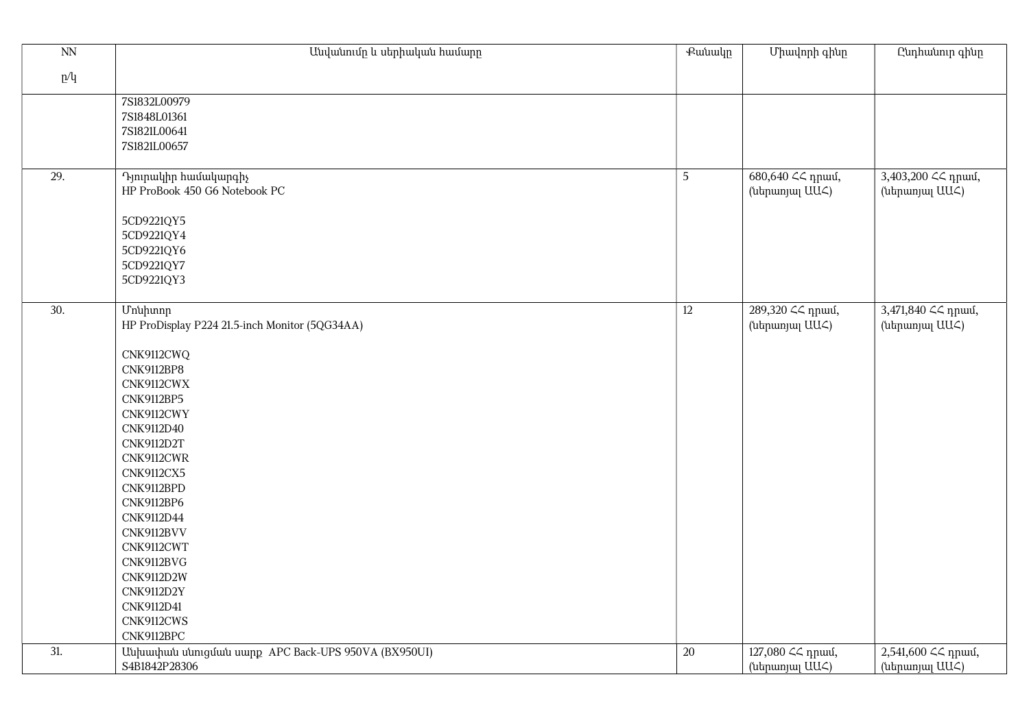| NN<br><br>ը/կ | Անվանումը և սերիական համարը | Քանակը | Միավորի գինը | Ընդհանուր գինը |
|---|---|---|---|---|
| | 7S1832L00979<br>7S1848L01361<br>7S1821L00641<br>7S1821L00657 | | | |
| 29. | Դյուրակիր համակարգիչ<br>HP ProBook 450 G6 Notebook PC<br><br>5CD9221QY5<br>5CD9221QY4<br>5CD9221QY6<br>5CD9221QY7<br>5CD9221QY3 | 5 | 680,640 ՀՀ դրամ, (ներառյալ ԱԱՀ) | 3,403,200 ՀՀ դրամ, (ներառյալ ԱԱՀ) |
| 30. | Մոնիտոր<br>HP ProDisplay P224 21.5-inch Monitor (5QG34AA)<br><br>CNK9112CWQ<br>CNK9112BP8<br>CNK9112CWX<br>CNK9112BP5<br>CNK9112CWY<br>CNK9112D40<br>CNK9112D2T<br>CNK9112CWR<br>CNK9112CX5<br>CNK9112BPD<br>CNK9112BP6<br>CNK9112D44<br>CNK9112BVV<br>CNK9112CWT<br>CNK9112BVG<br>CNK9112D2W<br>CNK9112D2Y<br>CNK9112D41<br>CNK9112CWS<br>CNK9112BPC | 12 | 289,320 ՀՀ դրամ, (ներառյալ ԱԱՀ) | 3,471,840 ՀՀ դրամ, (ներառյալ ԱԱՀ) |
| 31. | Անխափան սնուցման սարք APC Back-UPS 950VA (BX950UI)<br>S4B1842P28306 | 20 | 127,080 ՀՀ դրամ, (ներառյալ ԱԱՀ) | 2,541,600 ՀՀ դրամ, (ներառյալ ԱԱՀ) |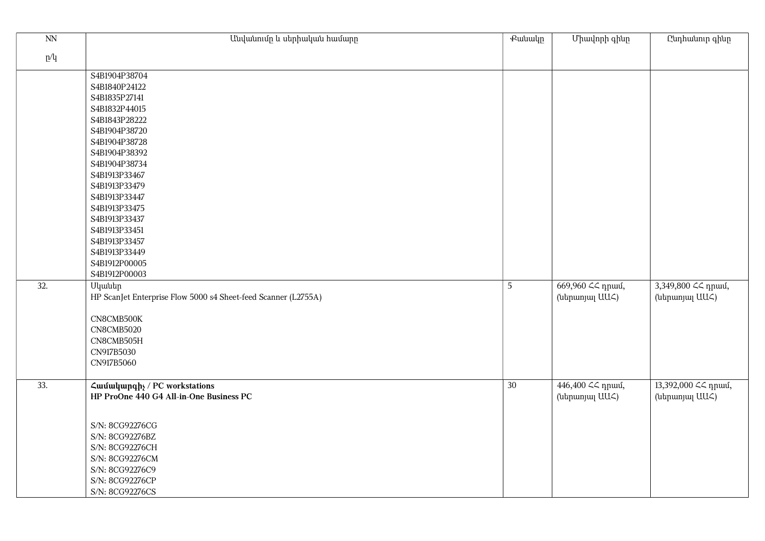| NN<br><br>ը/կ | Անվանումը և սերիական համարը | Քանակը | Միավորի գինը | Ընդհանուր գինը |
|---|---|---|---|---|
| | S4B1904P38704<br>S4B1840P24122<br>S4B1835P27141<br>S4B1832P44015<br>S4B1843P28222<br>S4B1904P38720<br>S4B1904P38728<br>S4B1904P38392<br>S4B1904P38734<br>S4B1913P33467<br>S4B1913P33479<br>S4B1913P33447<br>S4B1913P33475<br>S4B1913P33437<br>S4B1913P33451<br>S4B1913P33457<br>S4B1913P33449<br>S4B1912P00005<br>S4B1912P00003 | | | |
| 32. | Սկաներ<br>HP ScanJet Enterprise Flow 5000 s4 Sheet-feed Scanner (L2755A)<br><br>CN8CMB500K<br>CN8CMB5020<br>CN8CMB505H<br>CN917B5030<br>CN917B5060 | 5 | 669,960 ՀՀ դրամ, (ներառյալ ԱԱՀ) | 3,349,800 ՀՀ դրամ, (ներառյալ ԱԱՀ) |
| 33. | **Համակարգիչ / PC workstations**<br>**HP ProOne 440 G4 All-in-One Business PC**<br><br>S/N: 8CG92276CG<br>S/N: 8CG92276BZ<br>S/N: 8CG92276CH<br>S/N: 8CG92276CM<br>S/N: 8CG92276C9<br>S/N: 8CG92276CP<br>S/N: 8CG92276CS | 30 | 446,400 ՀՀ դրամ, (ներառյալ ԱԱՀ) | 13,392,000 ՀՀ դրամ, (ներառյալ ԱԱՀ) |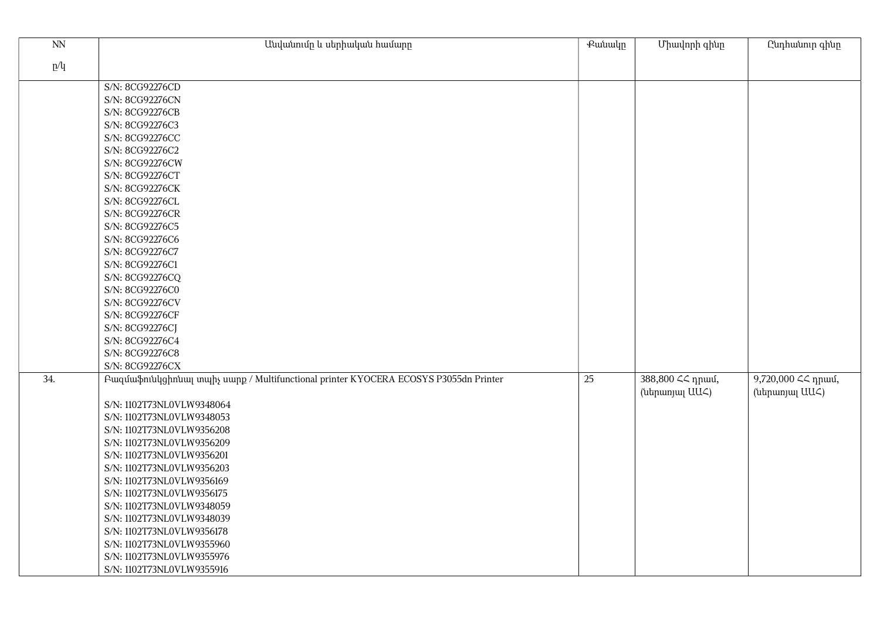| NN<br><br>ը/կ | Անվանումը և սերիական համարը | Քանակը | Միավորի գինը | Ընդհանուր գինը |
|---|---|---|---|---|
| | S/N: 8CG92276CD<br>S/N: 8CG92276CN<br>S/N: 8CG92276CB<br>S/N: 8CG92276C3<br>S/N: 8CG92276CC<br>S/N: 8CG92276C2<br>S/N: 8CG92276CW<br>S/N: 8CG92276CT<br>S/N: 8CG92276CK<br>S/N: 8CG92276CL<br>S/N: 8CG92276CR<br>S/N: 8CG92276C5<br>S/N: 8CG92276C6<br>S/N: 8CG92276C7<br>S/N: 8CG92276C1<br>S/N: 8CG92276CQ<br>S/N: 8CG92276C0<br>S/N: 8CG92276CV<br>S/N: 8CG92276CF<br>S/N: 8CG92276CJ<br>S/N: 8CG92276C4<br>S/N: 8CG92276C8<br>S/N: 8CG92276CX | | | |
| 34. | Բազմաֆունկցիոնալ տպիչ սարք / Multifunctional printer KYOCERA ECOSYS P3055dn Printer<br><br>S/N: 1102T73NL0VLW9348064<br>S/N: 1102T73NL0VLW9348053<br>S/N: 1102T73NL0VLW9356208<br>S/N: 1102T73NL0VLW9356209<br>S/N: 1102T73NL0VLW9356201<br>S/N: 1102T73NL0VLW9356203<br>S/N: 1102T73NL0VLW9356169<br>S/N: 1102T73NL0VLW9356175<br>S/N: 1102T73NL0VLW9348059<br>S/N: 1102T73NL0VLW9348039<br>S/N: 1102T73NL0VLW9356178<br>S/N: 1102T73NL0VLW9355960<br>S/N: 1102T73NL0VLW9355976<br>S/N: 1102T73NL0VLW9355916 | 25 | 388,800 ՀՀ դրամ, (ներառյալ ԱԱՀ) | 9,720,000 ՀՀ դրամ, (ներառյալ ԱԱՀ) |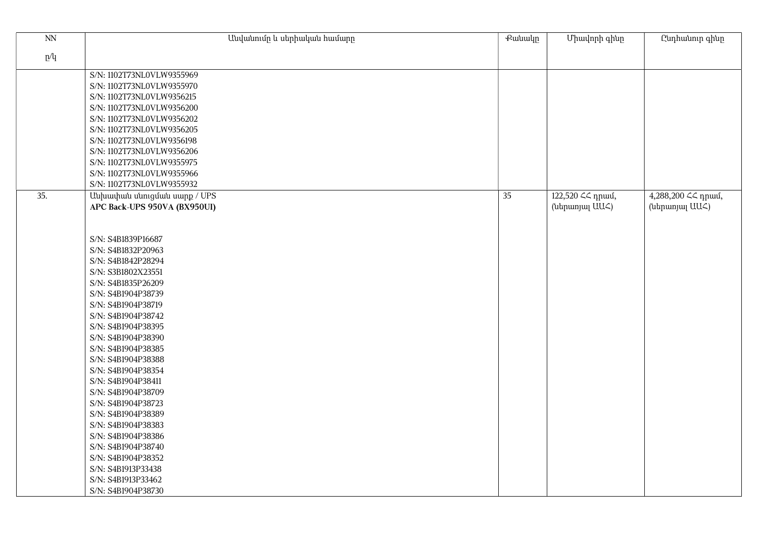| NN<br>ը/կ | Անվանումը և սերիական համարը | Քանակը | Միավորի գինը | Ընդհանուր գինը |
|---|---|---|---|---|
| | S/N: 1102T73NL0VLW9355969<br>S/N: 1102T73NL0VLW9355970<br>S/N: 1102T73NL0VLW9356215<br>S/N: 1102T73NL0VLW9356200<br>S/N: 1102T73NL0VLW9356202<br>S/N: 1102T73NL0VLW9356205<br>S/N: 1102T73NL0VLW9356198<br>S/N: 1102T73NL0VLW9356206<br>S/N: 1102T73NL0VLW9355975<br>S/N: 1102T73NL0VLW9355966<br>S/N: 1102T73NL0VLW9355932 | | | |
| 35. | Անխափան սնուցման սարք / UPS<br>**APC Back-UPS 950VA (BX950UI)**<br><br>S/N: S4B1839P16687<br>S/N: S4B1832P20963<br>S/N: S4B1842P28294<br>S/N: S3B1802X23551<br>S/N: S4B1835P26209<br>S/N: S4B1904P38739<br>S/N: S4B1904P38719<br>S/N: S4B1904P38742<br>S/N: S4B1904P38395<br>S/N: S4B1904P38390<br>S/N: S4B1904P38385<br>S/N: S4B1904P38388<br>S/N: S4B1904P38354<br>S/N: S4B1904P38411<br>S/N: S4B1904P38709<br>S/N: S4B1904P38723<br>S/N: S4B1904P38389<br>S/N: S4B1904P38383<br>S/N: S4B1904P38386<br>S/N: S4B1904P38740<br>S/N: S4B1904P38352<br>S/N: S4B1913P33438<br>S/N: S4B1913P33462<br>S/N: S4B1904P38730 | 35 | 122,520 ՀՀ դրամ, (ներառյալ ԱԱՀ) | 4,288,200 ՀՀ դրամ, (ներառյալ ԱԱՀ) |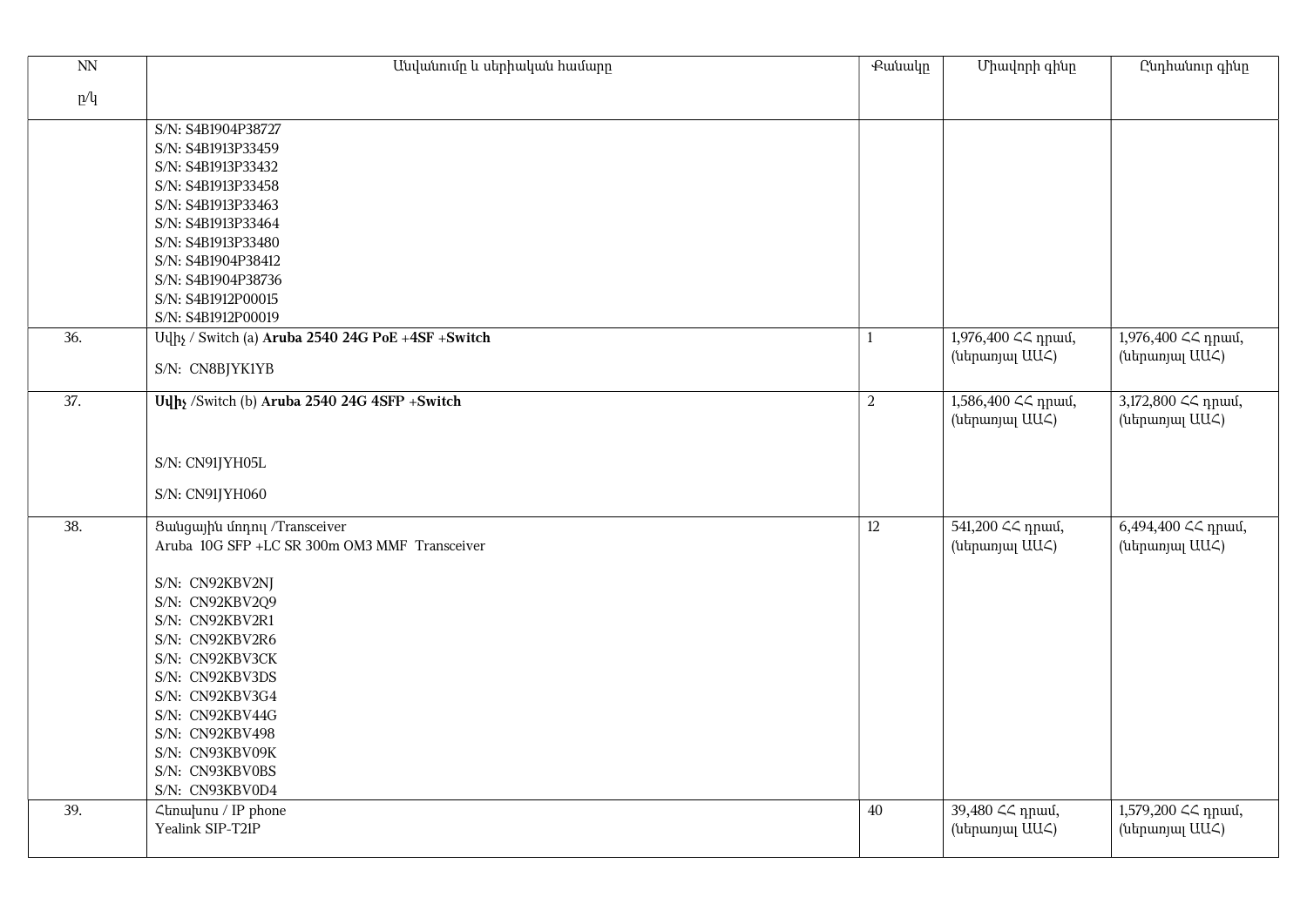| NN<br>ը/կ | Անվանումը և սերիական համարը | Քանակը | Միավորի գինը | Ընդհանուր գինը |
|---|---|---|---|---|
| | S/N: S4B1904P38727<br>S/N: S4B1913P33459<br>S/N: S4B1913P33432<br>S/N: S4B1913P33458<br>S/N: S4B1913P33463<br>S/N: S4B1913P33464<br>S/N: S4B1913P33480<br>S/N: S4B1904P38412<br>S/N: S4B1904P38736<br>S/N: S4B1912P00015<br>S/N: S4B1912P00019 | | | |
| 36. | Սվիչ / Switch (a) **Aruba 2540 24G PoE +4SF +Switch**<br><br>S/N: CN8BJYK1YB | 1 | 1,976,400 ՀՀ դրամ, (ներառյալ ԱԱՀ) | 1,976,400 ՀՀ դրամ, (ներառյալ ԱԱՀ) |
| 37. | **Սվիչ** /Switch (b) **Aruba 2540 24G 4SFP +Switch**<br><br>S/N: CN91JYH05L<br><br>S/N: CN91JYH060 | 2 | 1,586,400 ՀՀ դրամ, (ներառյալ ԱԱՀ) | 3,172,800 ՀՀ դրամ, (ներառյալ ԱԱՀ) |
| 38. | Ցանցային մոդուլ /Transceiver<br>Aruba 10G SFP +LC SR 300m OM3 MMF Transceiver<br><br>S/N: CN92KBV2NJ<br>S/N: CN92KBV2Q9<br>S/N: CN92KBV2R1<br>S/N: CN92KBV2R6<br>S/N: CN92KBV3CK<br>S/N: CN92KBV3DS<br>S/N: CN92KBV3G4<br>S/N: CN92KBV44G<br>S/N: CN92KBV498<br>S/N: CN93KBV09K<br>S/N: CN93KBV0BS<br>S/N: CN93KBV0D4 | 12 | 541,200 ՀՀ դրամ, (ներառյալ ԱԱՀ) | 6,494,400 ՀՀ դրամ, (ներառյալ ԱԱՀ) |
| 39. | Հեռախոս / IP phone<br>Yealink SIP-T21P | 40 | 39,480 ՀՀ դրամ, (ներառյալ ԱԱՀ) | 1,579,200 ՀՀ դրամ, (ներառյալ ԱԱՀ) |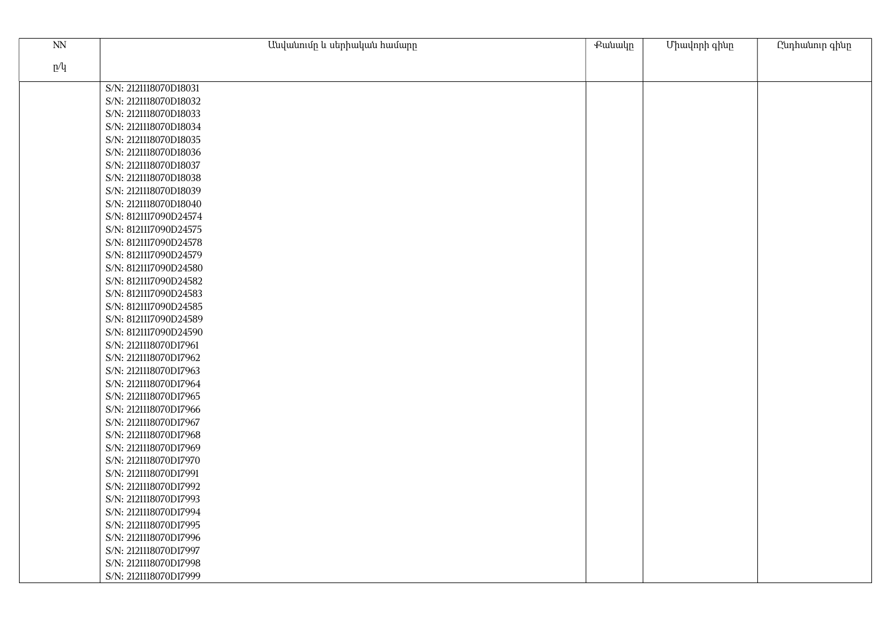| NN<br>ը/կ | Անվանումը և սերիական համարը | Քանակը | Միավորի գինը | Ընդհանուր գինը |
|---|---|---|---|---|
| | S/N: 2121118070D18031<br>S/N: 2121118070D18032<br>S/N: 2121118070D18033<br>S/N: 2121118070D18034<br>S/N: 2121118070D18035<br>S/N: 2121118070D18036<br>S/N: 2121118070D18037<br>S/N: 2121118070D18038<br>S/N: 2121118070D18039<br>S/N: 2121118070D18040<br>S/N: 8121117090D24574<br>S/N: 8121117090D24575<br>S/N: 8121117090D24578<br>S/N: 8121117090D24579<br>S/N: 8121117090D24580<br>S/N: 8121117090D24582<br>S/N: 8121117090D24583<br>S/N: 8121117090D24585<br>S/N: 8121117090D24589<br>S/N: 8121117090D24590<br>S/N: 2121118070D17961<br>S/N: 2121118070D17962<br>S/N: 2121118070D17963<br>S/N: 2121118070D17964<br>S/N: 2121118070D17965<br>S/N: 2121118070D17966<br>S/N: 2121118070D17967<br>S/N: 2121118070D17968<br>S/N: 2121118070D17969<br>S/N: 2121118070D17970<br>S/N: 2121118070D17991<br>S/N: 2121118070D17992<br>S/N: 2121118070D17993<br>S/N: 2121118070D17994<br>S/N: 2121118070D17995<br>S/N: 2121118070D17996<br>S/N: 2121118070D17997<br>S/N: 2121118070D17998<br>S/N: 2121118070D17999 | | | |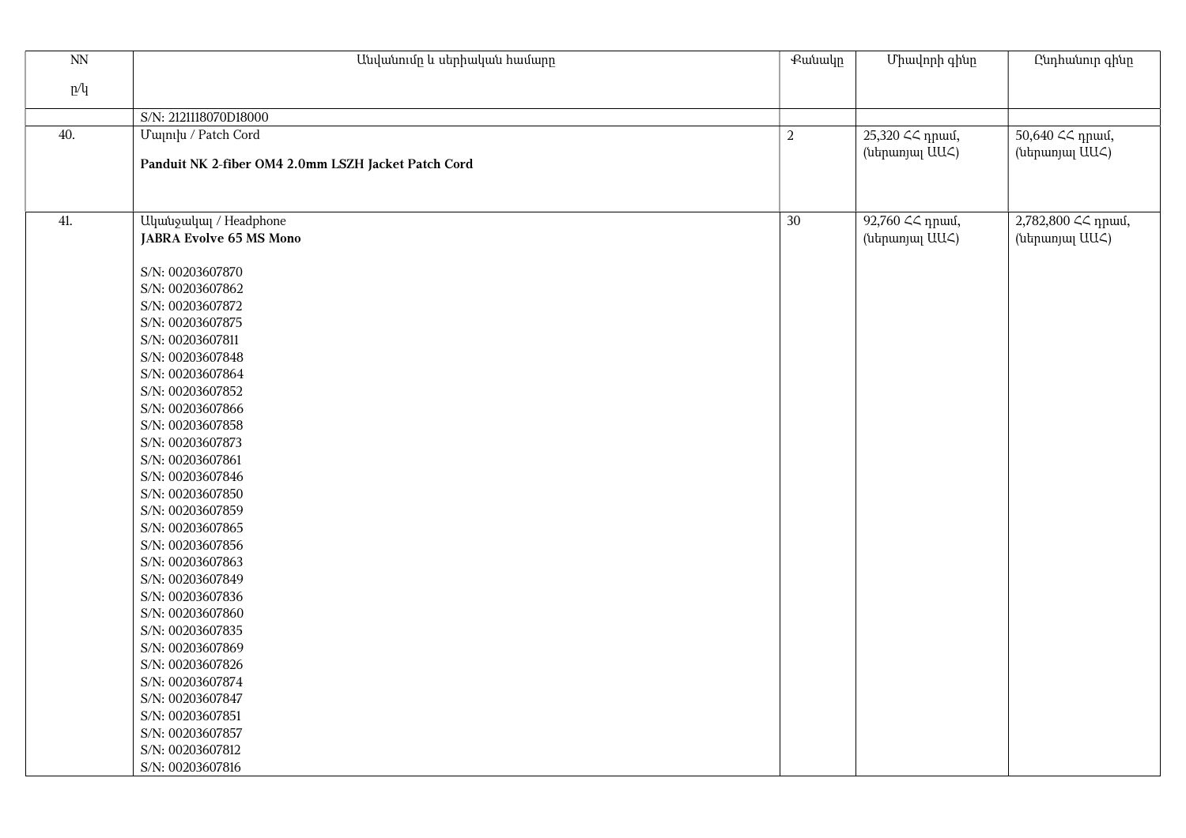| NN<br><br>ը/կ | Անվանումը և սերիական համարը | Քանակը | Միավորի գինը | Ընդհանուր գինը |
|---|---|---|---|---|
| | S/N: 2121118070D18000 | | | |
| 40. | Մալուխ / Patch Cord<br><br>**Panduit NK 2-fiber OM4 2.0mm LSZH Jacket Patch Cord** | 2 | 25,320 ՀՀ դրամ, (ներառյալ ԱԱՀ) | 50,640 ՀՀ դրամ, (ներառյալ ԱԱՀ) |
| 41. | Ականջակալ / Headphone<br>**JABRA Evolve 65 MS Mono**<br><br>S/N: 00203607870<br>S/N: 00203607862<br>S/N: 00203607872<br>S/N: 00203607875<br>S/N: 00203607811<br>S/N: 00203607848<br>S/N: 00203607864<br>S/N: 00203607852<br>S/N: 00203607866<br>S/N: 00203607858<br>S/N: 00203607873<br>S/N: 00203607861<br>S/N: 00203607846<br>S/N: 00203607850<br>S/N: 00203607859<br>S/N: 00203607865<br>S/N: 00203607856<br>S/N: 00203607863<br>S/N: 00203607849<br>S/N: 00203607836<br>S/N: 00203607860<br>S/N: 00203607835<br>S/N: 00203607869<br>S/N: 00203607826<br>S/N: 00203607874<br>S/N: 00203607847<br>S/N: 00203607851<br>S/N: 00203607857<br>S/N: 00203607812<br>S/N: 00203607816 | 30 | 92,760 ՀՀ դրամ, (ներառյալ ԱԱՀ) | 2,782,800 ՀՀ դրամ, (ներառյալ ԱԱՀ) |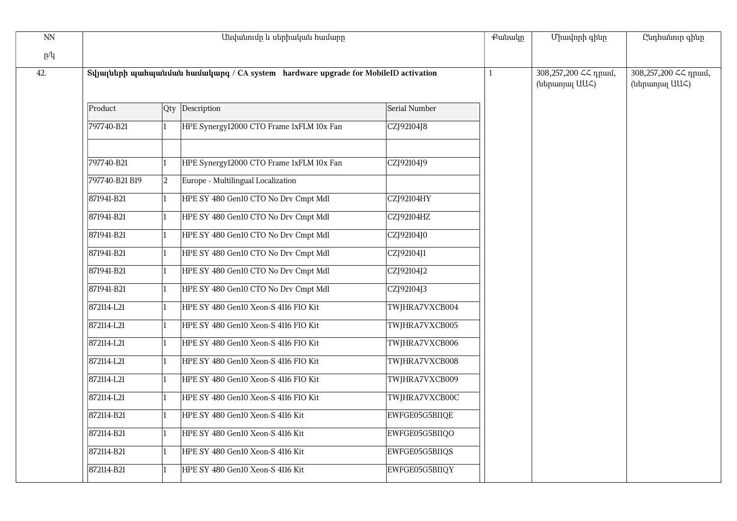| NN ը/կ | Անվանումը և սերիական համարը | Քանակը | Միավորի գինը | Ընդհանուր գինը |
|---|---|---|---|---|
| 42. | **Տվյալների պահպանման համակարգ / CA system hardware upgrade for MobileID activation** | 1 | 308,257,200 ՀՀ դրամ, (ներառյալ ԱԱՀ) | 308,257,200 ՀՀ դրամ, (ներառյալ ԱԱՀ) |

| Product | Qty | Description | Serial Number |
|---|---|---|---|
| 797740-B21 | 1 | HPE Synergy12000 CTO Frame 1xFLM 10x Fan | CZJ92104J8 |
| | | | |
| 797740-B21 | 1 | HPE Synergy12000 CTO Frame 1xFLM 10x Fan | CZJ92104J9 |
| 797740-B21 B19 | 2 | Europe - Multilingual Localization | |
| 871941-B21 | 1 | HPE SY 480 Gen10 CTO No Drv Cmpt Mdl | CZJ92104HY |
| 871941-B21 | 1 | HPE SY 480 Gen10 CTO No Drv Cmpt Mdl | CZJ92104HZ |
| 871941-B21 | 1 | HPE SY 480 Gen10 CTO No Drv Cmpt Mdl | CZJ92104J0 |
| 871941-B21 | 1 | HPE SY 480 Gen10 CTO No Drv Cmpt Mdl | CZJ92104J1 |
| 871941-B21 | 1 | HPE SY 480 Gen10 CTO No Drv Cmpt Mdl | CZJ92104J2 |
| 871941-B21 | 1 | HPE SY 480 Gen10 CTO No Drv Cmpt Mdl | CZJ92104J3 |
| 872114-L21 | 1 | HPE SY 480 Gen10 Xeon-S 4116 FIO Kit | TWJHRA7VXCB004 |
| 872114-L21 | 1 | HPE SY 480 Gen10 Xeon-S 4116 FIO Kit | TWJHRA7VXCB005 |
| 872114-L21 | 1 | HPE SY 480 Gen10 Xeon-S 4116 FIO Kit | TWJHRA7VXCB006 |
| 872114-L21 | 1 | HPE SY 480 Gen10 Xeon-S 4116 FIO Kit | TWJHRA7VXCB008 |
| 872114-L21 | 1 | HPE SY 480 Gen10 Xeon-S 4116 FIO Kit | TWJHRA7VXCB009 |
| 872114-L21 | 1 | HPE SY 480 Gen10 Xeon-S 4116 FIO Kit | TWJHRA7VXCB00C |
| 872114-B21 | 1 | HPE SY 480 Gen10 Xeon-S 4116 Kit | EWFGE05G5BI1QE |
| 872114-B21 | 1 | HPE SY 480 Gen10 Xeon-S 4116 Kit | EWFGE05G5BI1QO |
| 872114-B21 | 1 | HPE SY 480 Gen10 Xeon-S 4116 Kit | EWFGE05G5BI1QS |
| 872114-B21 | 1 | HPE SY 480 Gen10 Xeon-S 4116 Kit | EWFGE05G5BI1QY |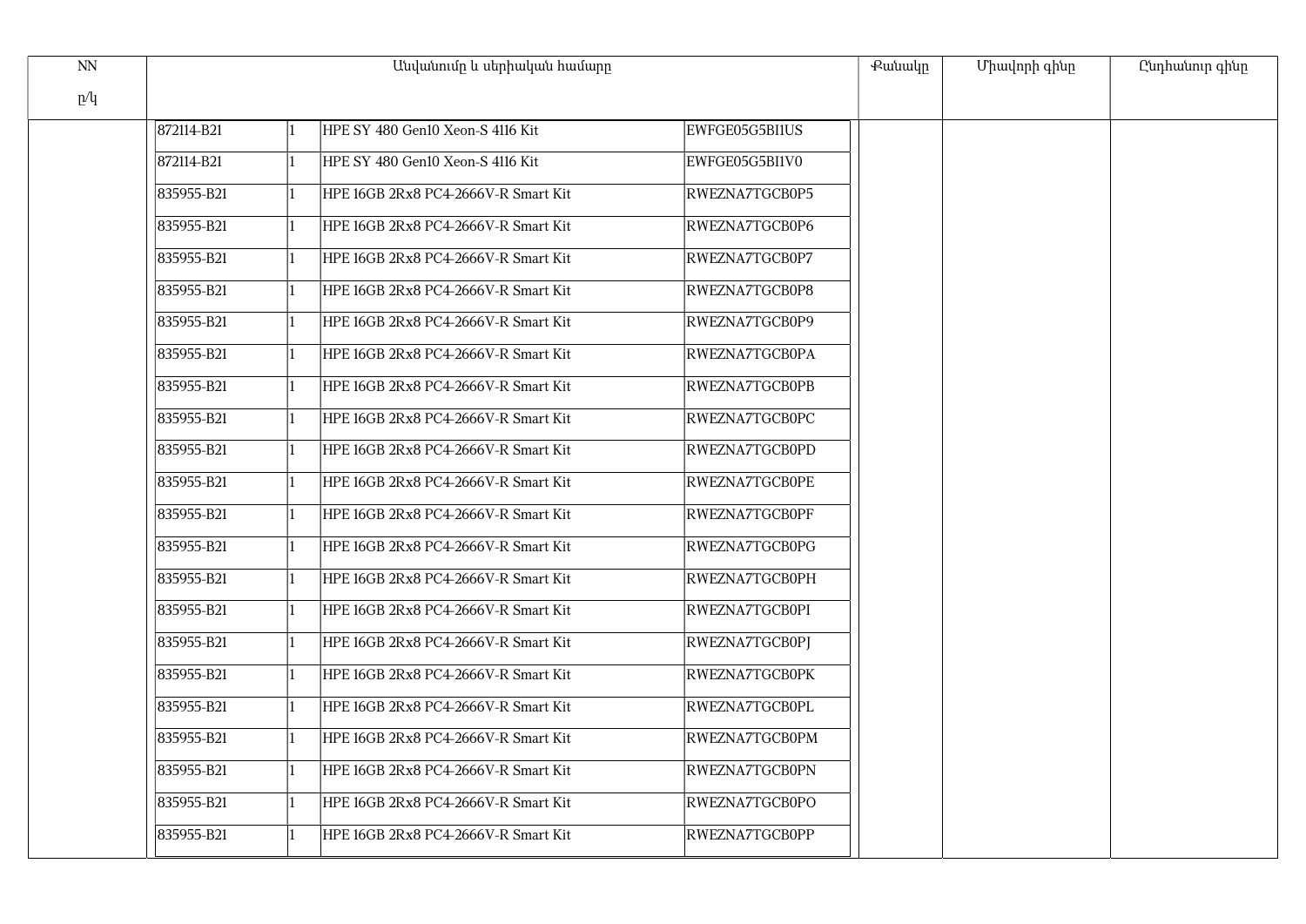| NN<br>ը/կ | Անվանումը և սերիական համարը | | | | Քանակը | Միավորի գինը | Ընդհանուր գինը |
|---|---|---|---|---|---|---|---|
| | 872114-B21 | 1 | HPE SY 480 Gen10 Xeon-S 4116 Kit | EWFGE05G5BI1US | | | |
| | 872114-B21 | 1 | HPE SY 480 Gen10 Xeon-S 4116 Kit | EWFGE05G5BI1V0 | | | |
| | 835955-B21 | 1 | HPE 16GB 2Rx8 PC4-2666V-R Smart Kit | RWEZNA7TGCB0P5 | | | |
| | 835955-B21 | 1 | HPE 16GB 2Rx8 PC4-2666V-R Smart Kit | RWEZNA7TGCB0P6 | | | |
| | 835955-B21 | 1 | HPE 16GB 2Rx8 PC4-2666V-R Smart Kit | RWEZNA7TGCB0P7 | | | |
| | 835955-B21 | 1 | HPE 16GB 2Rx8 PC4-2666V-R Smart Kit | RWEZNA7TGCB0P8 | | | |
| | 835955-B21 | 1 | HPE 16GB 2Rx8 PC4-2666V-R Smart Kit | RWEZNA7TGCB0P9 | | | |
| | 835955-B21 | 1 | HPE 16GB 2Rx8 PC4-2666V-R Smart Kit | RWEZNA7TGCB0PA | | | |
| | 835955-B21 | 1 | HPE 16GB 2Rx8 PC4-2666V-R Smart Kit | RWEZNA7TGCB0PB | | | |
| | 835955-B21 | 1 | HPE 16GB 2Rx8 PC4-2666V-R Smart Kit | RWEZNA7TGCB0PC | | | |
| | 835955-B21 | 1 | HPE 16GB 2Rx8 PC4-2666V-R Smart Kit | RWEZNA7TGCB0PD | | | |
| | 835955-B21 | 1 | HPE 16GB 2Rx8 PC4-2666V-R Smart Kit | RWEZNA7TGCB0PE | | | |
| | 835955-B21 | 1 | HPE 16GB 2Rx8 PC4-2666V-R Smart Kit | RWEZNA7TGCB0PF | | | |
| | 835955-B21 | 1 | HPE 16GB 2Rx8 PC4-2666V-R Smart Kit | RWEZNA7TGCB0PG | | | |
| | 835955-B21 | 1 | HPE 16GB 2Rx8 PC4-2666V-R Smart Kit | RWEZNA7TGCB0PH | | | |
| | 835955-B21 | 1 | HPE 16GB 2Rx8 PC4-2666V-R Smart Kit | RWEZNA7TGCB0PI | | | |
| | 835955-B21 | 1 | HPE 16GB 2Rx8 PC4-2666V-R Smart Kit | RWEZNA7TGCB0PJ | | | |
| | 835955-B21 | 1 | HPE 16GB 2Rx8 PC4-2666V-R Smart Kit | RWEZNA7TGCB0PK | | | |
| | 835955-B21 | 1 | HPE 16GB 2Rx8 PC4-2666V-R Smart Kit | RWEZNA7TGCB0PL | | | |
| | 835955-B21 | 1 | HPE 16GB 2Rx8 PC4-2666V-R Smart Kit | RWEZNA7TGCB0PM | | | |
| | 835955-B21 | 1 | HPE 16GB 2Rx8 PC4-2666V-R Smart Kit | RWEZNA7TGCB0PN | | | |
| | 835955-B21 | 1 | HPE 16GB 2Rx8 PC4-2666V-R Smart Kit | RWEZNA7TGCB0PO | | | |
| | 835955-B21 | 1 | HPE 16GB 2Rx8 PC4-2666V-R Smart Kit | RWEZNA7TGCB0PP | | | |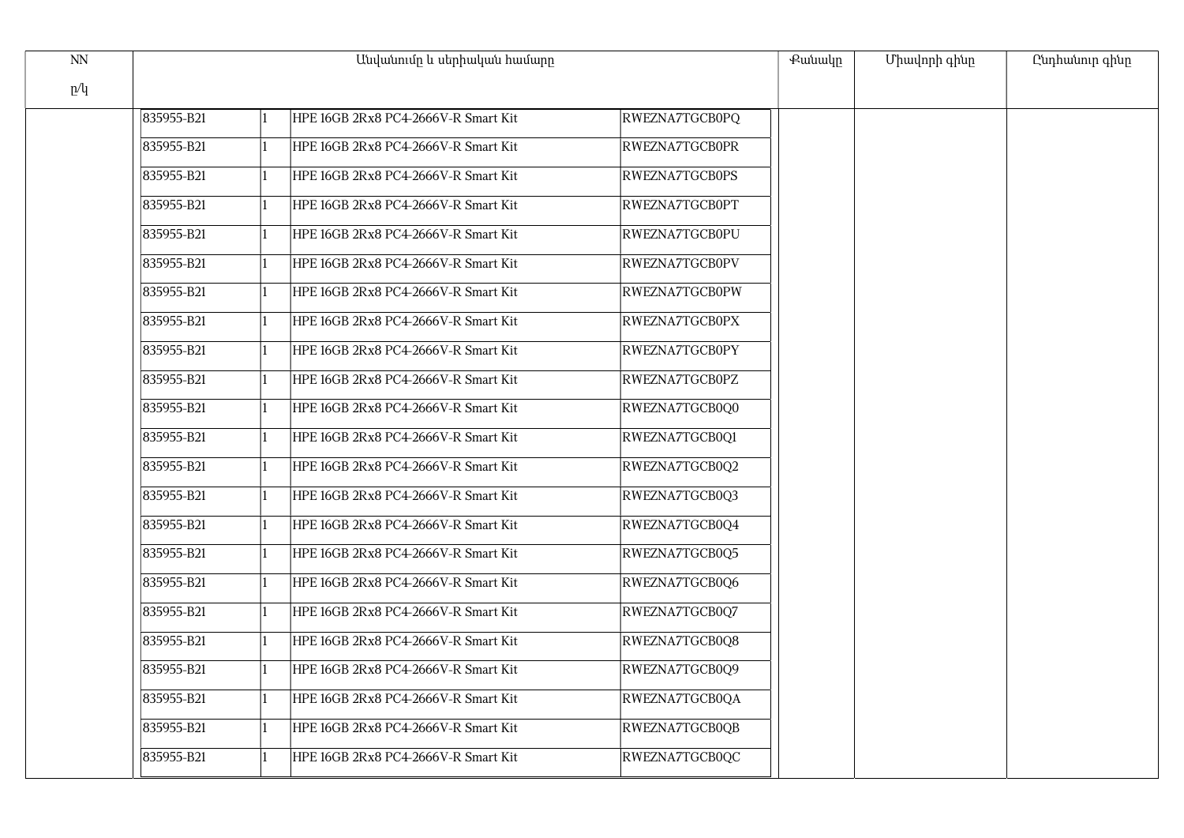| NN п/կ | Անվանումը և սերիական համարը | | | | Քանակը | Միավորի գինը | Ընդհանուր գինը |
|---|---|---|---|---|---|---|---|
| | 835955-B21 | 1 | HPE 16GB 2Rx8 PC4-2666V-R Smart Kit | RWEZNA7TGCB0PQ | | | |
| | 835955-B21 | 1 | HPE 16GB 2Rx8 PC4-2666V-R Smart Kit | RWEZNA7TGCB0PR | | | |
| | 835955-B21 | 1 | HPE 16GB 2Rx8 PC4-2666V-R Smart Kit | RWEZNA7TGCB0PS | | | |
| | 835955-B21 | 1 | HPE 16GB 2Rx8 PC4-2666V-R Smart Kit | RWEZNA7TGCB0PT | | | |
| | 835955-B21 | 1 | HPE 16GB 2Rx8 PC4-2666V-R Smart Kit | RWEZNA7TGCB0PU | | | |
| | 835955-B21 | 1 | HPE 16GB 2Rx8 PC4-2666V-R Smart Kit | RWEZNA7TGCB0PV | | | |
| | 835955-B21 | 1 | HPE 16GB 2Rx8 PC4-2666V-R Smart Kit | RWEZNA7TGCB0PW | | | |
| | 835955-B21 | 1 | HPE 16GB 2Rx8 PC4-2666V-R Smart Kit | RWEZNA7TGCB0PX | | | |
| | 835955-B21 | 1 | HPE 16GB 2Rx8 PC4-2666V-R Smart Kit | RWEZNA7TGCB0PY | | | |
| | 835955-B21 | 1 | HPE 16GB 2Rx8 PC4-2666V-R Smart Kit | RWEZNA7TGCB0PZ | | | |
| | 835955-B21 | 1 | HPE 16GB 2Rx8 PC4-2666V-R Smart Kit | RWEZNA7TGCB0Q0 | | | |
| | 835955-B21 | 1 | HPE 16GB 2Rx8 PC4-2666V-R Smart Kit | RWEZNA7TGCB0Q1 | | | |
| | 835955-B21 | 1 | HPE 16GB 2Rx8 PC4-2666V-R Smart Kit | RWEZNA7TGCB0Q2 | | | |
| | 835955-B21 | 1 | HPE 16GB 2Rx8 PC4-2666V-R Smart Kit | RWEZNA7TGCB0Q3 | | | |
| | 835955-B21 | 1 | HPE 16GB 2Rx8 PC4-2666V-R Smart Kit | RWEZNA7TGCB0Q4 | | | |
| | 835955-B21 | 1 | HPE 16GB 2Rx8 PC4-2666V-R Smart Kit | RWEZNA7TGCB0Q5 | | | |
| | 835955-B21 | 1 | HPE 16GB 2Rx8 PC4-2666V-R Smart Kit | RWEZNA7TGCB0Q6 | | | |
| | 835955-B21 | 1 | HPE 16GB 2Rx8 PC4-2666V-R Smart Kit | RWEZNA7TGCB0Q7 | | | |
| | 835955-B21 | 1 | HPE 16GB 2Rx8 PC4-2666V-R Smart Kit | RWEZNA7TGCB0Q8 | | | |
| | 835955-B21 | 1 | HPE 16GB 2Rx8 PC4-2666V-R Smart Kit | RWEZNA7TGCB0Q9 | | | |
| | 835955-B21 | 1 | HPE 16GB 2Rx8 PC4-2666V-R Smart Kit | RWEZNA7TGCB0QA | | | |
| | 835955-B21 | 1 | HPE 16GB 2Rx8 PC4-2666V-R Smart Kit | RWEZNA7TGCB0QB | | | |
| | 835955-B21 | 1 | HPE 16GB 2Rx8 PC4-2666V-R Smart Kit | RWEZNA7TGCB0QC | | | |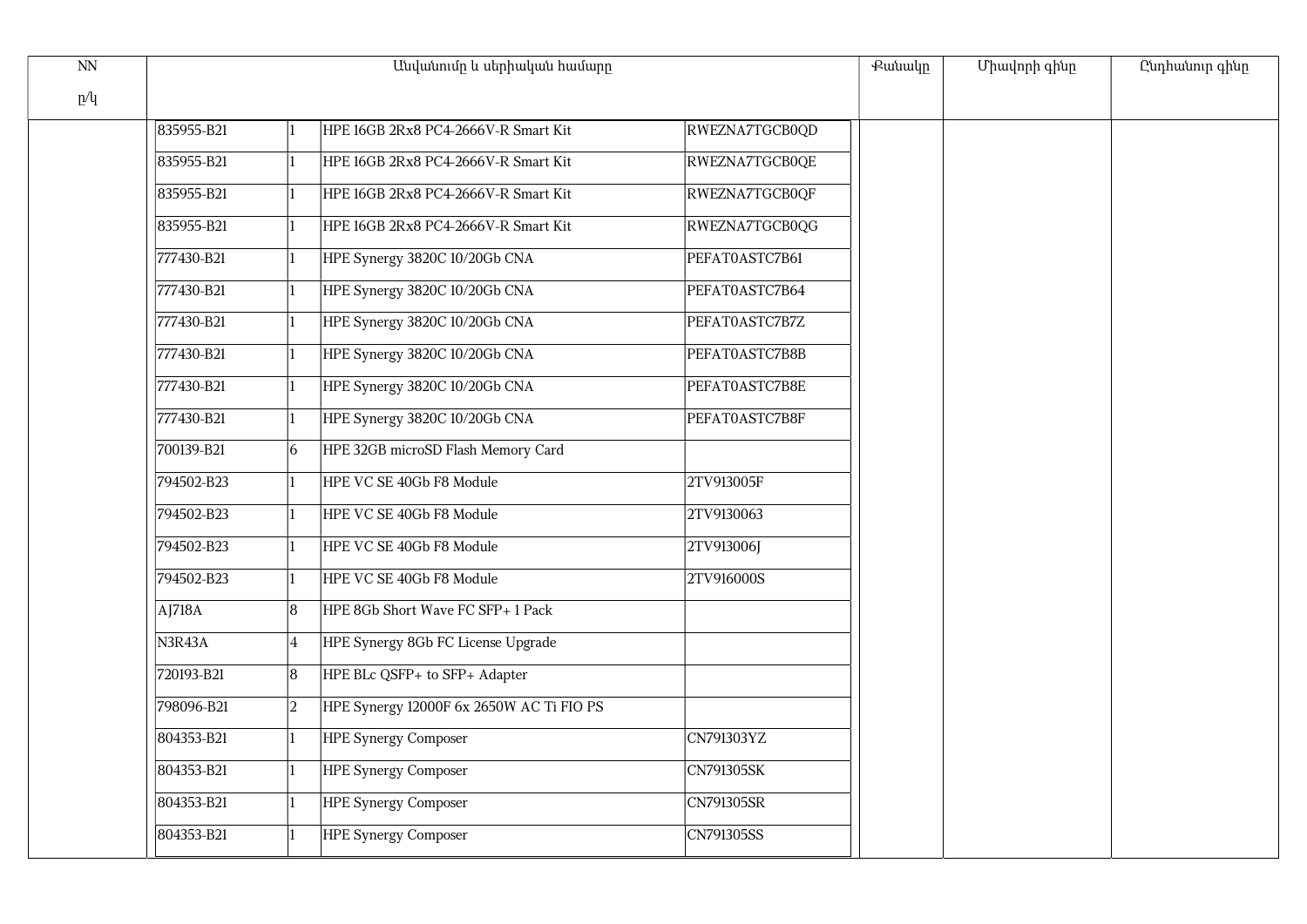| NN<br>ը/կ | Անվանումը և սերիական համարը | | | | Քանակը | Միավորի գինը | Ընդհանուր գինը |
|---|---|---|---|---|---|---|---|
| | 835955-B21 | 1 | HPE 16GB 2Rx8 PC4-2666V-R Smart Kit | RWEZNA7TGCB0QD | | | |
| | 835955-B21 | 1 | HPE 16GB 2Rx8 PC4-2666V-R Smart Kit | RWEZNA7TGCB0QE | | | |
| | 835955-B21 | 1 | HPE 16GB 2Rx8 PC4-2666V-R Smart Kit | RWEZNA7TGCB0QF | | | |
| | 835955-B21 | 1 | HPE 16GB 2Rx8 PC4-2666V-R Smart Kit | RWEZNA7TGCB0QG | | | |
| | 777430-B21 | 1 | HPE Synergy 3820C 10/20Gb CNA | PEFAT0ASTC7B61 | | | |
| | 777430-B21 | 1 | HPE Synergy 3820C 10/20Gb CNA | PEFAT0ASTC7B64 | | | |
| | 777430-B21 | 1 | HPE Synergy 3820C 10/20Gb CNA | PEFAT0ASTC7B7Z | | | |
| | 777430-B21 | 1 | HPE Synergy 3820C 10/20Gb CNA | PEFAT0ASTC7B8B | | | |
| | 777430-B21 | 1 | HPE Synergy 3820C 10/20Gb CNA | PEFAT0ASTC7B8E | | | |
| | 777430-B21 | 1 | HPE Synergy 3820C 10/20Gb CNA | PEFAT0ASTC7B8F | | | |
| | 700139-B21 | 6 | HPE 32GB microSD Flash Memory Card | | | | |
| | 794502-B23 | 1 | HPE VC SE 40Gb F8 Module | 2TV913005F | | | |
| | 794502-B23 | 1 | HPE VC SE 40Gb F8 Module | 2TV9130063 | | | |
| | 794502-B23 | 1 | HPE VC SE 40Gb F8 Module | 2TV913006J | | | |
| | 794502-B23 | 1 | HPE VC SE 40Gb F8 Module | 2TV916000S | | | |
| | AJ718A | 8 | HPE 8Gb Short Wave FC SFP+ 1 Pack | | | | |
| | N3R43A | 4 | HPE Synergy 8Gb FC License Upgrade | | | | |
| | 720193-B21 | 8 | HPE BLc QSFP+ to SFP+ Adapter | | | | |
| | 798096-B21 | 2 | HPE Synergy 12000F 6x 2650W AC Ti FIO PS | | | | |
| | 804353-B21 | 1 | HPE Synergy Composer | CN791303YZ | | | |
| | 804353-B21 | 1 | HPE Synergy Composer | CN791305SK | | | |
| | 804353-B21 | 1 | HPE Synergy Composer | CN791305SR | | | |
| | 804353-B21 | 1 | HPE Synergy Composer | CN791305SS | | | |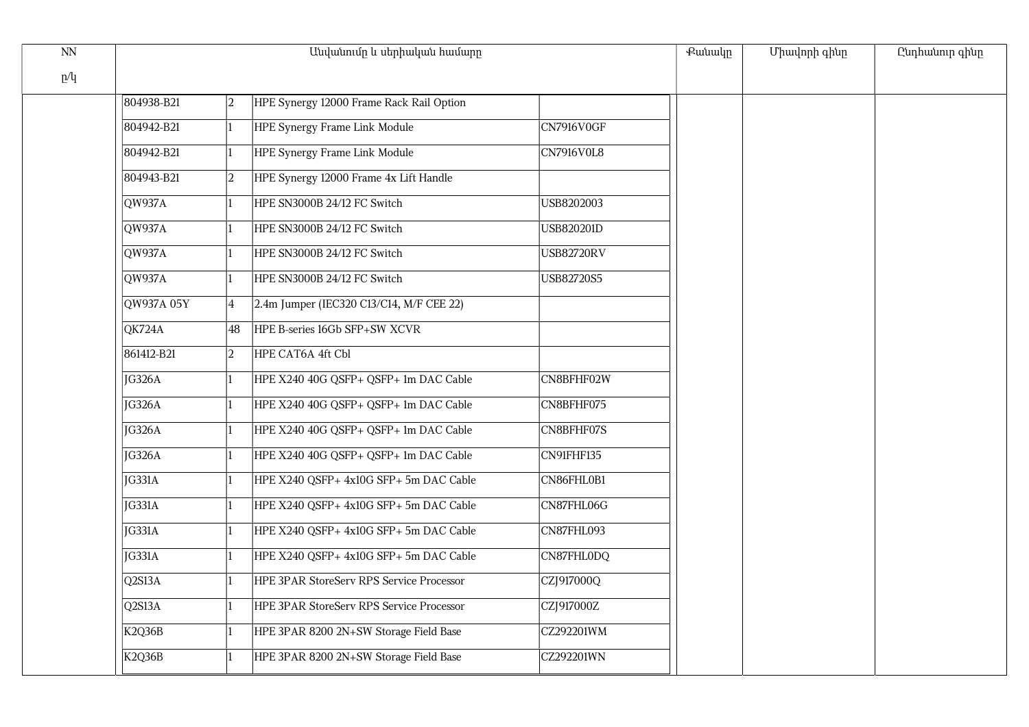| NN<br>ը/կ | Անվանումը և սերիական համարը | | | | Քանակը | Միավորի գինը | Ընդհանուր գինը |
|---|---|---|---|---|---|---|---|
| | 804938-B21 | 2 | HPE Synergy 12000 Frame Rack Rail Option | | | | |
| | 804942-B21 | 1 | HPE Synergy Frame Link Module | CN7916V0GF | | | |
| | 804942-B21 | 1 | HPE Synergy Frame Link Module | CN7916V0L8 | | | |
| | 804943-B21 | 2 | HPE Synergy 12000 Frame 4x Lift Handle | | | | |
| | QW937A | 1 | HPE SN3000B 24/12 FC Switch | USB8202003 | | | |
| | QW937A | 1 | HPE SN3000B 24/12 FC Switch | USB820201D | | | |
| | QW937A | 1 | HPE SN3000B 24/12 FC Switch | USB82720RV | | | |
| | QW937A | 1 | HPE SN3000B 24/12 FC Switch | USB82720S5 | | | |
| | QW937A 05Y | 4 | 2.4m Jumper (IEC320 C13/C14, M/F CEE 22) | | | | |
| | QK724A | 48 | HPE B-series 16Gb SFP+SW XCVR | | | | |
| | 861412-B21 | 2 | HPE CAT6A 4ft Cbl | | | | |
| | JG326A | 1 | HPE X240 40G QSFP+ QSFP+ 1m DAC Cable | CN8BFHF02W | | | |
| | JG326A | 1 | HPE X240 40G QSFP+ QSFP+ 1m DAC Cable | CN8BFHF075 | | | |
| | JG326A | 1 | HPE X240 40G QSFP+ QSFP+ 1m DAC Cable | CN8BFHF07S | | | |
| | JG326A | 1 | HPE X240 40G QSFP+ QSFP+ 1m DAC Cable | CN91FHF135 | | | |
| | JG331A | 1 | HPE X240 QSFP+ 4x10G SFP+ 5m DAC Cable | CN86FHL0B1 | | | |
| | JG331A | 1 | HPE X240 QSFP+ 4x10G SFP+ 5m DAC Cable | CN87FHL06G | | | |
| | JG331A | 1 | HPE X240 QSFP+ 4x10G SFP+ 5m DAC Cable | CN87FHL093 | | | |
| | JG331A | 1 | HPE X240 QSFP+ 4x10G SFP+ 5m DAC Cable | CN87FHL0DQ | | | |
| | Q2S13A | 1 | HPE 3PAR StoreServ RPS Service Processor | CZJ917000Q | | | |
| | Q2S13A | 1 | HPE 3PAR StoreServ RPS Service Processor | CZJ917000Z | | | |
| | K2Q36B | 1 | HPE 3PAR 8200 2N+SW Storage Field Base | CZ292201WM | | | |
| | K2Q36B | 1 | HPE 3PAR 8200 2N+SW Storage Field Base | CZ292201WN | | | |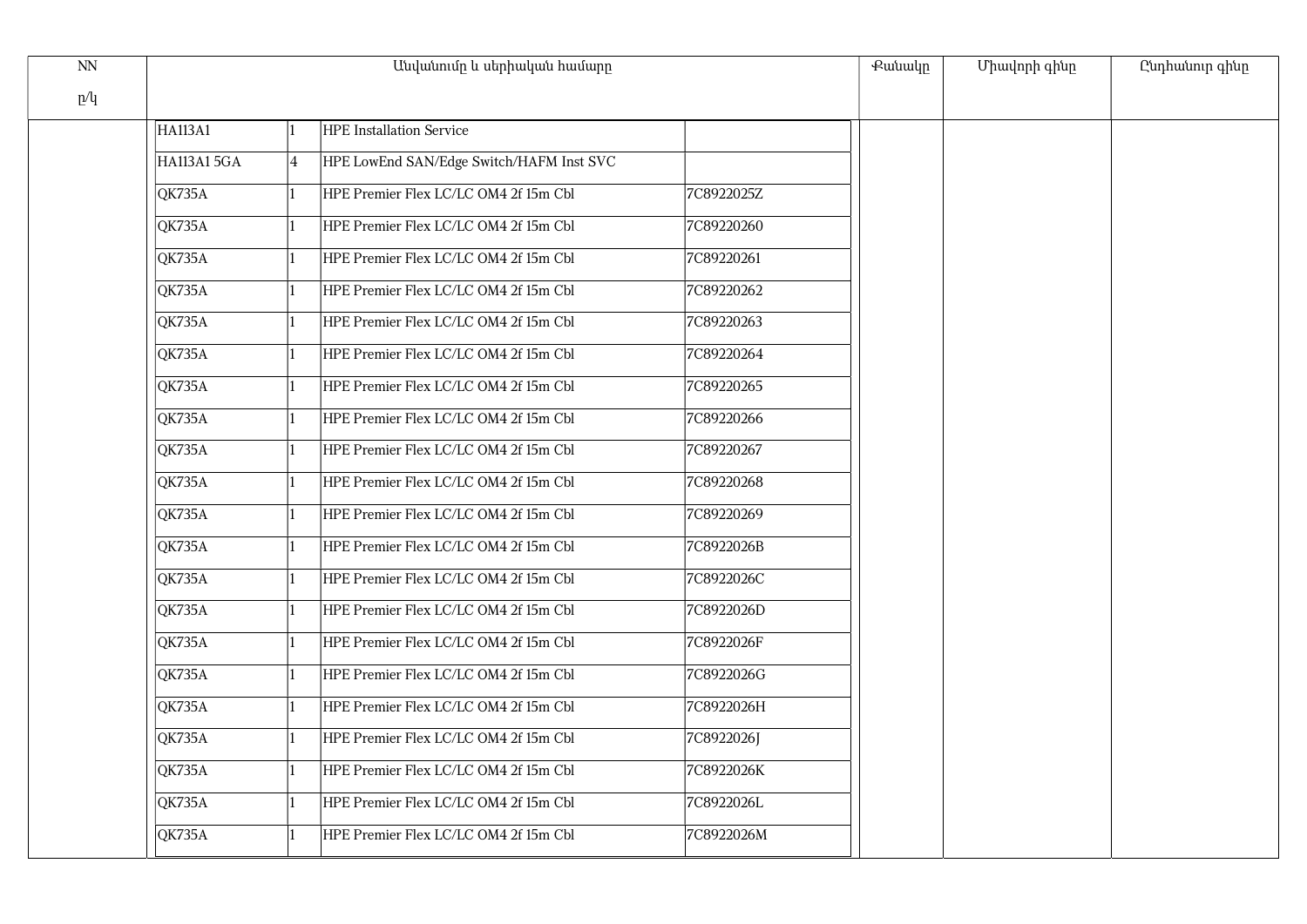| NN<br>ը/կ | Անվանումը և սերիական համարը | | | | Քանակը | Միավորի գինը | Ընդհանուր գինը |
|---|---|---|---|---|---|---|---|
| | HA113A1 | 1 | HPE Installation Service | | | | |
| | HA113A1 5GA | 4 | HPE LowEnd SAN/Edge Switch/HAFM Inst SVC | | | | |
| | QK735A | 1 | HPE Premier Flex LC/LC OM4 2f 15m Cbl | 7C8922025Z | | | |
| | QK735A | 1 | HPE Premier Flex LC/LC OM4 2f 15m Cbl | 7C89220260 | | | |
| | QK735A | 1 | HPE Premier Flex LC/LC OM4 2f 15m Cbl | 7C89220261 | | | |
| | QK735A | 1 | HPE Premier Flex LC/LC OM4 2f 15m Cbl | 7C89220262 | | | |
| | QK735A | 1 | HPE Premier Flex LC/LC OM4 2f 15m Cbl | 7C89220263 | | | |
| | QK735A | 1 | HPE Premier Flex LC/LC OM4 2f 15m Cbl | 7C89220264 | | | |
| | QK735A | 1 | HPE Premier Flex LC/LC OM4 2f 15m Cbl | 7C89220265 | | | |
| | QK735A | 1 | HPE Premier Flex LC/LC OM4 2f 15m Cbl | 7C89220266 | | | |
| | QK735A | 1 | HPE Premier Flex LC/LC OM4 2f 15m Cbl | 7C89220267 | | | |
| | QK735A | 1 | HPE Premier Flex LC/LC OM4 2f 15m Cbl | 7C89220268 | | | |
| | QK735A | 1 | HPE Premier Flex LC/LC OM4 2f 15m Cbl | 7C89220269 | | | |
| | QK735A | 1 | HPE Premier Flex LC/LC OM4 2f 15m Cbl | 7C8922026B | | | |
| | QK735A | 1 | HPE Premier Flex LC/LC OM4 2f 15m Cbl | 7C8922026C | | | |
| | QK735A | 1 | HPE Premier Flex LC/LC OM4 2f 15m Cbl | 7C8922026D | | | |
| | QK735A | 1 | HPE Premier Flex LC/LC OM4 2f 15m Cbl | 7C8922026F | | | |
| | QK735A | 1 | HPE Premier Flex LC/LC OM4 2f 15m Cbl | 7C8922026G | | | |
| | QK735A | 1 | HPE Premier Flex LC/LC OM4 2f 15m Cbl | 7C8922026H | | | |
| | QK735A | 1 | HPE Premier Flex LC/LC OM4 2f 15m Cbl | 7C8922026J | | | |
| | QK735A | 1 | HPE Premier Flex LC/LC OM4 2f 15m Cbl | 7C8922026K | | | |
| | QK735A | 1 | HPE Premier Flex LC/LC OM4 2f 15m Cbl | 7C8922026L | | | |
| | QK735A | 1 | HPE Premier Flex LC/LC OM4 2f 15m Cbl | 7C8922026M | | | |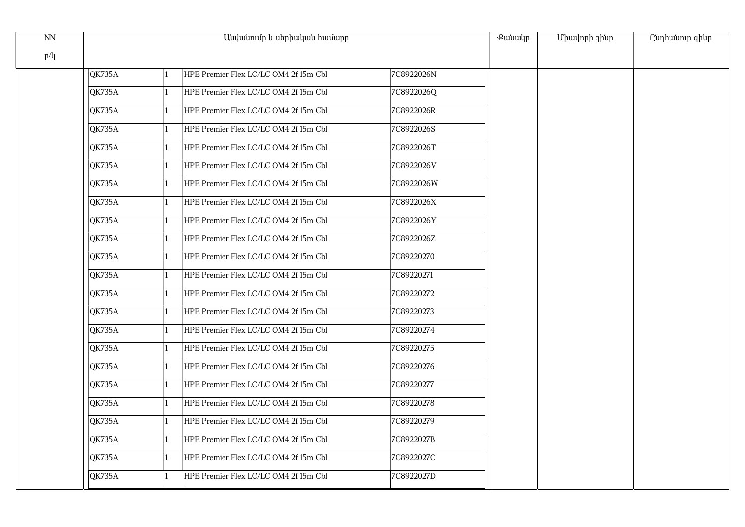| NN<br>ը/կ | Անվանումը և սերիական համարը | | | | Քանակը | Միավորի գինը | Ընդհանուր գինը |
|---|---|---|---|---|---|---|---|
| | QK735A | 1 | HPE Premier Flex LC/LC OM4 2f 15m Cbl | 7C8922026N | | | |
| | QK735A | 1 | HPE Premier Flex LC/LC OM4 2f 15m Cbl | 7C8922026Q | | | |
| | QK735A | 1 | HPE Premier Flex LC/LC OM4 2f 15m Cbl | 7C8922026R | | | |
| | QK735A | 1 | HPE Premier Flex LC/LC OM4 2f 15m Cbl | 7C8922026S | | | |
| | QK735A | 1 | HPE Premier Flex LC/LC OM4 2f 15m Cbl | 7C8922026T | | | |
| | QK735A | 1 | HPE Premier Flex LC/LC OM4 2f 15m Cbl | 7C8922026V | | | |
| | QK735A | 1 | HPE Premier Flex LC/LC OM4 2f 15m Cbl | 7C8922026W | | | |
| | QK735A | 1 | HPE Premier Flex LC/LC OM4 2f 15m Cbl | 7C8922026X | | | |
| | QK735A | 1 | HPE Premier Flex LC/LC OM4 2f 15m Cbl | 7C8922026Y | | | |
| | QK735A | 1 | HPE Premier Flex LC/LC OM4 2f 15m Cbl | 7C8922026Z | | | |
| | QK735A | 1 | HPE Premier Flex LC/LC OM4 2f 15m Cbl | 7C89220270 | | | |
| | QK735A | 1 | HPE Premier Flex LC/LC OM4 2f 15m Cbl | 7C89220271 | | | |
| | QK735A | 1 | HPE Premier Flex LC/LC OM4 2f 15m Cbl | 7C89220272 | | | |
| | QK735A | 1 | HPE Premier Flex LC/LC OM4 2f 15m Cbl | 7C89220273 | | | |
| | QK735A | 1 | HPE Premier Flex LC/LC OM4 2f 15m Cbl | 7C89220274 | | | |
| | QK735A | 1 | HPE Premier Flex LC/LC OM4 2f 15m Cbl | 7C89220275 | | | |
| | QK735A | 1 | HPE Premier Flex LC/LC OM4 2f 15m Cbl | 7C89220276 | | | |
| | QK735A | 1 | HPE Premier Flex LC/LC OM4 2f 15m Cbl | 7C89220277 | | | |
| | QK735A | 1 | HPE Premier Flex LC/LC OM4 2f 15m Cbl | 7C89220278 | | | |
| | QK735A | 1 | HPE Premier Flex LC/LC OM4 2f 15m Cbl | 7C89220279 | | | |
| | QK735A | 1 | HPE Premier Flex LC/LC OM4 2f 15m Cbl | 7C8922027B | | | |
| | QK735A | 1 | HPE Premier Flex LC/LC OM4 2f 15m Cbl | 7C8922027C | | | |
| | QK735A | 1 | HPE Premier Flex LC/LC OM4 2f 15m Cbl | 7C8922027D | | | |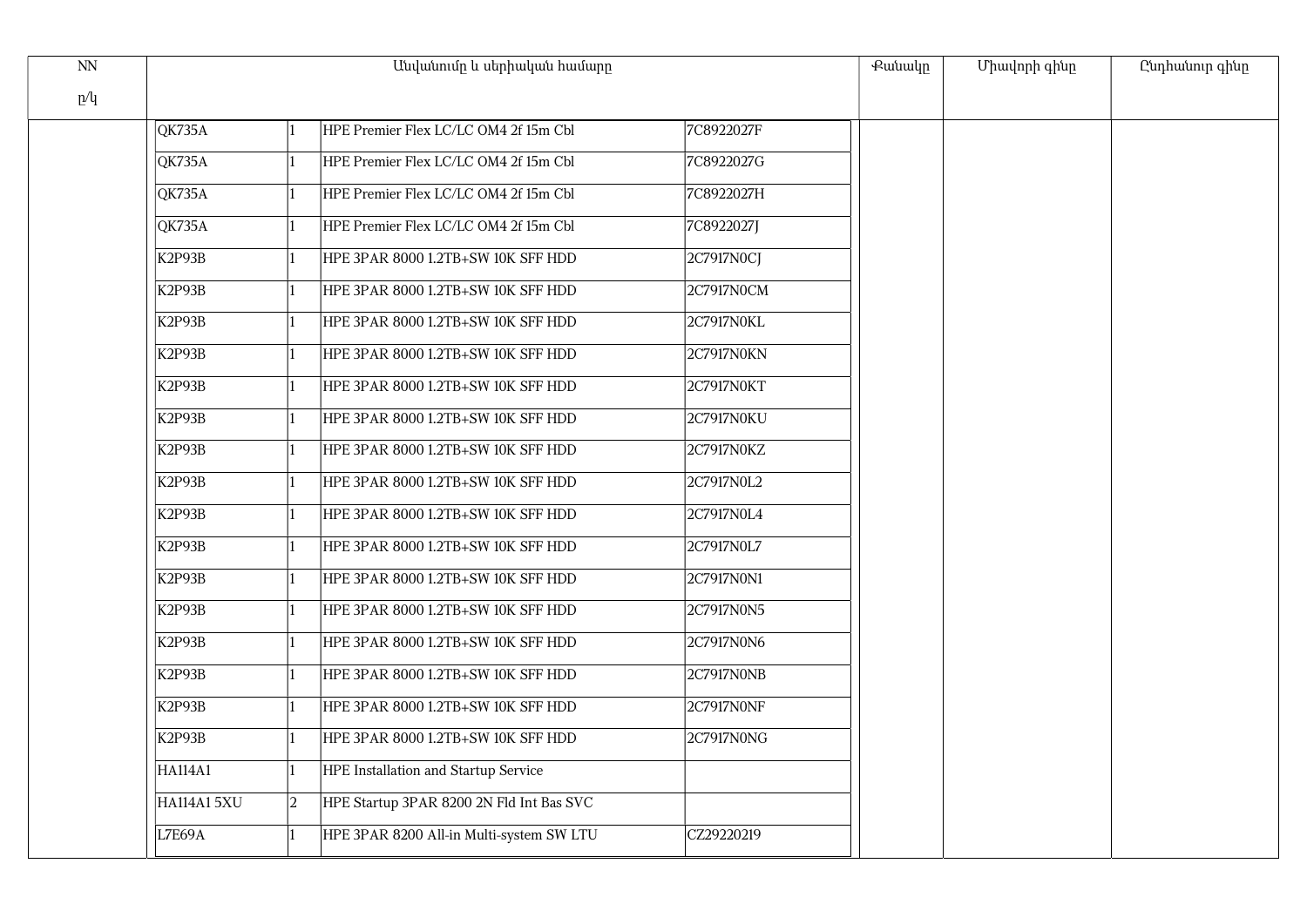| NN ը/կ | Անվանումը և սերիական համարը | | | | Քանակը | Միավորի գինը | Ընդհանուր գինը |
|---|---|---|---|---|---|---|---|
| | QK735A | 1 | HPE Premier Flex LC/LC OM4 2f 15m Cbl | 7C8922027F | | | |
| | QK735A | 1 | HPE Premier Flex LC/LC OM4 2f 15m Cbl | 7C8922027G | | | |
| | QK735A | 1 | HPE Premier Flex LC/LC OM4 2f 15m Cbl | 7C8922027H | | | |
| | QK735A | 1 | HPE Premier Flex LC/LC OM4 2f 15m Cbl | 7C8922027J | | | |
| | K2P93B | 1 | HPE 3PAR 8000 1.2TB+SW 10K SFF HDD | 2C7917N0CJ | | | |
| | K2P93B | 1 | HPE 3PAR 8000 1.2TB+SW 10K SFF HDD | 2C7917N0CM | | | |
| | K2P93B | 1 | HPE 3PAR 8000 1.2TB+SW 10K SFF HDD | 2C7917N0KL | | | |
| | K2P93B | 1 | HPE 3PAR 8000 1.2TB+SW 10K SFF HDD | 2C7917N0KN | | | |
| | K2P93B | 1 | HPE 3PAR 8000 1.2TB+SW 10K SFF HDD | 2C7917N0KT | | | |
| | K2P93B | 1 | HPE 3PAR 8000 1.2TB+SW 10K SFF HDD | 2C7917N0KU | | | |
| | K2P93B | 1 | HPE 3PAR 8000 1.2TB+SW 10K SFF HDD | 2C7917N0KZ | | | |
| | K2P93B | 1 | HPE 3PAR 8000 1.2TB+SW 10K SFF HDD | 2C7917N0L2 | | | |
| | K2P93B | 1 | HPE 3PAR 8000 1.2TB+SW 10K SFF HDD | 2C7917N0L4 | | | |
| | K2P93B | 1 | HPE 3PAR 8000 1.2TB+SW 10K SFF HDD | 2C7917N0L7 | | | |
| | K2P93B | 1 | HPE 3PAR 8000 1.2TB+SW 10K SFF HDD | 2C7917N0N1 | | | |
| | K2P93B | 1 | HPE 3PAR 8000 1.2TB+SW 10K SFF HDD | 2C7917N0N5 | | | |
| | K2P93B | 1 | HPE 3PAR 8000 1.2TB+SW 10K SFF HDD | 2C7917N0N6 | | | |
| | K2P93B | 1 | HPE 3PAR 8000 1.2TB+SW 10K SFF HDD | 2C7917N0NB | | | |
| | K2P93B | 1 | HPE 3PAR 8000 1.2TB+SW 10K SFF HDD | 2C7917N0NF | | | |
| | K2P93B | 1 | HPE 3PAR 8000 1.2TB+SW 10K SFF HDD | 2C7917N0NG | | | |
| | HA114A1 | 1 | HPE Installation and Startup Service | | | | |
| | HA114A1 5XU | 2 | HPE Startup 3PAR 8200 2N Fld Int Bas SVC | | | | |
| | L7E69A | 1 | HPE 3PAR 8200 All-in Multi-system SW LTU | CZ29220219 | | | |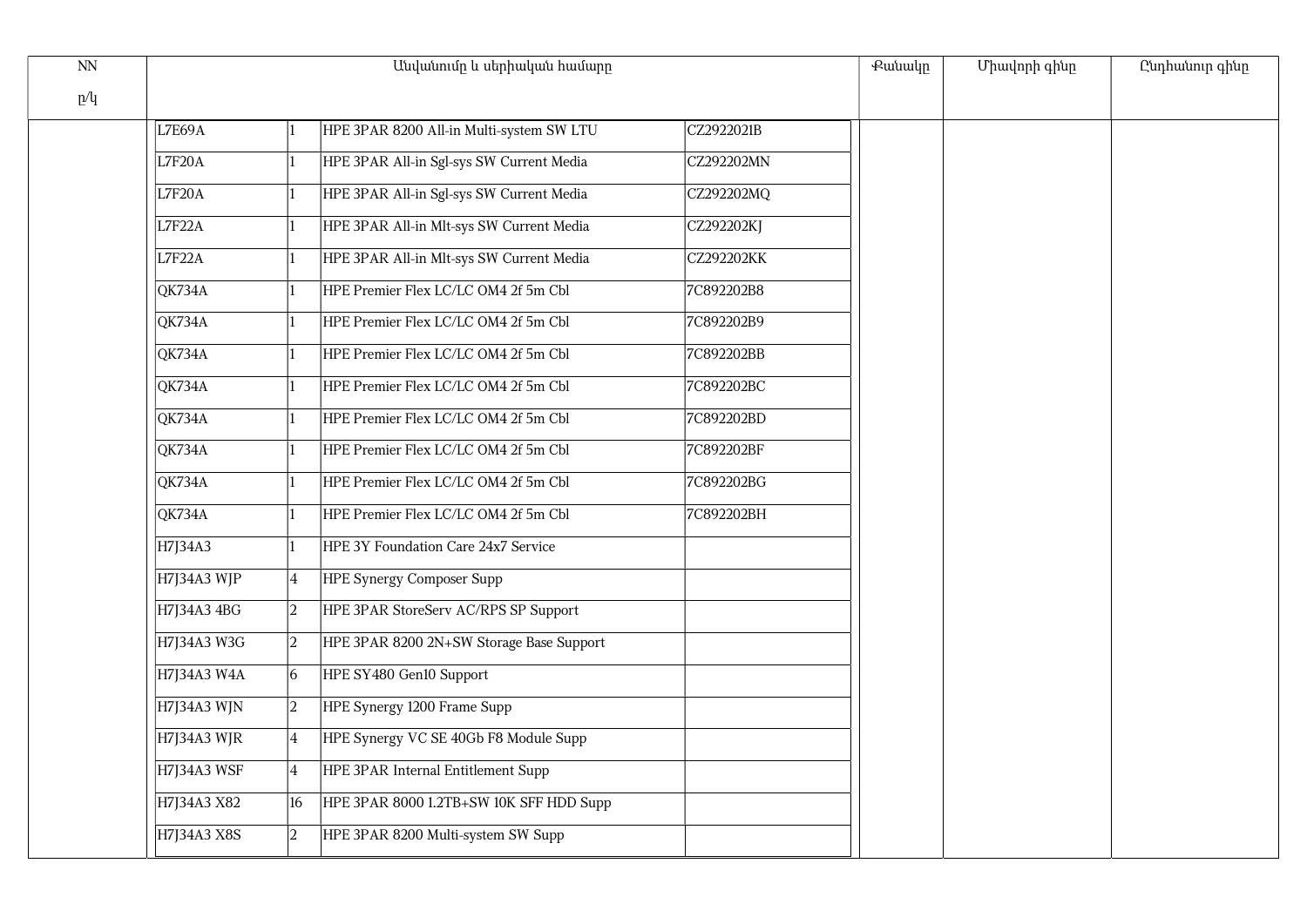| NN<br>ը/կ | Անվանումը և սերիական համարը | | | | Քանակը | Միավորի գինը | Ընդհանուր գինը |
|---|---|---|---|---|---|---|---|
| | L7E69A | 1 | HPE 3PAR 8200 All-in Multi-system SW LTU | CZ2922021B | | | |
| | L7F20A | 1 | HPE 3PAR All-in Sgl-sys SW Current Media | CZ292202MN | | | |
| | L7F20A | 1 | HPE 3PAR All-in Sgl-sys SW Current Media | CZ292202MQ | | | |
| | L7F22A | 1 | HPE 3PAR All-in Mlt-sys SW Current Media | CZ292202KJ | | | |
| | L7F22A | 1 | HPE 3PAR All-in Mlt-sys SW Current Media | CZ292202KK | | | |
| | QK734A | 1 | HPE Premier Flex LC/LC OM4 2f 5m Cbl | 7C892202B8 | | | |
| | QK734A | 1 | HPE Premier Flex LC/LC OM4 2f 5m Cbl | 7C892202B9 | | | |
| | QK734A | 1 | HPE Premier Flex LC/LC OM4 2f 5m Cbl | 7C892202BB | | | |
| | QK734A | 1 | HPE Premier Flex LC/LC OM4 2f 5m Cbl | 7C892202BC | | | |
| | QK734A | 1 | HPE Premier Flex LC/LC OM4 2f 5m Cbl | 7C892202BD | | | |
| | QK734A | 1 | HPE Premier Flex LC/LC OM4 2f 5m Cbl | 7C892202BF | | | |
| | QK734A | 1 | HPE Premier Flex LC/LC OM4 2f 5m Cbl | 7C892202BG | | | |
| | QK734A | 1 | HPE Premier Flex LC/LC OM4 2f 5m Cbl | 7C892202BH | | | |
| | H7J34A3 | 1 | HPE 3Y Foundation Care 24x7 Service | | | | |
| | H7J34A3 WJP | 4 | HPE Synergy Composer Supp | | | | |
| | H7J34A3 4BG | 2 | HPE 3PAR StoreServ AC/RPS SP Support | | | | |
| | H7J34A3 W3G | 2 | HPE 3PAR 8200 2N+SW Storage Base Support | | | | |
| | H7J34A3 W4A | 6 | HPE SY480 Gen10 Support | | | | |
| | H7J34A3 WJN | 2 | HPE Synergy 1200 Frame Supp | | | | |
| | H7J34A3 WJR | 4 | HPE Synergy VC SE 40Gb F8 Module Supp | | | | |
| | H7J34A3 WSF | 4 | HPE 3PAR Internal Entitlement Supp | | | | |
| | H7J34A3 X82 | 16 | HPE 3PAR 8000 1.2TB+SW 10K SFF HDD Supp | | | | |
| | H7J34A3 X8S | 2 | HPE 3PAR 8200 Multi-system SW Supp | | | | |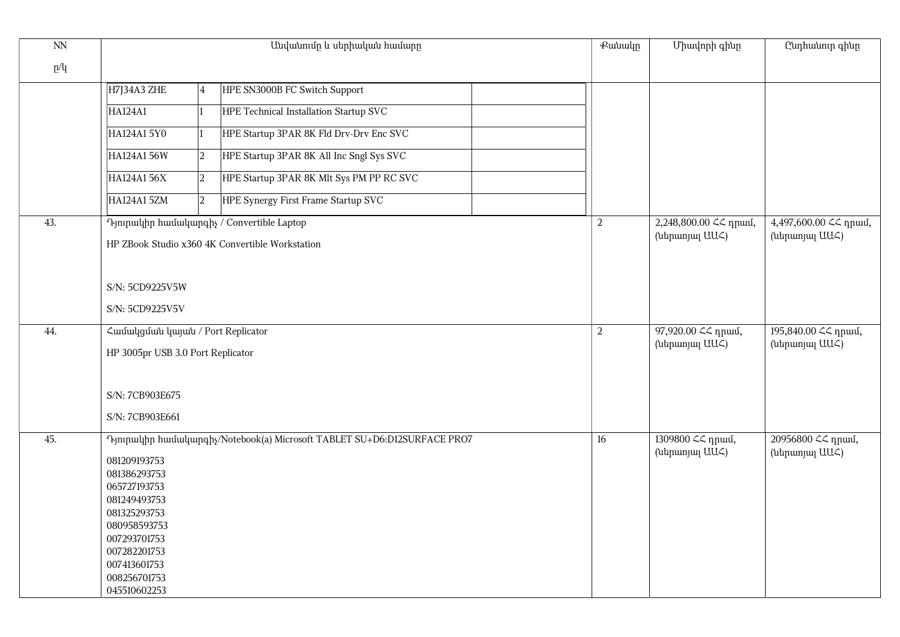| NN<br>ը/կ | Անվանումը և սերիական համարը | Քանակը | Միավորի գինը | Ընդհանուր գինը |
|---|---|---|---|---|
| | H7J34A3 ZHE &#124; 4 &#124; HPE SN3000B FC Switch Support<br>HA124A1 &#124; 1 &#124; HPE Technical Installation Startup SVC<br>HA124A1 5Y0 &#124; 1 &#124; HPE Startup 3PAR 8K Fld Drv-Drv Enc SVC<br>HA124A1 56W &#124; 2 &#124; HPE Startup 3PAR 8K All Inc Sngl Sys SVC<br>HA124A1 56X &#124; 2 &#124; HPE Startup 3PAR 8K Mlt Sys PM PP RC SVC<br>HA124A1 5ZM &#124; 2 &#124; HPE Synergy First Frame Startup SVC | | | |
| 43. | Դյուրակիր համակարգիչ / Convertible Laptop<br>HP ZBook Studio x360 4K Convertible Workstation<br><br>S/N: 5CD9225V5W<br>S/N: 5CD9225V5V | 2 | 2,248,800.00 ՀՀ դրամ, (ներառյալ ԱԱՀ) | 4,497,600.00 ՀՀ դրամ, (ներառյալ ԱԱՀ) |
| 44. | Համակցման կայան / Port Replicator<br>HP 3005pr USB 3.0 Port Replicator<br><br>S/N: 7CB903E675<br>S/N: 7CB903E661 | 2 | 97,920.00 ՀՀ դրամ, (ներառյալ ԱԱՀ) | 195,840.00 ՀՀ դրամ, (ներառյալ ԱԱՀ) |
| 45. | Դյուրակիր համակարգիչ/Notebook(a) Microsoft TABLET SU+D6:D12SURFACE PRO7<br>081209193753<br>081386293753<br>065727193753<br>081249493753<br>081325293753<br>080958593753<br>007293701753<br>007282201753<br>007413601753<br>008256701753<br>045510602253 | 16 | 1309800 ՀՀ դրամ, (ներառյալ ԱԱՀ) | 20956800 ՀՀ դրամ, (ներառյալ ԱԱՀ) |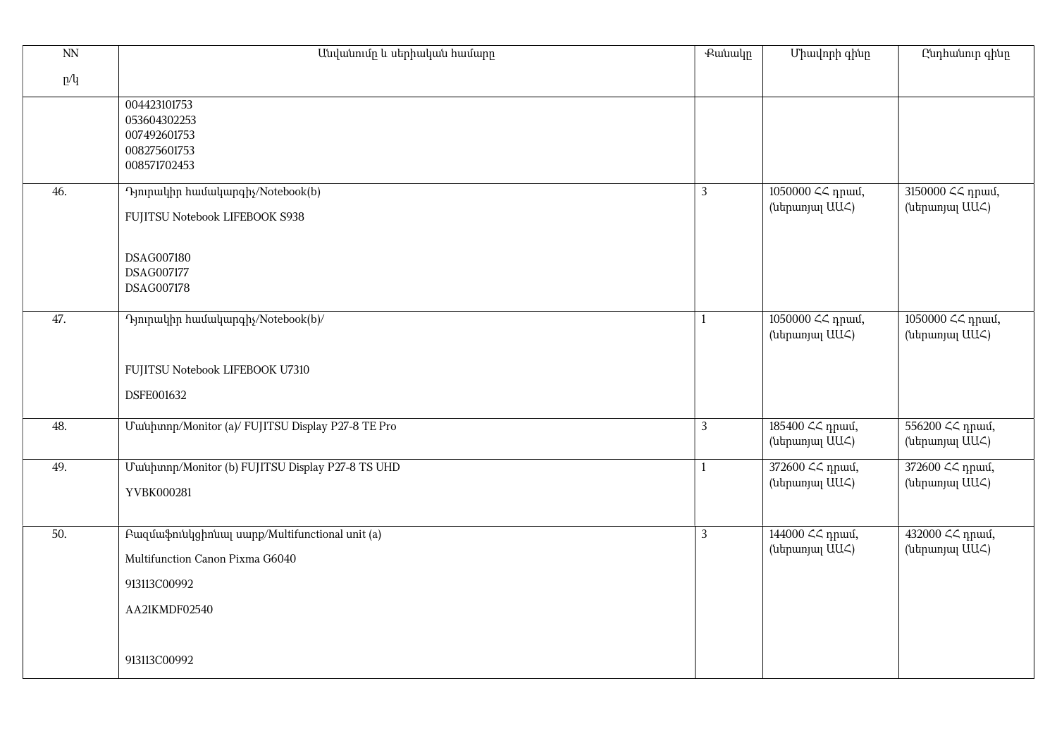| NN ը/կ | Անվանումը և սերիական համարը | Քանակը | Միավորի գինը | Ընդհանուր գինը |
|---|---|---|---|---|
| | 004423101753<br>053604302253<br>007492601753<br>008275601753<br>008571702453 | | | |
| 46. | Դյուրակիր համակարգիչ/Notebook(b)<br>FUJITSU Notebook LIFEBOOK S938<br><br>DSAG007180<br>DSAG007177<br>DSAG007178 | 3 | 1050000 ՀՀ դրամ, (ներառյալ ԱԱՀ) | 3150000 ՀՀ դրամ, (ներառյալ ԱԱՀ) |
| 47. | Դյուրակիր համակարգիչ/Notebook(b)/<br><br>FUJITSU Notebook LIFEBOOK U7310<br>DSFE001632 | 1 | 1050000 ՀՀ դրամ, (ներառյալ ԱԱՀ) | 1050000 ՀՀ դրամ, (ներառյալ ԱԱՀ) |
| 48. | Մանիտոր/Monitor (a)/ FUJITSU Display P27-8 TE Pro | 3 | 185400 ՀՀ դրամ, (ներառյալ ԱԱՀ) | 556200 ՀՀ դրամ, (ներառյալ ԱԱՀ) |
| 49. | Մանիտոր/Monitor (b) FUJITSU Display P27-8 TS UHD<br>YVBK000281 | 1 | 372600 ՀՀ դրամ, (ներառյալ ԱԱՀ) | 372600 ՀՀ դրամ, (ներառյալ ԱԱՀ) |
| 50. | Բազմաֆունկցիոնալ սարք/Multifunctional unit (a)<br>Multifunction Canon Pixma G6040<br>913113C00992<br>AA21KMDF02540<br><br>913113C00992 | 3 | 144000 ՀՀ դրամ, (ներառյալ ԱԱՀ) | 432000 ՀՀ դրամ, (ներառյալ ԱԱՀ) |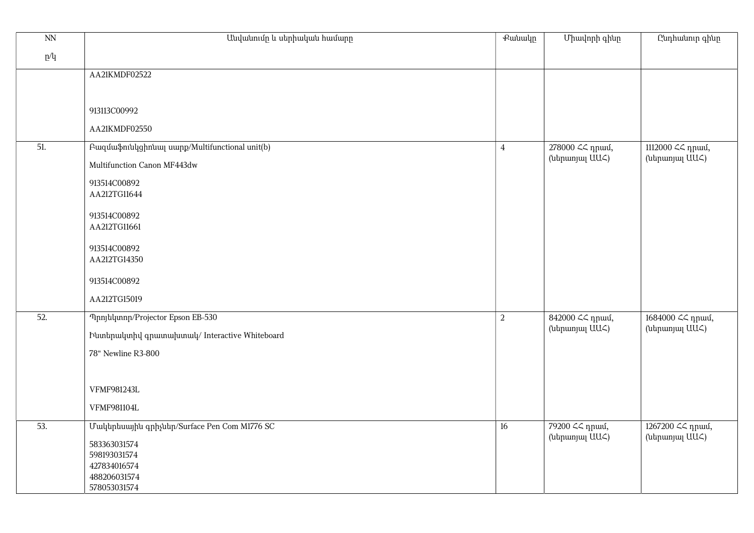| NN п/կ | Անվանումը և սերիական համարը | Քանակը | Միավորի գինը | Ընդհանուր գինը |
|---|---|---|---|---|
| | AA21KMDF02522<br><br>913113C00992<br>AA21KMDF02550 | | | |
| 51. | Բազմաֆունկցիոնալ սարք/Multifunctional unit(b)<br>Multifunction Canon MF443dw<br>913514C00892<br>AA212TG11644<br>913514C00892<br>AA212TG11661<br>913514C00892<br>AA212TG14350<br>913514C00892<br>AA212TG15019 | 4 | 278000 ՀՀ դրամ, (ներառյալ ԱԱՀ) | 1112000 ՀՀ դրամ, (ներառյալ ԱԱՀ) |
| 52. | Պրոյեկտոր/Projector Epson EB-530<br>Ինտերակտիվ գրատախտակ/ Interactive Whiteboard<br>78" Newline R3-800<br><br>VFMF981243L<br>VFMF981104L | 2 | 842000 ՀՀ դրամ, (ներառյալ ԱԱՀ) | 1684000 ՀՀ դրամ, (ներառյալ ԱԱՀ) |
| 53. | Մակերեսային գրիչներ/Surface Pen Com M1776 SC<br>583363031574<br>598193031574<br>427834016574<br>488206031574<br>578053031574 | 16 | 79200 ՀՀ դրամ, (ներառյալ ԱԱՀ) | 1267200 ՀՀ դրամ, (ներառյալ ԱԱՀ) |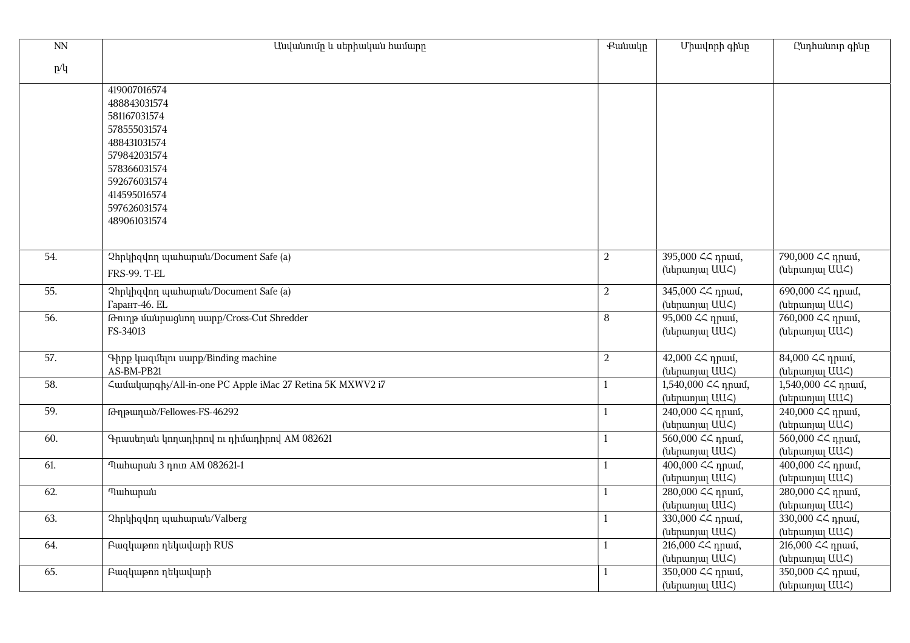| NN<br><br>ը/կ | Անվանումը և սերիական համարը | Քանակը | Միավորի գինը | Ընդհանուր գինը |
| --- | --- | --- | --- | --- |
| | 419007016574<br>488843031574<br>581167031574<br>578555031574<br>488431031574<br>579842031574<br>578366031574<br>592676031574<br>414595016574<br>597626031574<br>489061031574 | | | |
| 54. | Չհրկիզվող պահարան/Document Safe (a)<br>FRS-99. T-EL | 2 | 395,000 ՀՀ դրամ, (ներառյալ ԱԱՀ) | 790,000 ՀՀ դրամ, (ներառյալ ԱԱՀ) |
| 55. | Չհրկիզվող պահարան/Document Safe (a)<br>Гарант-46. EL | 2 | 345,000 ՀՀ դրամ, (ներառյալ ԱԱՀ) | 690,000 ՀՀ դրամ, (ներառյալ ԱԱՀ) |
| 56. | Թուղթ մանրացնող սարք/Cross-Cut Shredder<br>FS-34013 | 8 | 95,000 ՀՀ դրամ, (ներառյալ ԱԱՀ) | 760,000 ՀՀ դրամ, (ներառյալ ԱԱՀ) |
| 57. | Գիրք կազմելու սարք/Binding machine<br>AS-BM-PB21 | 2 | 42,000 ՀՀ դրամ, (ներառյալ ԱԱՀ) | 84,000 ՀՀ դրամ, (ներառյալ ԱԱՀ) |
| 58. | Համակարգիչ/All-in-one PC Apple iMac 27 Retina 5K MXWV2 i7 | 1 | 1,540,000 ՀՀ դրամ, (ներառյալ ԱԱՀ) | 1,540,000 ՀՀ դրամ, (ներառյալ ԱԱՀ) |
| 59. | Թղթադամ/Fellowes-FS-46292 | 1 | 240,000 ՀՀ դրամ, (ներառյալ ԱԱՀ) | 240,000 ՀՀ դրամ, (ներառյալ ԱԱՀ) |
| 60. | Գրասեղան կողադիրով ու դիմադիրով AM 082621 | 1 | 560,000 ՀՀ դրամ, (ներառյալ ԱԱՀ) | 560,000 ՀՀ դրամ, (ներառյալ ԱԱՀ) |
| 61. | Պահարան 3 դուռ AM 082621-1 | 1 | 400,000 ՀՀ դրամ, (ներառյալ ԱԱՀ) | 400,000 ՀՀ դրամ, (ներառյալ ԱԱՀ) |
| 62. | Պահարան | 1 | 280,000 ՀՀ դրամ, (ներառյալ ԱԱՀ) | 280,000 ՀՀ դրամ, (ներառյալ ԱԱՀ) |
| 63. | Չհրկիզվող պահարան/Valberg | 1 | 330,000 ՀՀ դրամ, (ներառյալ ԱԱՀ) | 330,000 ՀՀ դրամ, (ներառյալ ԱԱՀ) |
| 64. | Բազկաթոռ ղեկավարի RUS | 1 | 216,000 ՀՀ դրամ, (ներառյալ ԱԱՀ) | 216,000 ՀՀ դրամ, (ներառյալ ԱԱՀ) |
| 65. | Բազկաթոռ ղեկավարի | 1 | 350,000 ՀՀ դրամ, (ներառյալ ԱԱՀ) | 350,000 ՀՀ դրամ, (ներառյալ ԱԱՀ) |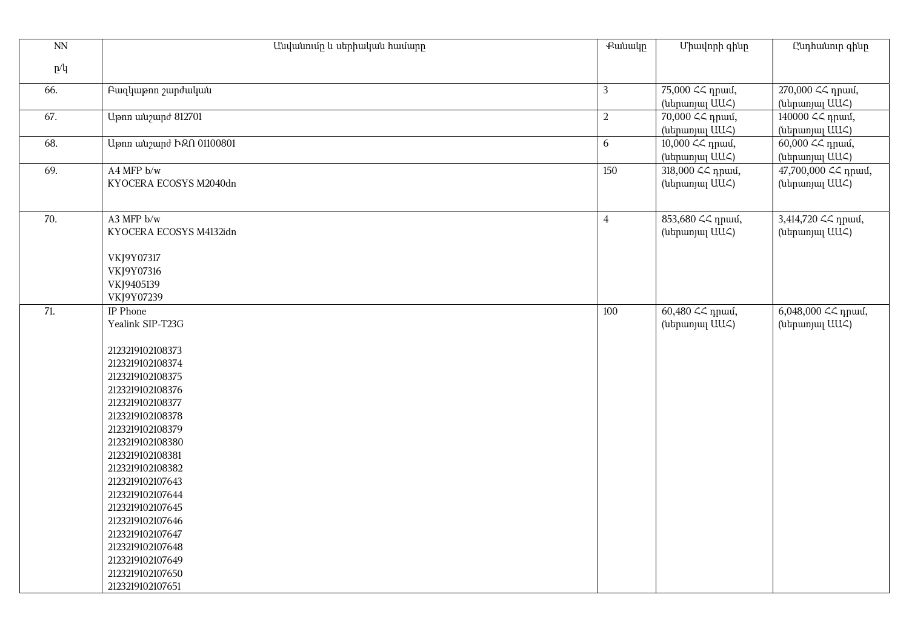| NN<br><br>ը/կ | Անվանումը և սերիական համարը | Քանակը | Միավորի գինը | Ընդհանուր գինը |
|---|---|---|---|---|
| 66. | Բազկաթոռ շարժական | 3 | 75,000 ՀՀ դրամ, (ներառյալ ԱԱՀ) | 270,000 ՀՀ դրամ, (ներառյալ ԱԱՀ) |
| 67. | Աթոռ անշարժ 812701 | 2 | 70,000 ՀՀ դրամ, (ներառյալ ԱԱՀ) | 140000 ՀՀ դրամ, (ներառյալ ԱԱՀ) |
| 68. | Աթոռ անշարժ ԻԶՈ 01100801 | 6 | 10,000 ՀՀ դրամ, (ներառյալ ԱԱՀ) | 60,000 ՀՀ դրամ, (ներառյալ ԱԱՀ) |
| 69. | A4 MFP b/w<br>KYOCERA ECOSYS M2040dn | 150 | 318,000 ՀՀ դրամ, (ներառյալ ԱԱՀ) | 47,700,000 ՀՀ դրամ, (ներառյալ ԱԱՀ) |
| 70. | A3 MFP b/w<br>KYOCERA ECOSYS M4132idn<br><br>VKJ9Y07317<br>VKJ9Y07316<br>VKJ9405139<br>VKJ9Y07239 | 4 | 853,680 ՀՀ դրամ, (ներառյալ ԱԱՀ) | 3,414,720 ՀՀ դրամ, (ներառյալ ԱԱՀ) |
| 71. | IP Phone<br>Yealink SIP-T23G<br><br>2123219102108373<br>2123219102108374<br>2123219102108375<br>2123219102108376<br>2123219102108377<br>2123219102108378<br>2123219102108379<br>2123219102108380<br>2123219102108381<br>2123219102108382<br>2123219102107643<br>2123219102107644<br>2123219102107645<br>2123219102107646<br>2123219102107647<br>2123219102107648<br>2123219102107649<br>2123219102107650<br>2123219102107651 | 100 | 60,480 ՀՀ դրամ, (ներառյալ ԱԱՀ) | 6,048,000 ՀՀ դրամ, (ներառյալ ԱԱՀ) |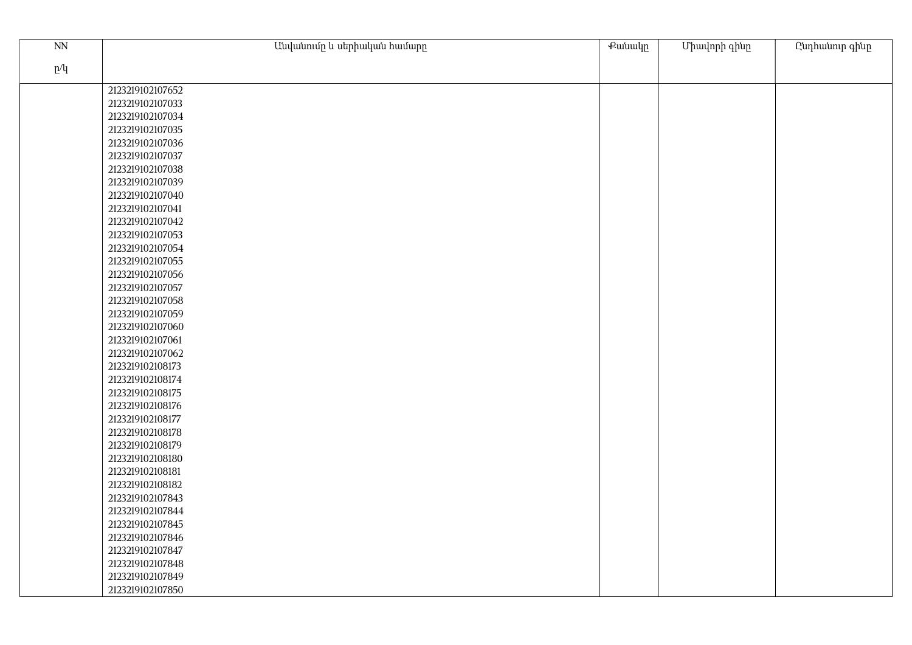| NN<br><br>ը/կ | Անվանումը և սերիական համարը | Քանակը | Միավորի գինը | Ընդհանուր գինը |
|---|---|---|---|---|
| | 2123219102107652<br>2123219102107033<br>2123219102107034<br>2123219102107035<br>2123219102107036<br>2123219102107037<br>2123219102107038<br>2123219102107039<br>2123219102107040<br>2123219102107041<br>2123219102107042<br>2123219102107053<br>2123219102107054<br>2123219102107055<br>2123219102107056<br>2123219102107057<br>2123219102107058<br>2123219102107059<br>2123219102107060<br>2123219102107061<br>2123219102107062<br>2123219102108173<br>2123219102108174<br>2123219102108175<br>2123219102108176<br>2123219102108177<br>2123219102108178<br>2123219102108179<br>2123219102108180<br>2123219102108181<br>2123219102108182<br>2123219102107843<br>2123219102107844<br>2123219102107845<br>2123219102107846<br>2123219102107847<br>2123219102107848<br>2123219102107849<br>2123219102107850 | | | |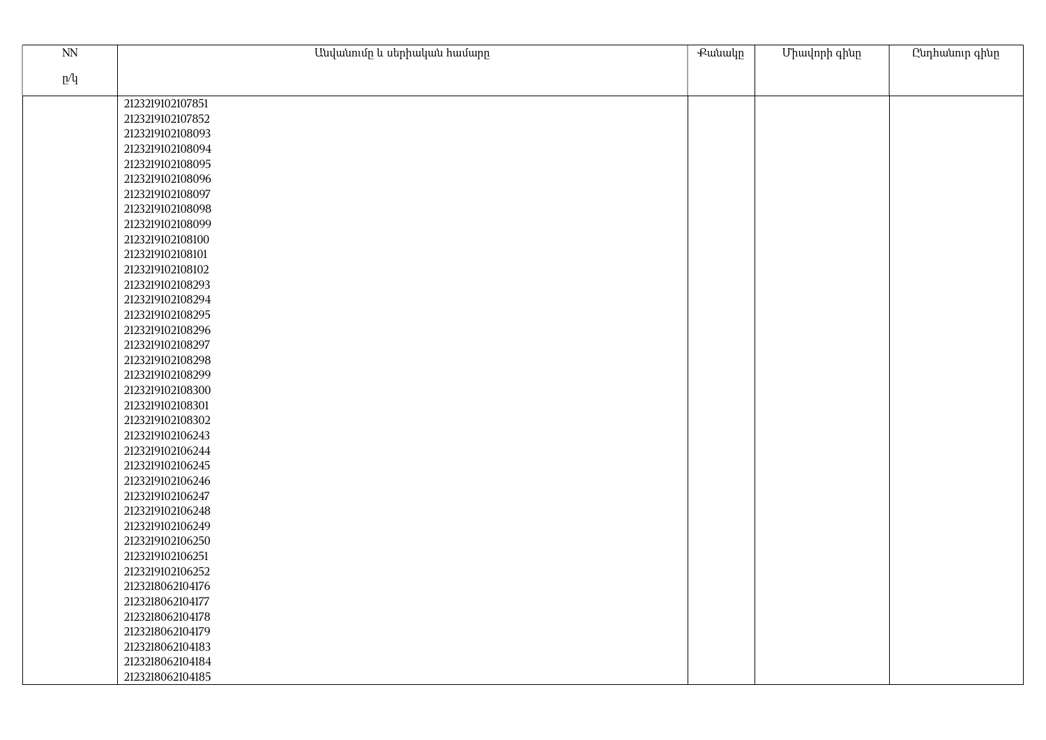| NN<br><br>ը/կ | Անվանումը և սերիական համարը | Քանակը | Միավորի գինը | Ընդհանուր գինը |
|---|---|---|---|---|
| | 2123219102107851<br>2123219102107852<br>2123219102108093<br>2123219102108094<br>2123219102108095<br>2123219102108096<br>2123219102108097<br>2123219102108098<br>2123219102108099<br>2123219102108100<br>2123219102108101<br>2123219102108102<br>2123219102108293<br>2123219102108294<br>2123219102108295<br>2123219102108296<br>2123219102108297<br>2123219102108298<br>2123219102108299<br>2123219102108300<br>2123219102108301<br>2123219102108302<br>2123219102106243<br>2123219102106244<br>2123219102106245<br>2123219102106246<br>2123219102106247<br>2123219102106248<br>2123219102106249<br>2123219102106250<br>2123219102106251<br>2123219102106252<br>2123218062104176<br>2123218062104177<br>2123218062104178<br>2123218062104179<br>2123218062104183<br>2123218062104184<br>2123218062104185 | | | |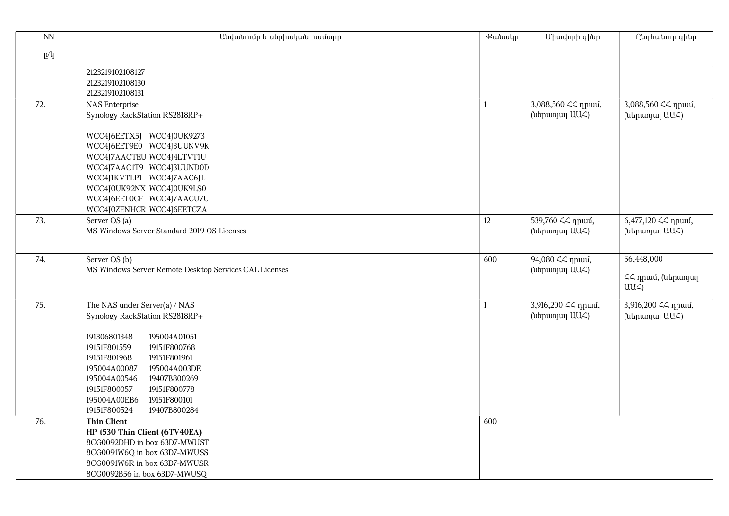| NN<br><br>ը/կ | Անվանումը և սերիական համարը | Քանակը | Միավորի գինը | Ընդհանուր գինը |
|---|---|---|---|---|
| | 2123219102108127<br>2123219102108130<br>2123219102108131 | | | |
| 72. | NAS Enterprise<br>Synology RackStation RS2818RP+<br><br>WCC4J6EETX5J WCC4J0UK9273<br>WCC4J6EET9E0 WCC4J3UUNV9K<br>WCC4J7AACTEU WCC4J4LTVT1U<br>WCC4J7AAC1T9 WCC4J3UUND0D<br>WCC4J1KVTLP1 WCC4J7AAC6JL<br>WCC4J0UK92NX WCC4J0UK9LS0<br>WCC4J6EET0CF WCC4J7AACU7U<br>WCC4J0ZENHCR WCC4J6EETCZA | 1 | 3,088,560 ՀՀ դրամ, (ներառյալ ԱԱՀ) | 3,088,560 ՀՀ դրամ, (ներառյալ ԱԱՀ) |
| 73. | Server OS (a)<br>MS Windows Server Standard 2019 OS Licenses | 12 | 539,760 ՀՀ դրամ, (ներառյալ ԱԱՀ) | 6,477,120 ՀՀ դրամ, (ներառյալ ԱԱՀ) |
| 74. | Server OS (b)<br>MS Windows Server Remote Desktop Services CAL Licenses | 600 | 94,080 ՀՀ դրամ, (ներառյալ ԱԱՀ) | 56,448,000<br><br>ՀՀ դրամ, (ներառյալ ԱԱՀ) |
| 75. | The NAS under Server(a) / NAS<br>Synology RackStation RS2818RP+<br><br>191306801348 195004A01051<br>19151F801559 19151F800768<br>19151F801968 19151F801961<br>195004A00087 195004A003DE<br>195004A00546 19407B800269<br>19151F800057 19151F800778<br>195004A00EB6 19151F800101<br>19151F800524 19407B800284 | 1 | 3,916,200 ՀՀ դրամ, (ներառյալ ԱԱՀ) | 3,916,200 ՀՀ դրամ, (ներառյալ ԱԱՀ) |
| 76. | **Thin Client**<br>**HP t530 Thin Client (6TV40EA)**<br>8CG0092DHD in box 63D7-MWUST<br>8CG0091W6Q in box 63D7-MWUSS<br>8CG0091W6R in box 63D7-MWUSR<br>8CG0092B56 in box 63D7-MWUSQ | 600 | | |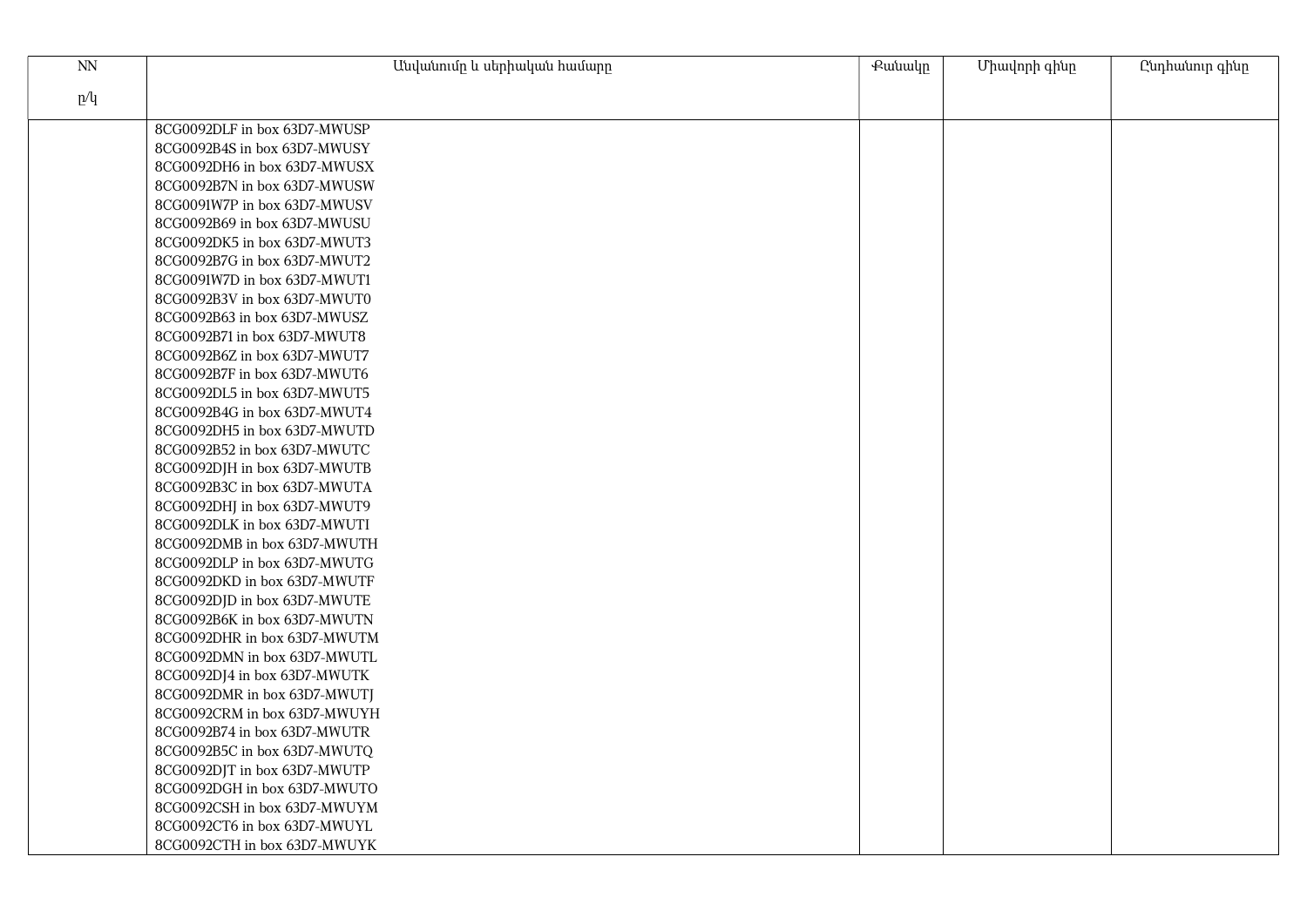| NN<br><br>ը/կ | Անվանումը և սերիական համարը | Քանակը | Միավորի գինը | Ընդհանուր գինը |
|---|---|---|---|---|
| | 8CG0092DLF in box 63D7-MWUSP<br>8CG0092B4S in box 63D7-MWUSY<br>8CG0092DH6 in box 63D7-MWUSX<br>8CG0092B7N in box 63D7-MWUSW<br>8CG0091W7P in box 63D7-MWUSV<br>8CG0092B69 in box 63D7-MWUSU<br>8CG0092DK5 in box 63D7-MWUT3<br>8CG0092B7G in box 63D7-MWUT2<br>8CG0091W7D in box 63D7-MWUT1<br>8CG0092B3V in box 63D7-MWUT0<br>8CG0092B63 in box 63D7-MWUSZ<br>8CG0092B71 in box 63D7-MWUT8<br>8CG0092B6Z in box 63D7-MWUT7<br>8CG0092B7F in box 63D7-MWUT6<br>8CG0092DL5 in box 63D7-MWUT5<br>8CG0092B4G in box 63D7-MWUT4<br>8CG0092DH5 in box 63D7-MWUTD<br>8CG0092B52 in box 63D7-MWUTC<br>8CG0092DJH in box 63D7-MWUTB<br>8CG0092B3C in box 63D7-MWUTA<br>8CG0092DHJ in box 63D7-MWUT9<br>8CG0092DLK in box 63D7-MWUTI<br>8CG0092DMB in box 63D7-MWUTH<br>8CG0092DLP in box 63D7-MWUTG<br>8CG0092DKD in box 63D7-MWUTF<br>8CG0092DJD in box 63D7-MWUTE<br>8CG0092B6K in box 63D7-MWUTN<br>8CG0092DHR in box 63D7-MWUTM<br>8CG0092DMN in box 63D7-MWUTL<br>8CG0092DJ4 in box 63D7-MWUTK<br>8CG0092DMR in box 63D7-MWUTJ<br>8CG0092CRM in box 63D7-MWUYH<br>8CG0092B74 in box 63D7-MWUTR<br>8CG0092B5C in box 63D7-MWUTQ<br>8CG0092DJT in box 63D7-MWUTP<br>8CG0092DGH in box 63D7-MWUTO<br>8CG0092CSH in box 63D7-MWUYM<br>8CG0092CT6 in box 63D7-MWUYL<br>8CG0092CTH in box 63D7-MWUYK | | | |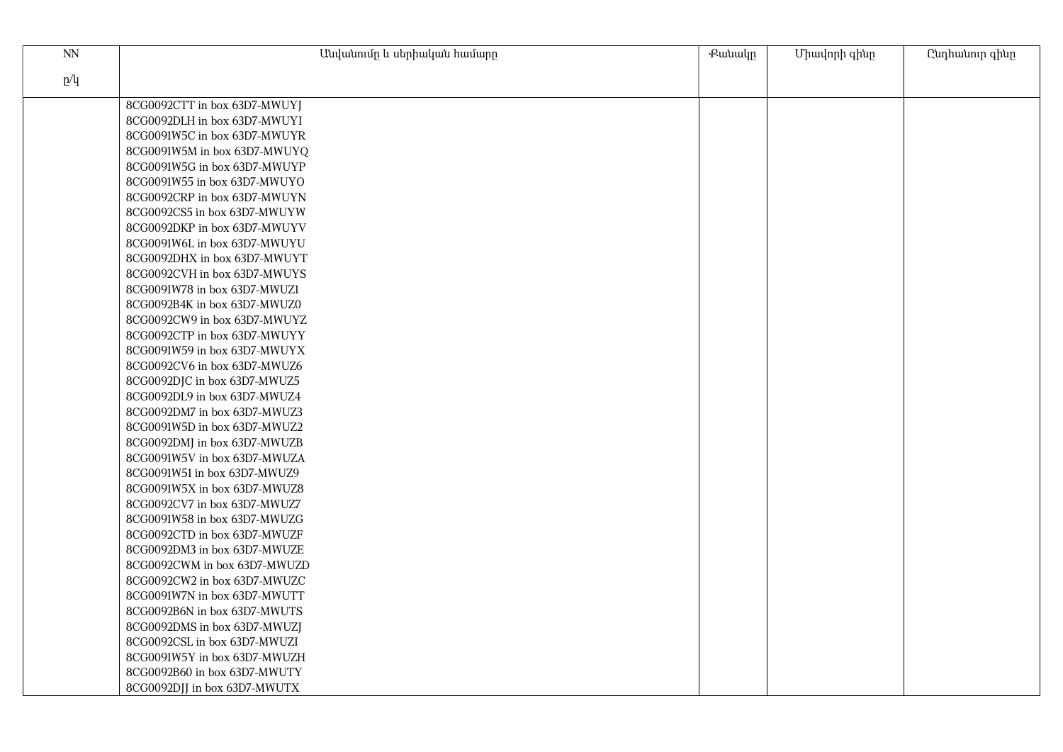| NN<br>ը/կ | Անվանումը և սերիական համարը | Քանակը | Միավորի գինը | Ընդհանուր գինը |
|---|---|---|---|---|
| | 8CG0092CTT in box 63D7-MWUYJ<br>8CG0092DLH in box 63D7-MWUYI<br>8CG0091W5C in box 63D7-MWUYR<br>8CG0091W5M in box 63D7-MWUYQ<br>8CG0091W5G in box 63D7-MWUYP<br>8CG0091W55 in box 63D7-MWUYO<br>8CG0092CRP in box 63D7-MWUYN<br>8CG0092CS5 in box 63D7-MWUYW<br>8CG0092DKP in box 63D7-MWUYV<br>8CG0091W6L in box 63D7-MWUYU<br>8CG0092DHX in box 63D7-MWUYT<br>8CG0092CVH in box 63D7-MWUYS<br>8CG0091W78 in box 63D7-MWUZ1<br>8CG0092B4K in box 63D7-MWUZ0<br>8CG0092CW9 in box 63D7-MWUYZ<br>8CG0092CTP in box 63D7-MWUYY<br>8CG0091W59 in box 63D7-MWUYX<br>8CG0092CV6 in box 63D7-MWUZ6<br>8CG0092DJC in box 63D7-MWUZ5<br>8CG0092DL9 in box 63D7-MWUZ4<br>8CG0092DM7 in box 63D7-MWUZ3<br>8CG0091W5D in box 63D7-MWUZ2<br>8CG0092DMJ in box 63D7-MWUZB<br>8CG0091W5V in box 63D7-MWUZA<br>8CG0091W51 in box 63D7-MWUZ9<br>8CG0091W5X in box 63D7-MWUZ8<br>8CG0092CV7 in box 63D7-MWUZ7<br>8CG0091W58 in box 63D7-MWUZG<br>8CG0092CTD in box 63D7-MWUZF<br>8CG0092DM3 in box 63D7-MWUZE<br>8CG0092CWM in box 63D7-MWUZD<br>8CG0092CW2 in box 63D7-MWUZC<br>8CG0091W7N in box 63D7-MWUTT<br>8CG0092B6N in box 63D7-MWUTS<br>8CG0092DMS in box 63D7-MWUZJ<br>8CG0092CSL in box 63D7-MWUZI<br>8CG0091W5Y in box 63D7-MWUZH<br>8CG0092B60 in box 63D7-MWUTY<br>8CG0092DJJ in box 63D7-MWUTX | | | |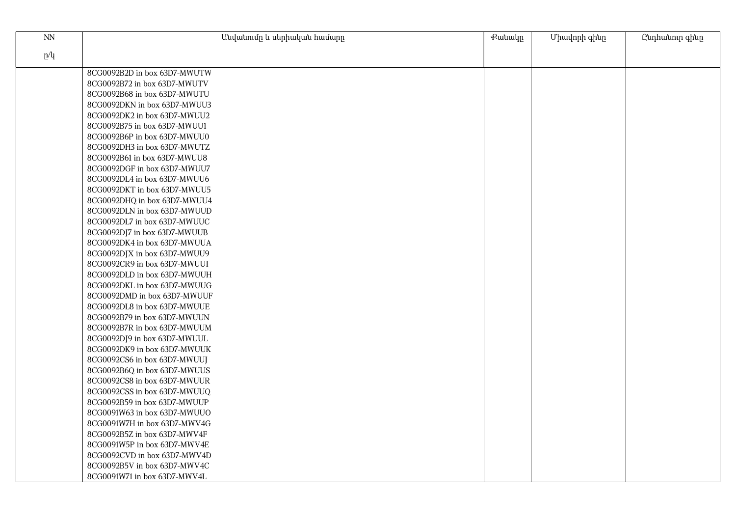| NN ը/կ | Անվանումը և սերիական համարը | Քանակը | Միավորի գինը | Ընդհանուր գինը |
|---|---|---|---|---|
| | 8CG0092B2D in box 63D7-MWUTW<br>8CG0092B72 in box 63D7-MWUTV<br>8CG0092B68 in box 63D7-MWUTU<br>8CG0092DKN in box 63D7-MWUU3<br>8CG0092DK2 in box 63D7-MWUU2<br>8CG0092B75 in box 63D7-MWUU1<br>8CG0092B6P in box 63D7-MWUU0<br>8CG0092DH3 in box 63D7-MWUTZ<br>8CG0092B61 in box 63D7-MWUU8<br>8CG0092DGF in box 63D7-MWUU7<br>8CG0092DL4 in box 63D7-MWUU6<br>8CG0092DKT in box 63D7-MWUU5<br>8CG0092DHQ in box 63D7-MWUU4<br>8CG0092DLN in box 63D7-MWUUD<br>8CG0092DL7 in box 63D7-MWUUC<br>8CG0092DJ7 in box 63D7-MWUUB<br>8CG0092DK4 in box 63D7-MWUUA<br>8CG0092DJX in box 63D7-MWUU9<br>8CG0092CR9 in box 63D7-MWUUI<br>8CG0092DLD in box 63D7-MWUUH<br>8CG0092DKL in box 63D7-MWUUG<br>8CG0092DMD in box 63D7-MWUUF<br>8CG0092DL8 in box 63D7-MWUUE<br>8CG0092B79 in box 63D7-MWUUN<br>8CG0092B7R in box 63D7-MWUUM<br>8CG0092DJ9 in box 63D7-MWUUL<br>8CG0092DK9 in box 63D7-MWUUK<br>8CG0092CS6 in box 63D7-MWUUJ<br>8CG0092B6Q in box 63D7-MWUUS<br>8CG0092CS8 in box 63D7-MWUUR<br>8CG0092CSS in box 63D7-MWUUQ<br>8CG0092B59 in box 63D7-MWUUP<br>8CG0091W63 in box 63D7-MWUUO<br>8CG0091W7H in box 63D7-MWV4G<br>8CG0092B5Z in box 63D7-MWV4F<br>8CG0091W5P in box 63D7-MWV4E<br>8CG0092CVD in box 63D7-MWV4D<br>8CG0092B5V in box 63D7-MWV4C<br>8CG0091W71 in box 63D7-MWV4L | | | |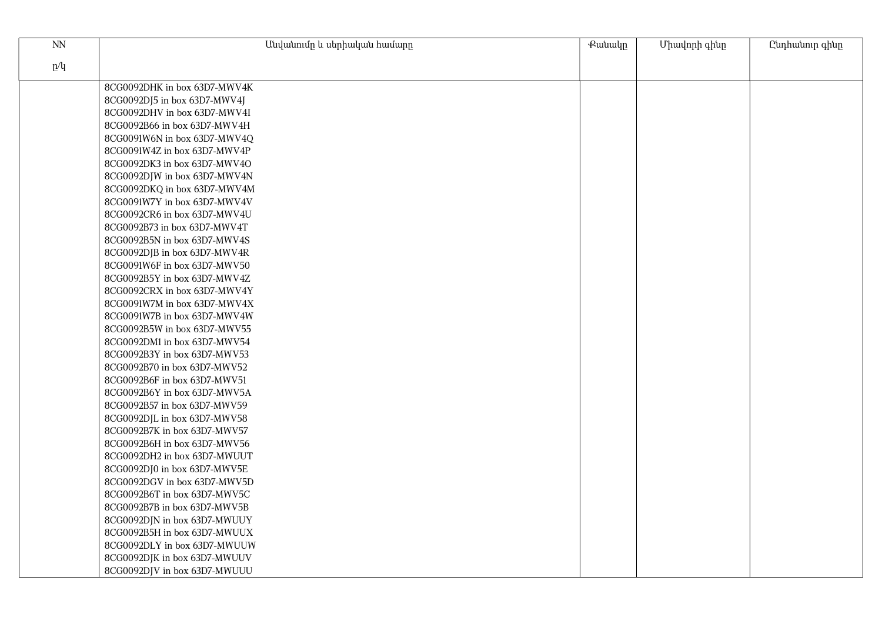| NN<br><br>ը/կ | Անվանումը և սերիական համարը | Քանակը | Միավորի գինը | Ընդհանուր գինը |
|---|---|---|---|---|
| | 8CG0092DHK in box 63D7-MWV4K<br>8CG0092DJ5 in box 63D7-MWV4J<br>8CG0092DHV in box 63D7-MWV4I<br>8CG0092B66 in box 63D7-MWV4H<br>8CG0091W6N in box 63D7-MWV4Q<br>8CG0091W4Z in box 63D7-MWV4P<br>8CG0092DK3 in box 63D7-MWV4O<br>8CG0092DJW in box 63D7-MWV4N<br>8CG0092DKQ in box 63D7-MWV4M<br>8CG0091W7Y in box 63D7-MWV4V<br>8CG0092CR6 in box 63D7-MWV4U<br>8CG0092B73 in box 63D7-MWV4T<br>8CG0092B5N in box 63D7-MWV4S<br>8CG0092DJB in box 63D7-MWV4R<br>8CG0091W6F in box 63D7-MWV50<br>8CG0092B5Y in box 63D7-MWV4Z<br>8CG0092CRX in box 63D7-MWV4Y<br>8CG0091W7M in box 63D7-MWV4X<br>8CG0091W7B in box 63D7-MWV4W<br>8CG0092B5W in box 63D7-MWV55<br>8CG0092DM1 in box 63D7-MWV54<br>8CG0092B3Y in box 63D7-MWV53<br>8CG0092B70 in box 63D7-MWV52<br>8CG0092B6F in box 63D7-MWV51<br>8CG0092B6Y in box 63D7-MWV5A<br>8CG0092B57 in box 63D7-MWV59<br>8CG0092DJL in box 63D7-MWV58<br>8CG0092B7K in box 63D7-MWV57<br>8CG0092B6H in box 63D7-MWV56<br>8CG0092DH2 in box 63D7-MWUUT<br>8CG0092DJ0 in box 63D7-MWV5E<br>8CG0092DGV in box 63D7-MWV5D<br>8CG0092B6T in box 63D7-MWV5C<br>8CG0092B7B in box 63D7-MWV5B<br>8CG0092DJN in box 63D7-MWUUY<br>8CG0092B5H in box 63D7-MWUUX<br>8CG0092DLY in box 63D7-MWUUW<br>8CG0092DJK in box 63D7-MWUUV<br>8CG0092DJV in box 63D7-MWUUU | | | |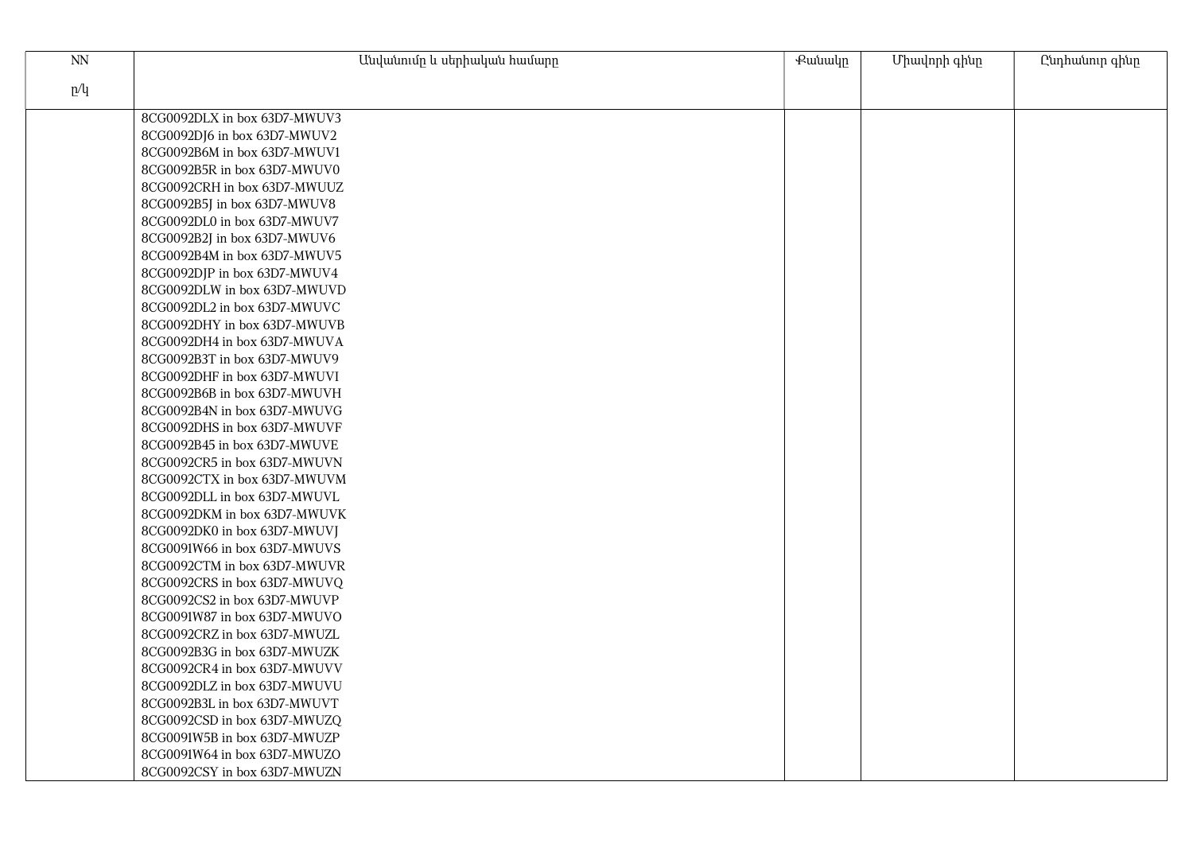| NN<br>ը/կ | Անվանումը և սերիական համարը | Քանակը | Միավորի գինը | Ընդհանուր գինը |
|---|---|---|---|---|
| | 8CG0092DLX in box 63D7-MWUV3<br>8CG0092DJ6 in box 63D7-MWUV2<br>8CG0092B6M in box 63D7-MWUV1<br>8CG0092B5R in box 63D7-MWUV0<br>8CG0092CRH in box 63D7-MWUUZ<br>8CG0092B5J in box 63D7-MWUV8<br>8CG0092DL0 in box 63D7-MWUV7<br>8CG0092B2J in box 63D7-MWUV6<br>8CG0092B4M in box 63D7-MWUV5<br>8CG0092DJP in box 63D7-MWUV4<br>8CG0092DLW in box 63D7-MWUVD<br>8CG0092DL2 in box 63D7-MWUVC<br>8CG0092DHY in box 63D7-MWUVB<br>8CG0092DH4 in box 63D7-MWUVA<br>8CG0092B3T in box 63D7-MWUV9<br>8CG0092DHF in box 63D7-MWUVI<br>8CG0092B6B in box 63D7-MWUVH<br>8CG0092B4N in box 63D7-MWUVG<br>8CG0092DHS in box 63D7-MWUVF<br>8CG0092B45 in box 63D7-MWUVE<br>8CG0092CR5 in box 63D7-MWUVN<br>8CG0092CTX in box 63D7-MWUVM<br>8CG0092DLL in box 63D7-MWUVL<br>8CG0092DKM in box 63D7-MWUVK<br>8CG0092DK0 in box 63D7-MWUVJ<br>8CG0091W66 in box 63D7-MWUVS<br>8CG0092CTM in box 63D7-MWUVR<br>8CG0092CRS in box 63D7-MWUVQ<br>8CG0092CS2 in box 63D7-MWUVP<br>8CG0091W87 in box 63D7-MWUVO<br>8CG0092CRZ in box 63D7-MWUZL<br>8CG0092B3G in box 63D7-MWUZK<br>8CG0092CR4 in box 63D7-MWUVV<br>8CG0092DLZ in box 63D7-MWUVU<br>8CG0092B3L in box 63D7-MWUVT<br>8CG0092CSD in box 63D7-MWUZQ<br>8CG0091W5B in box 63D7-MWUZP<br>8CG0091W64 in box 63D7-MWUZO<br>8CG0092CSY in box 63D7-MWUZN | | | |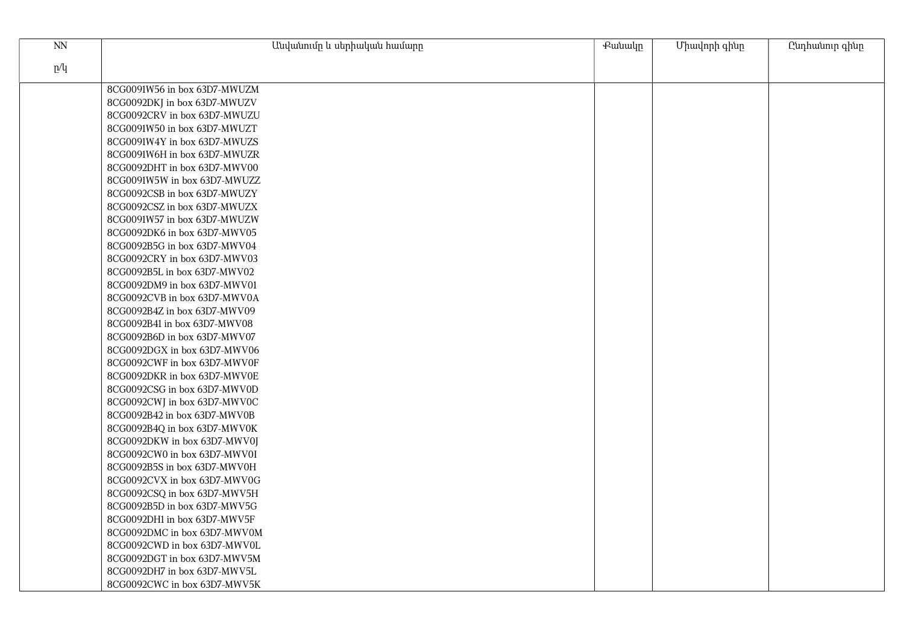| NN<br><br>ը/կ | Անվանումը և սերիական համարը | Քանակը | Միավորի գինը | Ընդհանուր գինը |
|---|---|---|---|---|
| | 8CG0091W56 in box 63D7-MWUZM<br>8CG0092DKJ in box 63D7-MWUZV<br>8CG0092CRV in box 63D7-MWUZU<br>8CG0091W50 in box 63D7-MWUZT<br>8CG0091W4Y in box 63D7-MWUZS<br>8CG0091W6H in box 63D7-MWUZR<br>8CG0092DHT in box 63D7-MWV00<br>8CG0091W5W in box 63D7-MWUZZ<br>8CG0092CSB in box 63D7-MWUZY<br>8CG0092CSZ in box 63D7-MWUZX<br>8CG0091W57 in box 63D7-MWUZW<br>8CG0092DK6 in box 63D7-MWV05<br>8CG0092B5G in box 63D7-MWV04<br>8CG0092CRY in box 63D7-MWV03<br>8CG0092B5L in box 63D7-MWV02<br>8CG0092DM9 in box 63D7-MWV01<br>8CG0092CVB in box 63D7-MWV0A<br>8CG0092B4Z in box 63D7-MWV09<br>8CG0092B41 in box 63D7-MWV08<br>8CG0092B6D in box 63D7-MWV07<br>8CG0092DGX in box 63D7-MWV06<br>8CG0092CWF in box 63D7-MWV0F<br>8CG0092DKR in box 63D7-MWV0E<br>8CG0092CSG in box 63D7-MWV0D<br>8CG0092CWJ in box 63D7-MWV0C<br>8CG0092B42 in box 63D7-MWV0B<br>8CG0092B4Q in box 63D7-MWV0K<br>8CG0092DKW in box 63D7-MWV0J<br>8CG0092CW0 in box 63D7-MWV0I<br>8CG0092B5S in box 63D7-MWV0H<br>8CG0092CVX in box 63D7-MWV0G<br>8CG0092CSQ in box 63D7-MWV5H<br>8CG0092B5D in box 63D7-MWV5G<br>8CG0092DH1 in box 63D7-MWV5F<br>8CG0092DMC in box 63D7-MWV0M<br>8CG0092CWD in box 63D7-MWV0L<br>8CG0092DGT in box 63D7-MWV5M<br>8CG0092DH7 in box 63D7-MWV5L<br>8CG0092CWC in box 63D7-MWV5K | | | |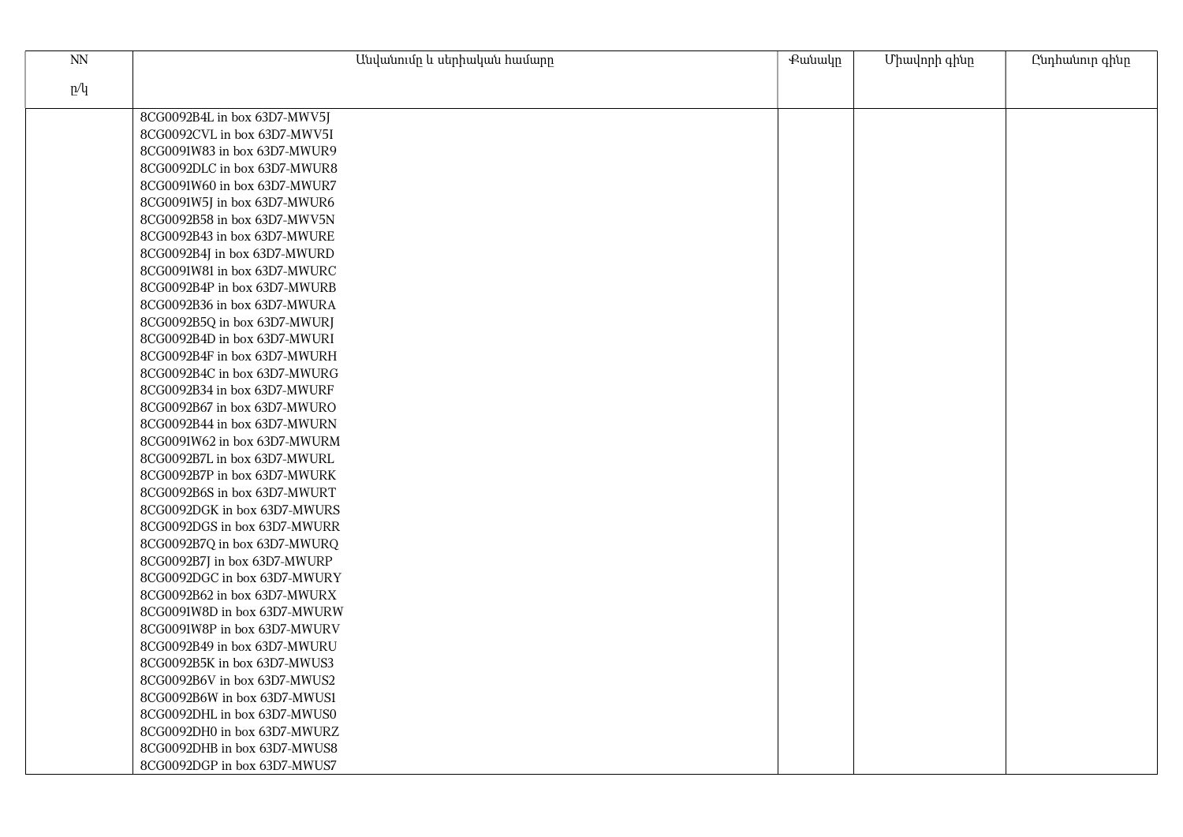| NN<br><br>ը/կ | Անվանումը և սերիական համարը | Քանակը | Միավորի գինը | Ընդհանուր գինը |
|---|---|---|---|---|
| | 8CG0092B4L in box 63D7-MWV5J<br>8CG0092CVL in box 63D7-MWV5I<br>8CG0091W83 in box 63D7-MWUR9<br>8CG0092DLC in box 63D7-MWUR8<br>8CG0091W60 in box 63D7-MWUR7<br>8CG0091W5J in box 63D7-MWUR6<br>8CG0092B58 in box 63D7-MWV5N<br>8CG0092B43 in box 63D7-MWURE<br>8CG0092B4J in box 63D7-MWURD<br>8CG0091W81 in box 63D7-MWURC<br>8CG0092B4P in box 63D7-MWURB<br>8CG0092B36 in box 63D7-MWURA<br>8CG0092B5Q in box 63D7-MWURJ<br>8CG0092B4D in box 63D7-MWURI<br>8CG0092B4F in box 63D7-MWURH<br>8CG0092B4C in box 63D7-MWURG<br>8CG0092B34 in box 63D7-MWURF<br>8CG0092B67 in box 63D7-MWURO<br>8CG0092B44 in box 63D7-MWURN<br>8CG0091W62 in box 63D7-MWURM<br>8CG0092B7L in box 63D7-MWURL<br>8CG0092B7P in box 63D7-MWURK<br>8CG0092B6S in box 63D7-MWURT<br>8CG0092DGK in box 63D7-MWURS<br>8CG0092DGS in box 63D7-MWURR<br>8CG0092B7Q in box 63D7-MWURQ<br>8CG0092B7J in box 63D7-MWURP<br>8CG0092DGC in box 63D7-MWURY<br>8CG0092B62 in box 63D7-MWURX<br>8CG0091W8D in box 63D7-MWURW<br>8CG0091W8P in box 63D7-MWURV<br>8CG0092B49 in box 63D7-MWURU<br>8CG0092B5K in box 63D7-MWUS3<br>8CG0092B6V in box 63D7-MWUS2<br>8CG0092B6W in box 63D7-MWUS1<br>8CG0092DHL in box 63D7-MWUS0<br>8CG0092DH0 in box 63D7-MWURZ<br>8CG0092DHB in box 63D7-MWUS8<br>8CG0092DGP in box 63D7-MWUS7 | | | |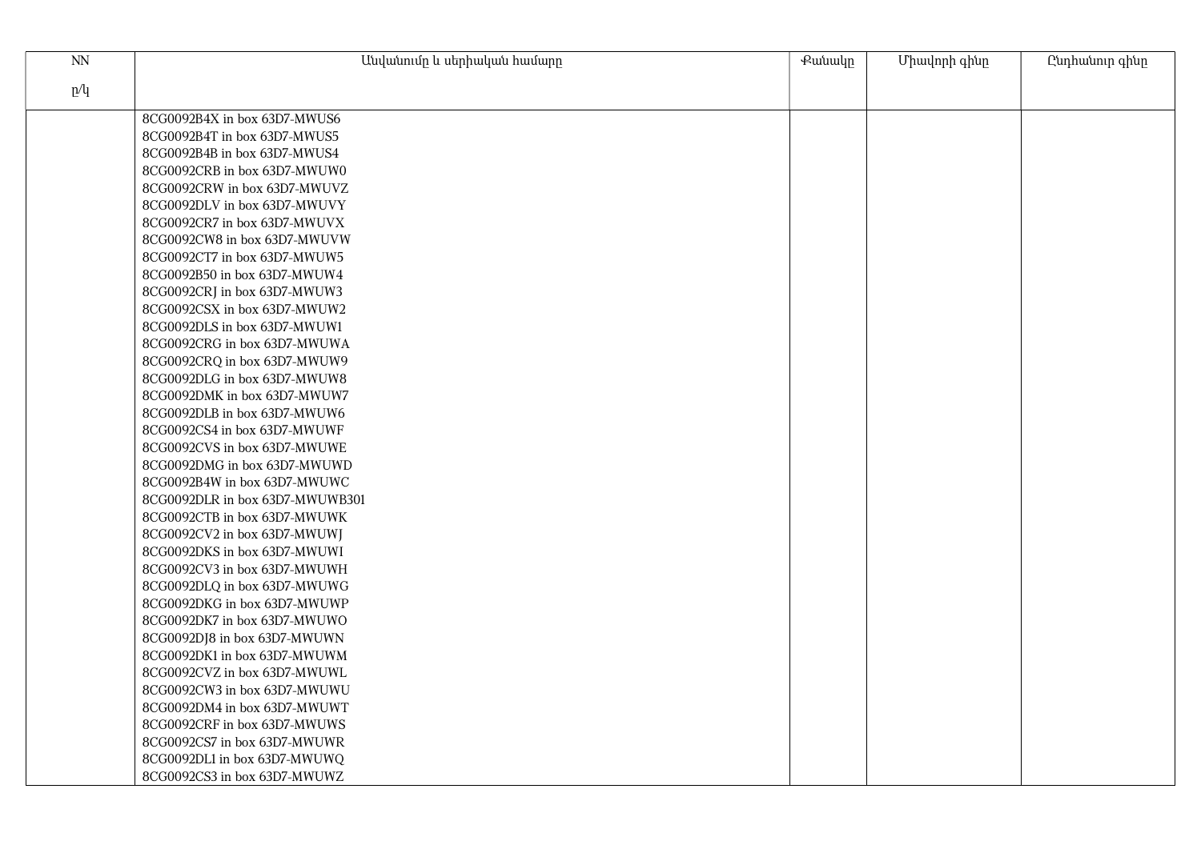| NN<br><br>ը/կ | Անվանումը և սերիական համարը | Քանակը | Միավորի գինը | Ընդհանուր գինը |
|---|---|---|---|---|
| | 8CG0092B4X in box 63D7-MWUS6<br>8CG0092B4T in box 63D7-MWUS5<br>8CG0092B4B in box 63D7-MWUS4<br>8CG0092CRB in box 63D7-MWUW0<br>8CG0092CRW in box 63D7-MWUVZ<br>8CG0092DLV in box 63D7-MWUVY<br>8CG0092CR7 in box 63D7-MWUVX<br>8CG0092CW8 in box 63D7-MWUVW<br>8CG0092CT7 in box 63D7-MWUW5<br>8CG0092B50 in box 63D7-MWUW4<br>8CG0092CRJ in box 63D7-MWUW3<br>8CG0092CSX in box 63D7-MWUW2<br>8CG0092DLS in box 63D7-MWUW1<br>8CG0092CRG in box 63D7-MWUWA<br>8CG0092CRQ in box 63D7-MWUW9<br>8CG0092DLG in box 63D7-MWUW8<br>8CG0092DMK in box 63D7-MWUW7<br>8CG0092DLB in box 63D7-MWUW6<br>8CG0092CS4 in box 63D7-MWUWF<br>8CG0092CVS in box 63D7-MWUWE<br>8CG0092DMG in box 63D7-MWUWD<br>8CG0092B4W in box 63D7-MWUWC<br>8CG0092DLR in box 63D7-MWUWB301<br>8CG0092CTB in box 63D7-MWUWK<br>8CG0092CV2 in box 63D7-MWUWJ<br>8CG0092DKS in box 63D7-MWUWI<br>8CG0092CV3 in box 63D7-MWUWH<br>8CG0092DLQ in box 63D7-MWUWG<br>8CG0092DKG in box 63D7-MWUWP<br>8CG0092DK7 in box 63D7-MWUWO<br>8CG0092DJ8 in box 63D7-MWUWN<br>8CG0092DK1 in box 63D7-MWUWM<br>8CG0092CVZ in box 63D7-MWUWL<br>8CG0092CW3 in box 63D7-MWUWU<br>8CG0092DM4 in box 63D7-MWUWT<br>8CG0092CRF in box 63D7-MWUWS<br>8CG0092CS7 in box 63D7-MWUWR<br>8CG0092DL1 in box 63D7-MWUWQ<br>8CG0092CS3 in box 63D7-MWUWZ | | | |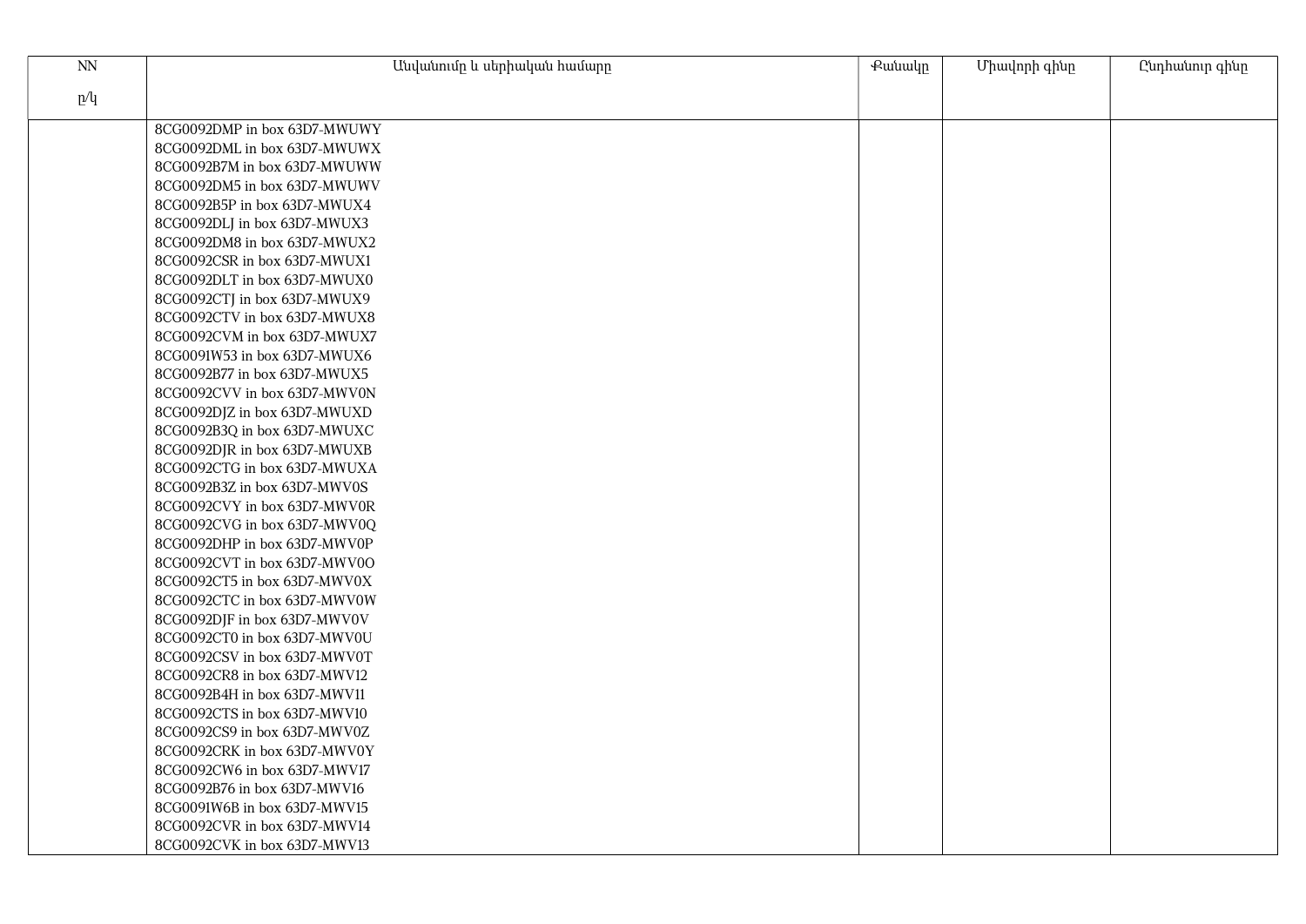| NN<br><br>ը/կ | Անվանումը և սերիական համարը | Քանակը | Միավորի գինը | Ընդհանուր գինը |
|---|---|---|---|---|
| | 8CG0092DMP in box 63D7-MWUWY<br>8CG0092DML in box 63D7-MWUWX<br>8CG0092B7M in box 63D7-MWUWW<br>8CG0092DM5 in box 63D7-MWUWV<br>8CG0092B5P in box 63D7-MWUX4<br>8CG0092DLJ in box 63D7-MWUX3<br>8CG0092DM8 in box 63D7-MWUX2<br>8CG0092CSR in box 63D7-MWUX1<br>8CG0092DLT in box 63D7-MWUX0<br>8CG0092CTJ in box 63D7-MWUX9<br>8CG0092CTV in box 63D7-MWUX8<br>8CG0092CVM in box 63D7-MWUX7<br>8CG0091W53 in box 63D7-MWUX6<br>8CG0092B77 in box 63D7-MWUX5<br>8CG0092CVV in box 63D7-MWV0N<br>8CG0092DJZ in box 63D7-MWUXD<br>8CG0092B3Q in box 63D7-MWUXC<br>8CG0092DJR in box 63D7-MWUXB<br>8CG0092CTG in box 63D7-MWUXA<br>8CG0092B3Z in box 63D7-MWV0S<br>8CG0092CVY in box 63D7-MWV0R<br>8CG0092CVG in box 63D7-MWV0Q<br>8CG0092DHP in box 63D7-MWV0P<br>8CG0092CVT in box 63D7-MWV0O<br>8CG0092CT5 in box 63D7-MWV0X<br>8CG0092CTC in box 63D7-MWV0W<br>8CG0092DJF in box 63D7-MWV0V<br>8CG0092CT0 in box 63D7-MWV0U<br>8CG0092CSV in box 63D7-MWV0T<br>8CG0092CR8 in box 63D7-MWV12<br>8CG0092B4H in box 63D7-MWV11<br>8CG0092CTS in box 63D7-MWV10<br>8CG0092CS9 in box 63D7-MWV0Z<br>8CG0092CRK in box 63D7-MWV0Y<br>8CG0092CW6 in box 63D7-MWV17<br>8CG0092B76 in box 63D7-MWV16<br>8CG0091W6B in box 63D7-MWV15<br>8CG0092CVR in box 63D7-MWV14<br>8CG0092CVK in box 63D7-MWV13 | | | |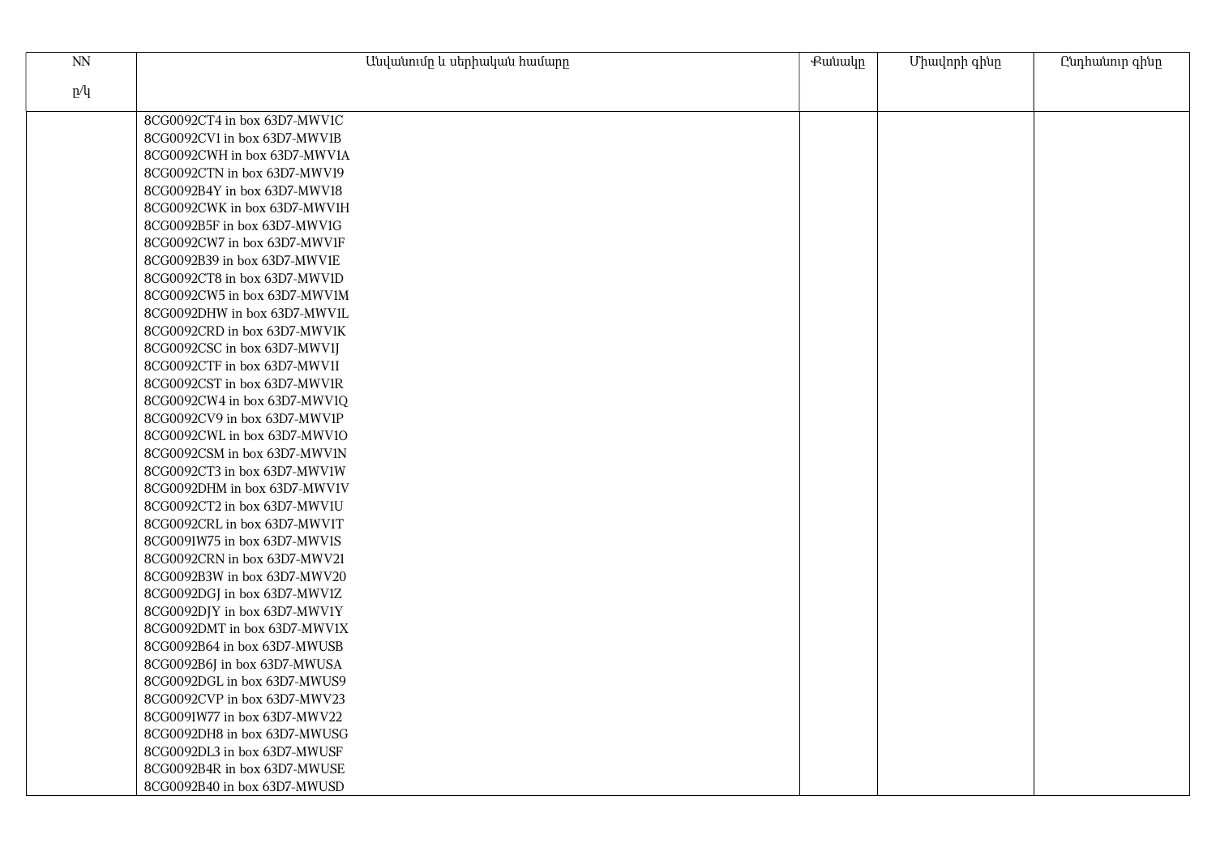| NN<br>ը/կ | Անվանումը և սերիական համարը | Քանակը | Միավորի գինը | Ընդհանուր գինը |
|---|---|---|---|---|
| | 8CG0092CT4 in box 63D7-MWV1C<br>8CG0092CV1 in box 63D7-MWV1B<br>8CG0092CWH in box 63D7-MWV1A<br>8CG0092CTN in box 63D7-MWV19<br>8CG0092B4Y in box 63D7-MWV18<br>8CG0092CWK in box 63D7-MWV1H<br>8CG0092B5F in box 63D7-MWV1G<br>8CG0092CW7 in box 63D7-MWV1F<br>8CG0092B39 in box 63D7-MWV1E<br>8CG0092CT8 in box 63D7-MWV1D<br>8CG0092CW5 in box 63D7-MWV1M<br>8CG0092DHW in box 63D7-MWV1L<br>8CG0092CRD in box 63D7-MWV1K<br>8CG0092CSC in box 63D7-MWV1J<br>8CG0092CTF in box 63D7-MWV1I<br>8CG0092CST in box 63D7-MWV1R<br>8CG0092CW4 in box 63D7-MWV1Q<br>8CG0092CV9 in box 63D7-MWV1P<br>8CG0092CWL in box 63D7-MWV1O<br>8CG0092CSM in box 63D7-MWV1N<br>8CG0092CT3 in box 63D7-MWV1W<br>8CG0092DHM in box 63D7-MWV1V<br>8CG0092CT2 in box 63D7-MWV1U<br>8CG0092CRL in box 63D7-MWV1T<br>8CG0091W75 in box 63D7-MWV1S<br>8CG0092CRN in box 63D7-MWV21<br>8CG0092B3W in box 63D7-MWV20<br>8CG0092DGJ in box 63D7-MWV1Z<br>8CG0092DJY in box 63D7-MWV1Y<br>8CG0092DMT in box 63D7-MWV1X<br>8CG0092B64 in box 63D7-MWUSB<br>8CG0092B6J in box 63D7-MWUSA<br>8CG0092DGL in box 63D7-MWUS9<br>8CG0092CVP in box 63D7-MWV23<br>8CG0091W77 in box 63D7-MWV22<br>8CG0092DH8 in box 63D7-MWUSG<br>8CG0092DL3 in box 63D7-MWUSF<br>8CG0092B4R in box 63D7-MWUSE<br>8CG0092B40 in box 63D7-MWUSD | | | |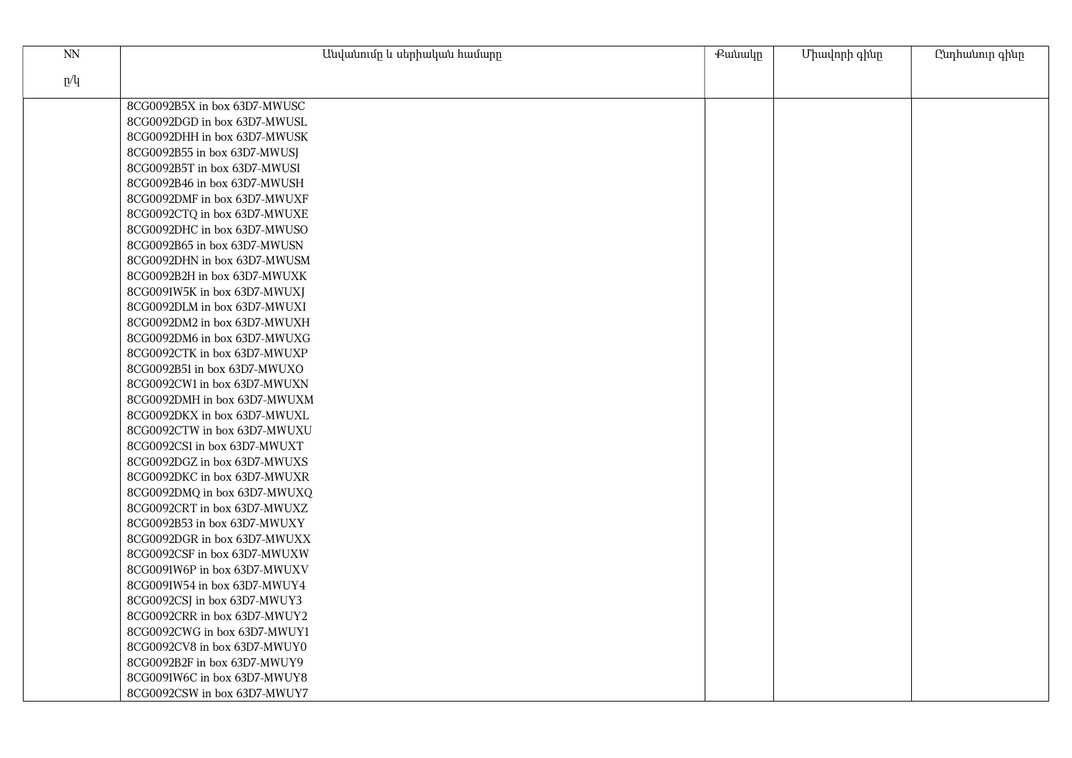| NN<br><br>ը/կ | Անվանումը և սերիական համարը | Քանակը | Միավորի գինը | Ընդհանուր գինը |
|---|---|---|---|---|
| | 8CG0092B5X in box 63D7-MWUSC<br>8CG0092DGD in box 63D7-MWUSL<br>8CG0092DHH in box 63D7-MWUSK<br>8CG0092B55 in box 63D7-MWUSJ<br>8CG0092B5T in box 63D7-MWUSI<br>8CG0092B46 in box 63D7-MWUSH<br>8CG0092DMF in box 63D7-MWUXF<br>8CG0092CTQ in box 63D7-MWUXE<br>8CG0092DHC in box 63D7-MWUSO<br>8CG0092B65 in box 63D7-MWUSN<br>8CG0092DHN in box 63D7-MWUSM<br>8CG0092B2H in box 63D7-MWUXK<br>8CG0091W5K in box 63D7-MWUXJ<br>8CG0092DLM in box 63D7-MWUXI<br>8CG0092DM2 in box 63D7-MWUXH<br>8CG0092DM6 in box 63D7-MWUXG<br>8CG0092CTK in box 63D7-MWUXP<br>8CG0092B51 in box 63D7-MWUXO<br>8CG0092CW1 in box 63D7-MWUXN<br>8CG0092DMH in box 63D7-MWUXM<br>8CG0092DKX in box 63D7-MWUXL<br>8CG0092CTW in box 63D7-MWUXU<br>8CG0092CS1 in box 63D7-MWUXT<br>8CG0092DGZ in box 63D7-MWUXS<br>8CG0092DKC in box 63D7-MWUXR<br>8CG0092DMQ in box 63D7-MWUXQ<br>8CG0092CRT in box 63D7-MWUXZ<br>8CG0092B53 in box 63D7-MWUXY<br>8CG0092DGR in box 63D7-MWUXX<br>8CG0092CSF in box 63D7-MWUXW<br>8CG0091W6P in box 63D7-MWUXV<br>8CG0091W54 in box 63D7-MWUY4<br>8CG0092CSJ in box 63D7-MWUY3<br>8CG0092CRR in box 63D7-MWUY2<br>8CG0092CWG in box 63D7-MWUY1<br>8CG0092CV8 in box 63D7-MWUY0<br>8CG0092B2F in box 63D7-MWUY9<br>8CG0091W6C in box 63D7-MWUY8<br>8CG0092CSW in box 63D7-MWUY7 | | | |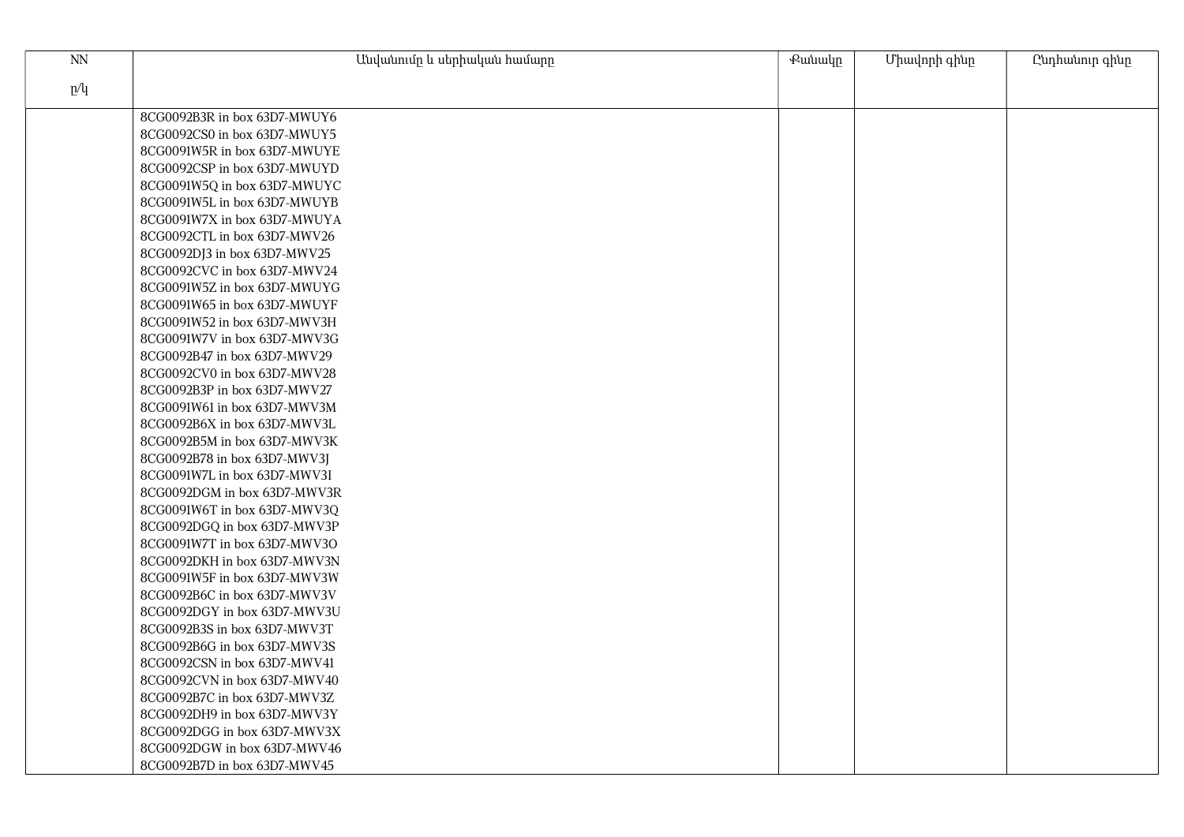| NN<br><br>ը/կ | Անվանումը և սերիական համարը | Քանակը | Միավորի գինը | Ընդհանուր գինը |
|---|---|---|---|---|
| | 8CG0092B3R in box 63D7-MWUY6<br>8CG0092CS0 in box 63D7-MWUY5<br>8CG0091W5R in box 63D7-MWUYE<br>8CG0092CSP in box 63D7-MWUYD<br>8CG0091W5Q in box 63D7-MWUYC<br>8CG0091W5L in box 63D7-MWUYB<br>8CG0091W7X in box 63D7-MWUYA<br>8CG0092CTL in box 63D7-MWV26<br>8CG0092DJ3 in box 63D7-MWV25<br>8CG0092CVC in box 63D7-MWV24<br>8CG0091W5Z in box 63D7-MWUYG<br>8CG0091W65 in box 63D7-MWUYF<br>8CG0091W52 in box 63D7-MWV3H<br>8CG0091W7V in box 63D7-MWV3G<br>8CG0092B47 in box 63D7-MWV29<br>8CG0092CV0 in box 63D7-MWV28<br>8CG0092B3P in box 63D7-MWV27<br>8CG0091W61 in box 63D7-MWV3M<br>8CG0092B6X in box 63D7-MWV3L<br>8CG0092B5M in box 63D7-MWV3K<br>8CG0092B78 in box 63D7-MWV3J<br>8CG0091W7L in box 63D7-MWV3I<br>8CG0092DGM in box 63D7-MWV3R<br>8CG0091W6T in box 63D7-MWV3Q<br>8CG0092DGQ in box 63D7-MWV3P<br>8CG0091W7T in box 63D7-MWV3O<br>8CG0092DKH in box 63D7-MWV3N<br>8CG0091W5F in box 63D7-MWV3W<br>8CG0092B6C in box 63D7-MWV3V<br>8CG0092DGY in box 63D7-MWV3U<br>8CG0092B3S in box 63D7-MWV3T<br>8CG0092B6G in box 63D7-MWV3S<br>8CG0092CSN in box 63D7-MWV41<br>8CG0092CVN in box 63D7-MWV40<br>8CG0092B7C in box 63D7-MWV3Z<br>8CG0092DH9 in box 63D7-MWV3Y<br>8CG0092DGG in box 63D7-MWV3X<br>8CG0092DGW in box 63D7-MWV46<br>8CG0092B7D in box 63D7-MWV45 | | | |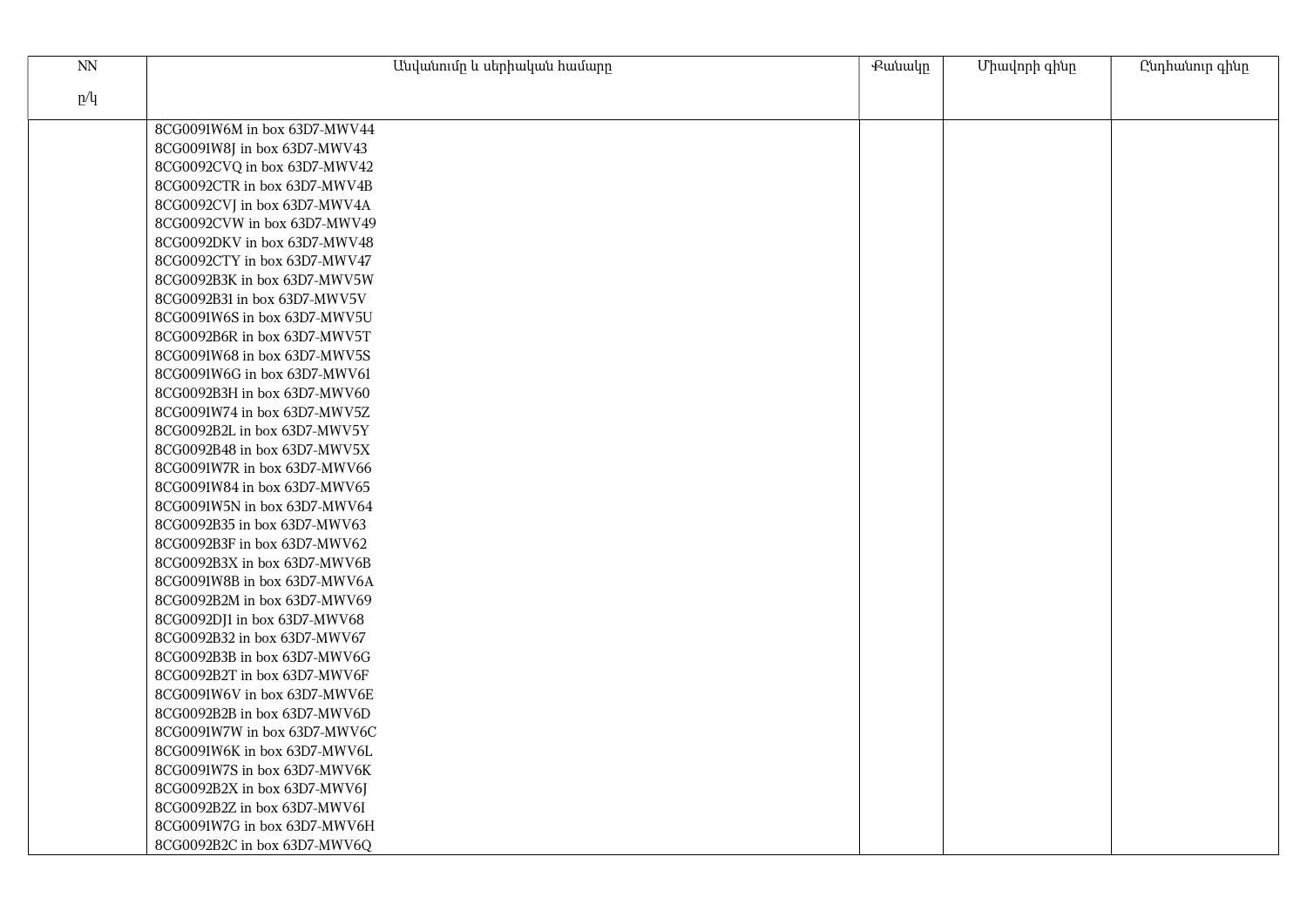| NN<br>ը/կ | Անվանումը և սերիական համարը | Քանակը | Միավորի գինը | Ընդհանուր գինը |
|---|---|---|---|---|
| | 8CG0091W6M in box 63D7-MWV44<br>8CG0091W8J in box 63D7-MWV43<br>8CG0092CVQ in box 63D7-MWV42<br>8CG0092CTR in box 63D7-MWV4B<br>8CG0092CVJ in box 63D7-MWV4A<br>8CG0092CVW in box 63D7-MWV49<br>8CG0092DKV in box 63D7-MWV48<br>8CG0092CTY in box 63D7-MWV47<br>8CG0092B3K in box 63D7-MWV5W<br>8CG0092B31 in box 63D7-MWV5V<br>8CG0091W6S in box 63D7-MWV5U<br>8CG0092B6R in box 63D7-MWV5T<br>8CG0091W68 in box 63D7-MWV5S<br>8CG0091W6G in box 63D7-MWV61<br>8CG0092B3H in box 63D7-MWV60<br>8CG0091W74 in box 63D7-MWV5Z<br>8CG0092B2L in box 63D7-MWV5Y<br>8CG0092B48 in box 63D7-MWV5X<br>8CG0091W7R in box 63D7-MWV66<br>8CG0091W84 in box 63D7-MWV65<br>8CG0091W5N in box 63D7-MWV64<br>8CG0092B35 in box 63D7-MWV63<br>8CG0092B3F in box 63D7-MWV62<br>8CG0092B3X in box 63D7-MWV6B<br>8CG0091W8B in box 63D7-MWV6A<br>8CG0092B2M in box 63D7-MWV69<br>8CG0092DJ1 in box 63D7-MWV68<br>8CG0092B32 in box 63D7-MWV67<br>8CG0092B3B in box 63D7-MWV6G<br>8CG0092B2T in box 63D7-MWV6F<br>8CG0091W6V in box 63D7-MWV6E<br>8CG0092B2B in box 63D7-MWV6D<br>8CG0091W7W in box 63D7-MWV6C<br>8CG0091W6K in box 63D7-MWV6L<br>8CG0091W7S in box 63D7-MWV6K<br>8CG0092B2X in box 63D7-MWV6J<br>8CG0092B2Z in box 63D7-MWV6I<br>8CG0091W7G in box 63D7-MWV6H<br>8CG0092B2C in box 63D7-MWV6Q | | | |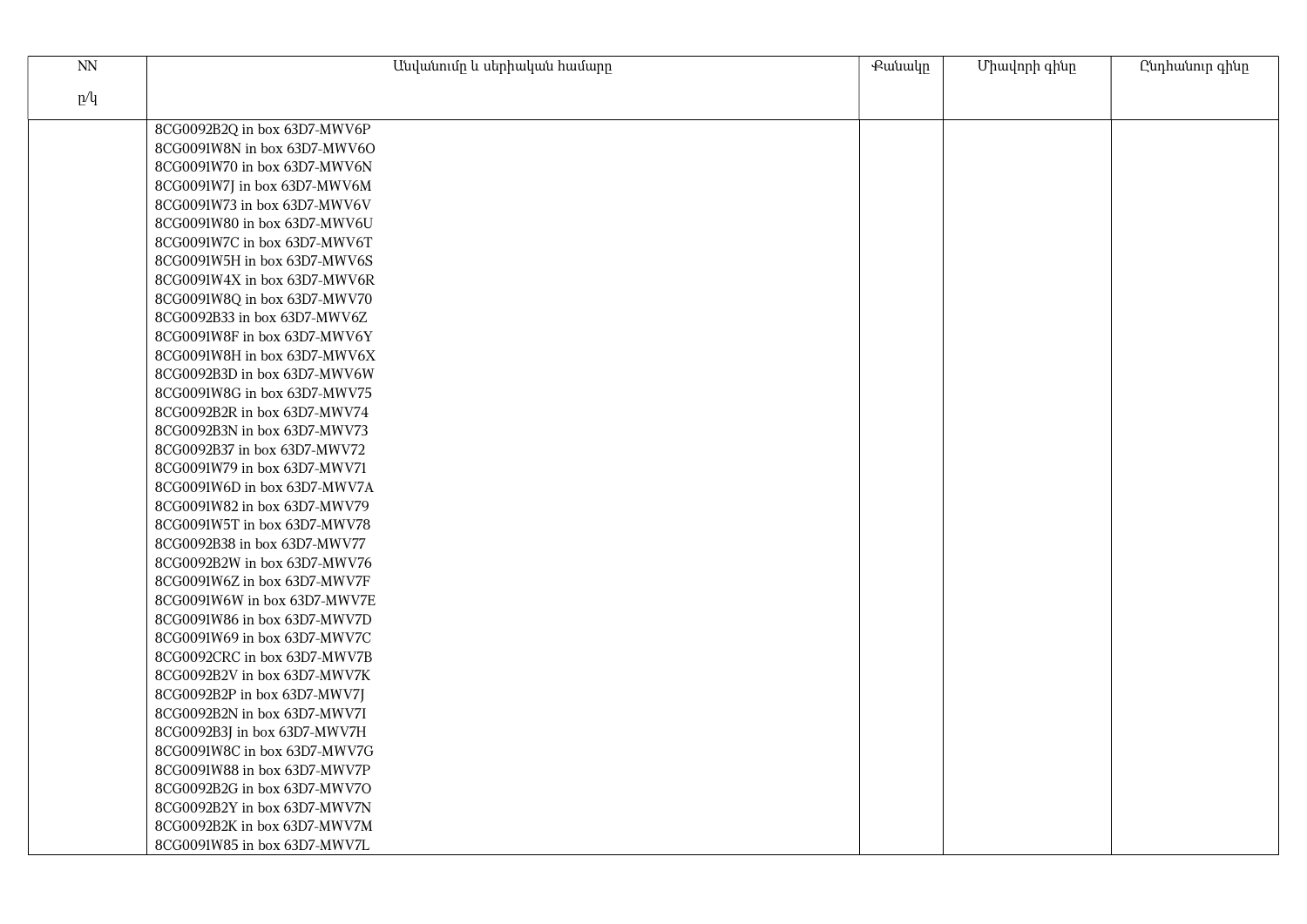| NN<br>ը/կ | Անվանումը և սերիական համարը | Քանակը | Միավորի գինը | Ընդհանուր գինը |
|---|---|---|---|---|
| | 8CG0092B2Q in box 63D7-MWV6P<br>8CG0091W8N in box 63D7-MWV6O<br>8CG0091W70 in box 63D7-MWV6N<br>8CG0091W7J in box 63D7-MWV6M<br>8CG0091W73 in box 63D7-MWV6V<br>8CG0091W80 in box 63D7-MWV6U<br>8CG0091W7C in box 63D7-MWV6T<br>8CG0091W5H in box 63D7-MWV6S<br>8CG0091W4X in box 63D7-MWV6R<br>8CG0091W8Q in box 63D7-MWV70<br>8CG0092B33 in box 63D7-MWV6Z<br>8CG0091W8F in box 63D7-MWV6Y<br>8CG0091W8H in box 63D7-MWV6X<br>8CG0092B3D in box 63D7-MWV6W<br>8CG0091W8G in box 63D7-MWV75<br>8CG0092B2R in box 63D7-MWV74<br>8CG0092B3N in box 63D7-MWV73<br>8CG0092B37 in box 63D7-MWV72<br>8CG0091W79 in box 63D7-MWV71<br>8CG0091W6D in box 63D7-MWV7A<br>8CG0091W82 in box 63D7-MWV79<br>8CG0091W5T in box 63D7-MWV78<br>8CG0092B38 in box 63D7-MWV77<br>8CG0092B2W in box 63D7-MWV76<br>8CG0091W6Z in box 63D7-MWV7F<br>8CG0091W6W in box 63D7-MWV7E<br>8CG0091W86 in box 63D7-MWV7D<br>8CG0091W69 in box 63D7-MWV7C<br>8CG0092CRC in box 63D7-MWV7B<br>8CG0092B2V in box 63D7-MWV7K<br>8CG0092B2P in box 63D7-MWV7J<br>8CG0092B2N in box 63D7-MWV7I<br>8CG0092B3J in box 63D7-MWV7H<br>8CG0091W8C in box 63D7-MWV7G<br>8CG0091W88 in box 63D7-MWV7P<br>8CG0092B2G in box 63D7-MWV7O<br>8CG0092B2Y in box 63D7-MWV7N<br>8CG0092B2K in box 63D7-MWV7M<br>8CG0091W85 in box 63D7-MWV7L | | | |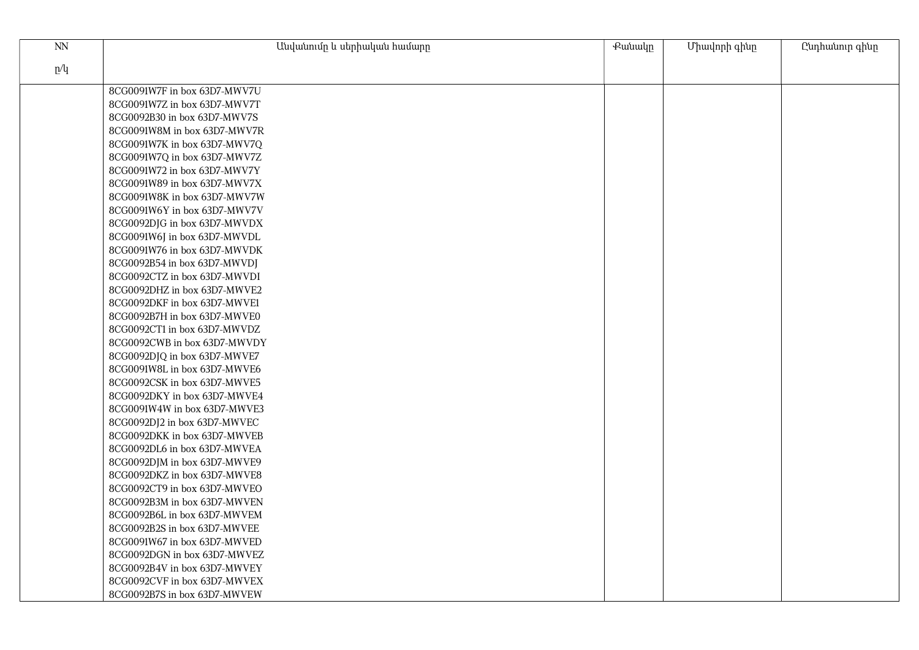| NN<br><br>ը/կ | Անվանումը և սերիական համարը | Քանակը | Միավորի գինը | Ընդհանուր գինը |
|---|---|---|---|---|
| | 8CG0091W7F in box 63D7-MWV7U<br>8CG0091W7Z in box 63D7-MWV7T<br>8CG0092B30 in box 63D7-MWV7S<br>8CG0091W8M in box 63D7-MWV7R<br>8CG0091W7K in box 63D7-MWV7Q<br>8CG0091W7Q in box 63D7-MWV7Z<br>8CG0091W72 in box 63D7-MWV7Y<br>8CG0091W89 in box 63D7-MWV7X<br>8CG0091W8K in box 63D7-MWV7W<br>8CG0091W6Y in box 63D7-MWV7V<br>8CG0092DJG in box 63D7-MWVDX<br>8CG0091W6J in box 63D7-MWVDL<br>8CG0091W76 in box 63D7-MWVDK<br>8CG0092B54 in box 63D7-MWVDJ<br>8CG0092CTZ in box 63D7-MWVDI<br>8CG0092DHZ in box 63D7-MWVE2<br>8CG0092DKF in box 63D7-MWVE1<br>8CG0092B7H in box 63D7-MWVE0<br>8CG0092CT1 in box 63D7-MWVDZ<br>8CG0092CWB in box 63D7-MWVDY<br>8CG0092DJQ in box 63D7-MWVE7<br>8CG0091W8L in box 63D7-MWVE6<br>8CG0092CSK in box 63D7-MWVE5<br>8CG0092DKY in box 63D7-MWVE4<br>8CG0091W4W in box 63D7-MWVE3<br>8CG0092DJ2 in box 63D7-MWVEC<br>8CG0092DKK in box 63D7-MWVEB<br>8CG0092DL6 in box 63D7-MWVEA<br>8CG0092DJM in box 63D7-MWVE9<br>8CG0092DKZ in box 63D7-MWVE8<br>8CG0092CT9 in box 63D7-MWVEO<br>8CG0092B3M in box 63D7-MWVEN<br>8CG0092B6L in box 63D7-MWVEM<br>8CG0092B2S in box 63D7-MWVEE<br>8CG0091W67 in box 63D7-MWVED<br>8CG0092DGN in box 63D7-MWVEZ<br>8CG0092B4V in box 63D7-MWVEY<br>8CG0092CVF in box 63D7-MWVEX<br>8CG0092B7S in box 63D7-MWVEW | | | |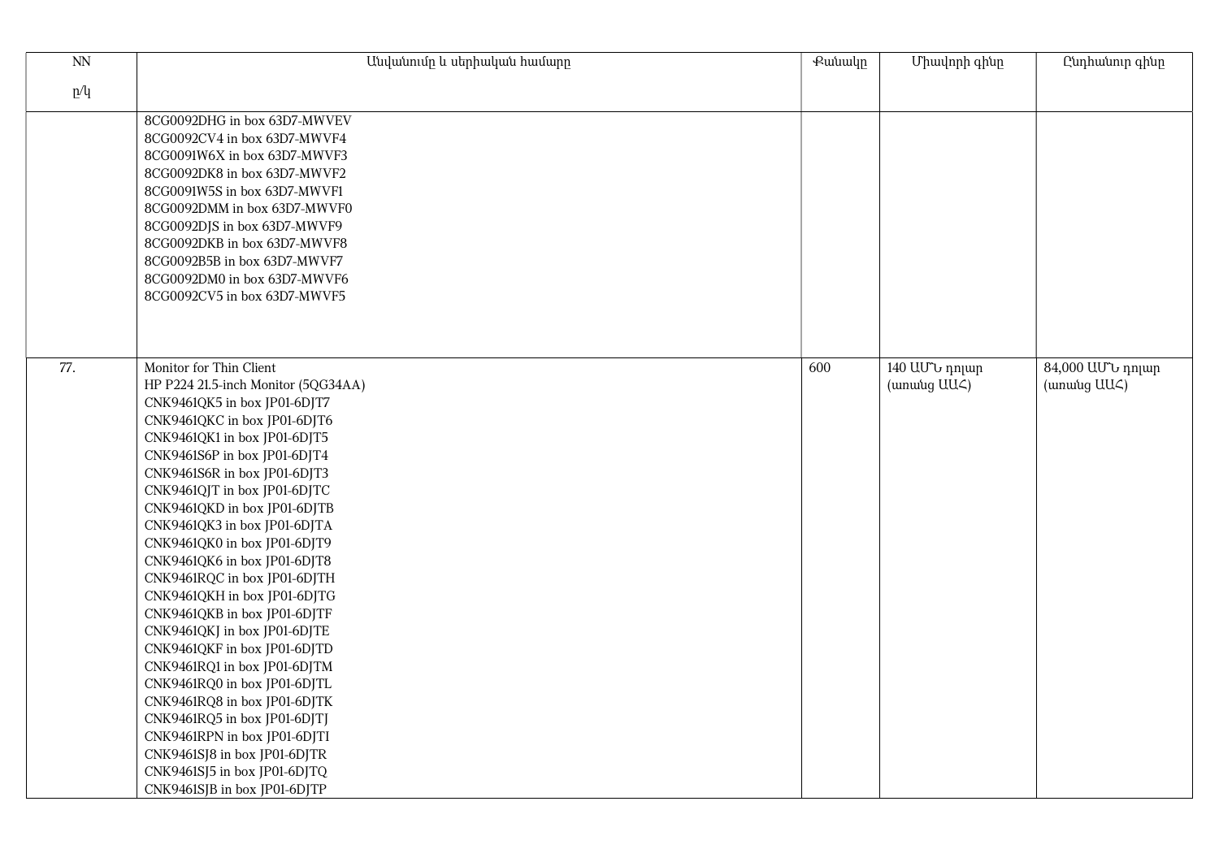| NN<br><br>ը/կ | Անվանումը և սերիական համարը | Քանակը | Միավորի գինը | Ընդհանուր գինը |
|---|---|---|---|---|
| | 8CG0092DHG in box 63D7-MWVEV<br>8CG0092CV4 in box 63D7-MWVF4<br>8CG0091W6X in box 63D7-MWVF3<br>8CG0092DK8 in box 63D7-MWVF2<br>8CG0091W5S in box 63D7-MWVF1<br>8CG0092DMM in box 63D7-MWVF0<br>8CG0092DJS in box 63D7-MWVF9<br>8CG0092DKB in box 63D7-MWVF8<br>8CG0092B5B in box 63D7-MWVF7<br>8CG0092DM0 in box 63D7-MWVF6<br>8CG0092CV5 in box 63D7-MWVF5 | | | |
| 77. | Monitor for Thin Client<br>HP P224 21.5-inch Monitor (5QG34AA)<br>CNK9461QK5 in box JP01-6DJT7<br>CNK9461QKC in box JP01-6DJT6<br>CNK9461QK1 in box JP01-6DJT5<br>CNK9461S6P in box JP01-6DJT4<br>CNK9461S6R in box JP01-6DJT3<br>CNK9461QJT in box JP01-6DJTC<br>CNK9461QKD in box JP01-6DJTB<br>CNK9461QK3 in box JP01-6DJTA<br>CNK9461QK0 in box JP01-6DJT9<br>CNK9461QK6 in box JP01-6DJT8<br>CNK9461RQC in box JP01-6DJTH<br>CNK9461QKH in box JP01-6DJTG<br>CNK9461QKB in box JP01-6DJTF<br>CNK9461QKJ in box JP01-6DJTE<br>CNK9461QKF in box JP01-6DJTD<br>CNK9461RQ1 in box JP01-6DJTM<br>CNK9461RQ0 in box JP01-6DJTL<br>CNK9461RQ8 in box JP01-6DJTK<br>CNK9461RQ5 in box JP01-6DJTJ<br>CNK9461RPN in box JP01-6DJTI<br>CNK9461SJ8 in box JP01-6DJTR<br>CNK9461SJ5 in box JP01-6DJTQ<br>CNK9461SJB in box JP01-6DJTP | 600 | 140 ԱՄՆ դոլար (առանց ԱԱՀ) | 84,000 ԱՄՆ դոլար (առանց ԱԱՀ) |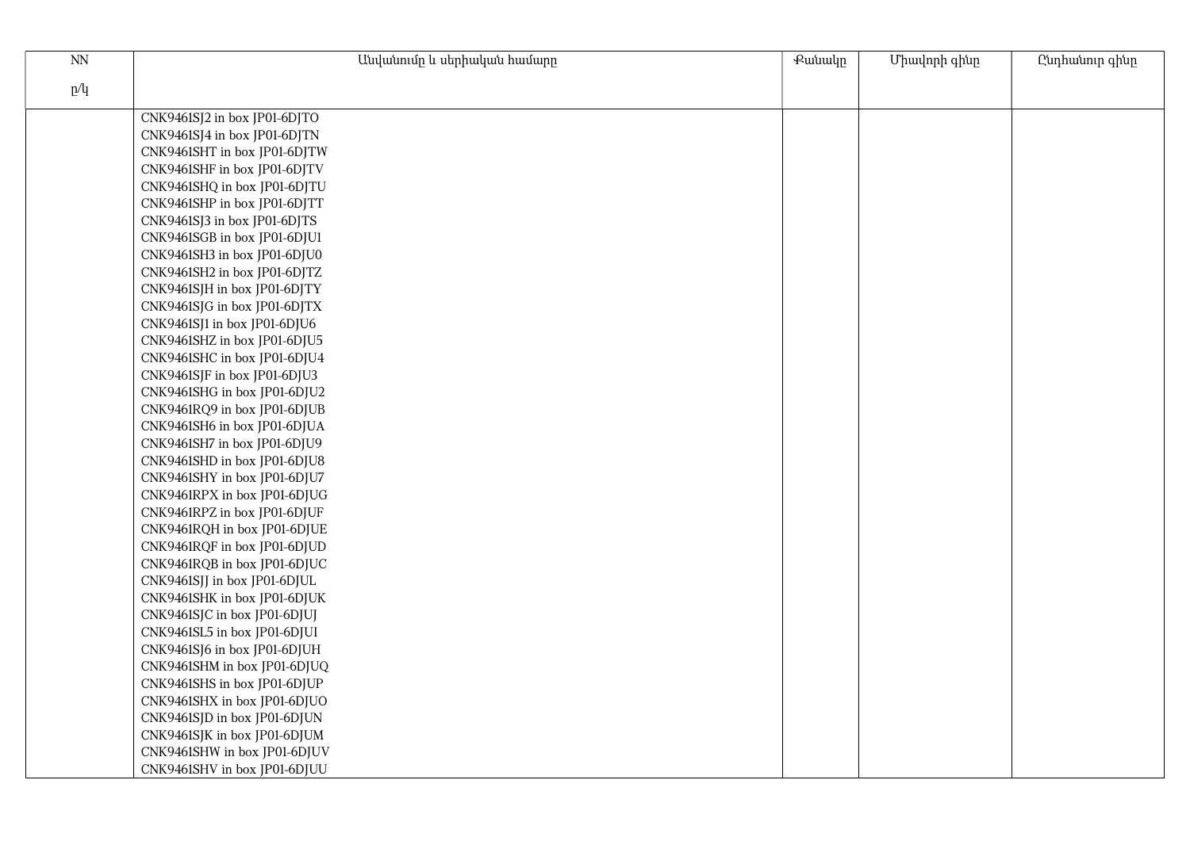| NN<br><br>ը/կ | Անվանումը և սերիական համարը | Քանակը | Միավորի գինը | Ընդհանուր գինը |
|---|---|---|---|---|
| | CNK9461SJ2 in box JP01-6DJTO<br>CNK9461SJ4 in box JP01-6DJTN<br>CNK9461SHT in box JP01-6DJTW<br>CNK9461SHF in box JP01-6DJTV<br>CNK9461SHQ in box JP01-6DJTU<br>CNK9461SHP in box JP01-6DJTT<br>CNK9461SJ3 in box JP01-6DJTS<br>CNK9461SGB in box JP01-6DJU1<br>CNK9461SH3 in box JP01-6DJU0<br>CNK9461SH2 in box JP01-6DJTZ<br>CNK9461SJH in box JP01-6DJTY<br>CNK9461SJG in box JP01-6DJTX<br>CNK9461SJ1 in box JP01-6DJU6<br>CNK9461SHZ in box JP01-6DJU5<br>CNK9461SHC in box JP01-6DJU4<br>CNK9461SJF in box JP01-6DJU3<br>CNK9461SHG in box JP01-6DJU2<br>CNK9461RQ9 in box JP01-6DJUB<br>CNK9461SH6 in box JP01-6DJUA<br>CNK9461SH7 in box JP01-6DJU9<br>CNK9461SHD in box JP01-6DJU8<br>CNK9461SHY in box JP01-6DJU7<br>CNK9461RPX in box JP01-6DJUG<br>CNK9461RPZ in box JP01-6DJUF<br>CNK9461RQH in box JP01-6DJUE<br>CNK9461RQF in box JP01-6DJUD<br>CNK9461RQB in box JP01-6DJUC<br>CNK9461SJJ in box JP01-6DJUL<br>CNK9461SHK in box JP01-6DJUK<br>CNK9461SJC in box JP01-6DJUJ<br>CNK9461SL5 in box JP01-6DJUI<br>CNK9461SJ6 in box JP01-6DJUH<br>CNK9461SHM in box JP01-6DJUQ<br>CNK9461SHS in box JP01-6DJUP<br>CNK9461SHX in box JP01-6DJUO<br>CNK9461SJD in box JP01-6DJUN<br>CNK9461SJK in box JP01-6DJUM<br>CNK9461SHW in box JP01-6DJUV<br>CNK9461SHV in box JP01-6DJUU | | | |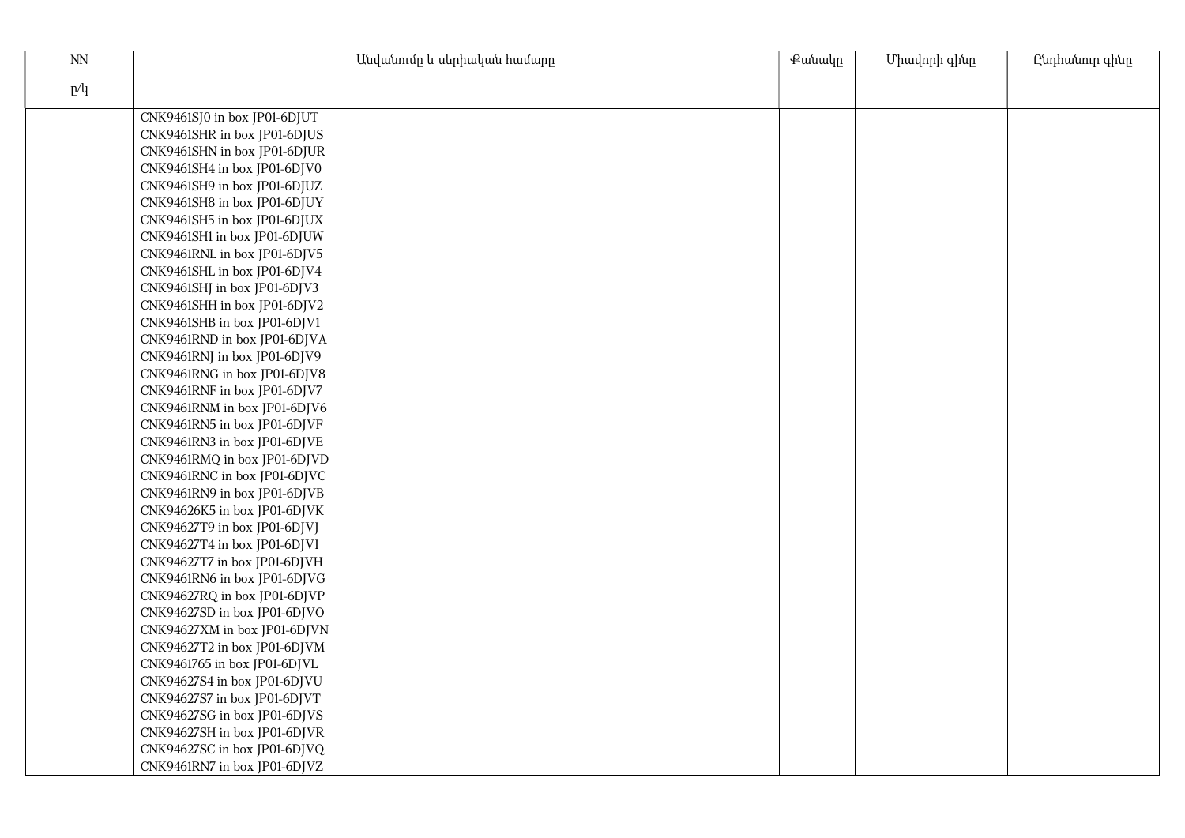| NN<br><br>ը/կ | Անվանումը և սերիական համարը | Քանակը | Միավորի գինը | Ընդհանուր գինը |
|---|---|---|---|---|
| | CNK9461SJ0 in box JP01-6DJUT<br>CNK9461SHR in box JP01-6DJUS<br>CNK9461SHN in box JP01-6DJUR<br>CNK9461SH4 in box JP01-6DJV0<br>CNK9461SH9 in box JP01-6DJUZ<br>CNK9461SH8 in box JP01-6DJUY<br>CNK9461SH5 in box JP01-6DJUX<br>CNK9461SH1 in box JP01-6DJUW<br>CNK9461RNL in box JP01-6DJV5<br>CNK9461SHL in box JP01-6DJV4<br>CNK9461SHJ in box JP01-6DJV3<br>CNK9461SHH in box JP01-6DJV2<br>CNK9461SHB in box JP01-6DJV1<br>CNK9461RND in box JP01-6DJVA<br>CNK9461RNJ in box JP01-6DJV9<br>CNK9461RNG in box JP01-6DJV8<br>CNK9461RNF in box JP01-6DJV7<br>CNK9461RNM in box JP01-6DJV6<br>CNK9461RN5 in box JP01-6DJVF<br>CNK9461RN3 in box JP01-6DJVE<br>CNK9461RMQ in box JP01-6DJVD<br>CNK9461RNC in box JP01-6DJVC<br>CNK9461RN9 in box JP01-6DJVB<br>CNK94626K5 in box JP01-6DJVK<br>CNK94627T9 in box JP01-6DJVJ<br>CNK94627T4 in box JP01-6DJVI<br>CNK94627T7 in box JP01-6DJVH<br>CNK9461RN6 in box JP01-6DJVG<br>CNK94627RQ in box JP01-6DJVP<br>CNK94627SD in box JP01-6DJVO<br>CNK94627XM in box JP01-6DJVN<br>CNK94627T2 in box JP01-6DJVM<br>CNK9461765 in box JP01-6DJVL<br>CNK94627S4 in box JP01-6DJVU<br>CNK94627S7 in box JP01-6DJVT<br>CNK94627SG in box JP01-6DJVS<br>CNK94627SH in box JP01-6DJVR<br>CNK94627SC in box JP01-6DJVQ<br>CNK9461RN7 in box JP01-6DJVZ | | | |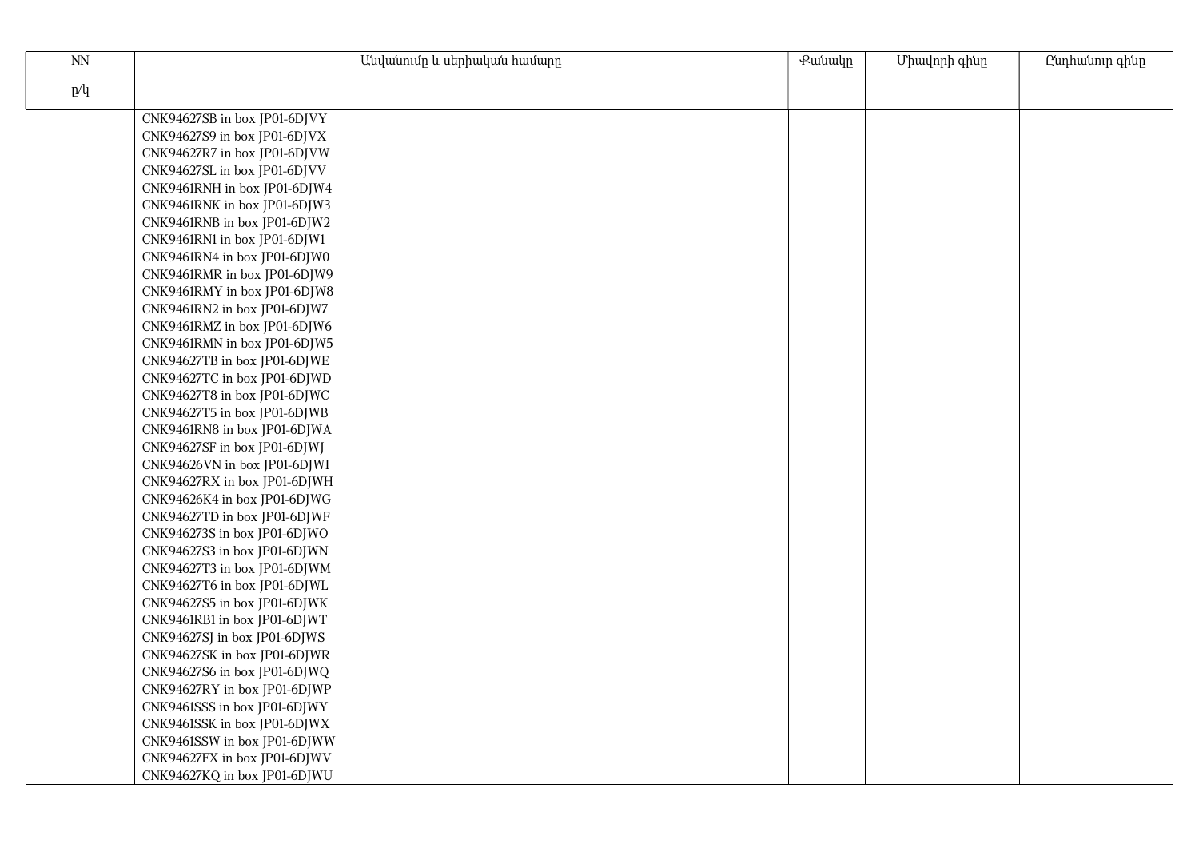| NN ը/կ | Անվանումը և սերիական համարը | Քանակը | Միավորի գինը | Ընդհանուր գինը |
|---|---|---|---|---|
| | CNK94627SB in box JP01-6DJVY<br>CNK94627S9 in box JP01-6DJVX<br>CNK94627R7 in box JP01-6DJVW<br>CNK94627SL in box JP01-6DJVV<br>CNK9461RNH in box JP01-6DJW4<br>CNK9461RNK in box JP01-6DJW3<br>CNK9461RNB in box JP01-6DJW2<br>CNK9461RN1 in box JP01-6DJW1<br>CNK9461RN4 in box JP01-6DJW0<br>CNK9461RMR in box JP01-6DJW9<br>CNK9461RMY in box JP01-6DJW8<br>CNK9461RN2 in box JP01-6DJW7<br>CNK9461RMZ in box JP01-6DJW6<br>CNK9461RMN in box JP01-6DJW5<br>CNK94627TB in box JP01-6DJWE<br>CNK94627TC in box JP01-6DJWD<br>CNK94627T8 in box JP01-6DJWC<br>CNK94627T5 in box JP01-6DJWB<br>CNK9461RN8 in box JP01-6DJWA<br>CNK94627SF in box JP01-6DJWJ<br>CNK94626VN in box JP01-6DJWI<br>CNK94627RX in box JP01-6DJWH<br>CNK94626K4 in box JP01-6DJWG<br>CNK94627TD in box JP01-6DJWF<br>CNK946273S in box JP01-6DJWO<br>CNK94627S3 in box JP01-6DJWN<br>CNK94627T3 in box JP01-6DJWM<br>CNK94627T6 in box JP01-6DJWL<br>CNK94627S5 in box JP01-6DJWK<br>CNK9461RB1 in box JP01-6DJWT<br>CNK94627SJ in box JP01-6DJWS<br>CNK94627SK in box JP01-6DJWR<br>CNK94627S6 in box JP01-6DJWQ<br>CNK94627RY in box JP01-6DJWP<br>CNK9461SSS in box JP01-6DJWY<br>CNK9461SSK in box JP01-6DJWX<br>CNK9461SSW in box JP01-6DJWW<br>CNK94627FX in box JP01-6DJWV<br>CNK94627KQ in box JP01-6DJWU | | | |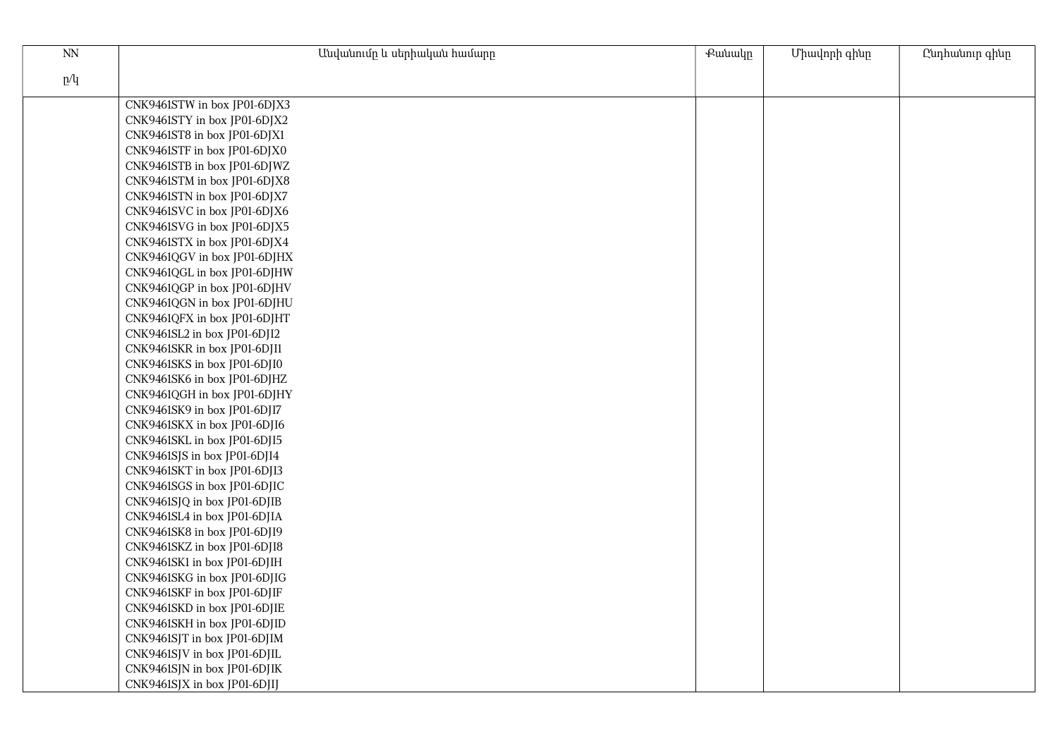| NN<br><br>ը/կ | Անվանումը և սերիական համարը | Քանակը | Միավորի գինը | Ընդհանուր գինը |
|---|---|---|---|---|
| | CNK9461STW in box JP01-6DJX3<br>CNK9461STY in box JP01-6DJX2<br>CNK9461ST8 in box JP01-6DJX1<br>CNK9461STF in box JP01-6DJX0<br>CNK9461STB in box JP01-6DJWZ<br>CNK9461STM in box JP01-6DJX8<br>CNK9461STN in box JP01-6DJX7<br>CNK9461SVC in box JP01-6DJX6<br>CNK9461SVG in box JP01-6DJX5<br>CNK9461STX in box JP01-6DJX4<br>CNK9461QGV in box JP01-6DJHX<br>CNK9461QGL in box JP01-6DJHW<br>CNK9461QGP in box JP01-6DJHV<br>CNK9461QGN in box JP01-6DJHU<br>CNK9461QFX in box JP01-6DJHT<br>CNK9461SL2 in box JP01-6DJI2<br>CNK9461SKR in box JP01-6DJI1<br>CNK9461SKS in box JP01-6DJI0<br>CNK9461SK6 in box JP01-6DJHZ<br>CNK9461QGH in box JP01-6DJHY<br>CNK9461SK9 in box JP01-6DJI7<br>CNK9461SKX in box JP01-6DJI6<br>CNK9461SKL in box JP01-6DJI5<br>CNK9461SJS in box JP01-6DJI4<br>CNK9461SKT in box JP01-6DJI3<br>CNK9461SGS in box JP01-6DJIC<br>CNK9461SJQ in box JP01-6DJIB<br>CNK9461SL4 in box JP01-6DJIA<br>CNK9461SK8 in box JP01-6DJI9<br>CNK9461SKZ in box JP01-6DJI8<br>CNK9461SK1 in box JP01-6DJIH<br>CNK9461SKG in box JP01-6DJIG<br>CNK9461SKF in box JP01-6DJIF<br>CNK9461SKD in box JP01-6DJIE<br>CNK9461SKH in box JP01-6DJID<br>CNK9461SJT in box JP01-6DJIM<br>CNK9461SJV in box JP01-6DJIL<br>CNK9461SJN in box JP01-6DJIK<br>CNK9461SJX in box JP01-6DJIJ | | | |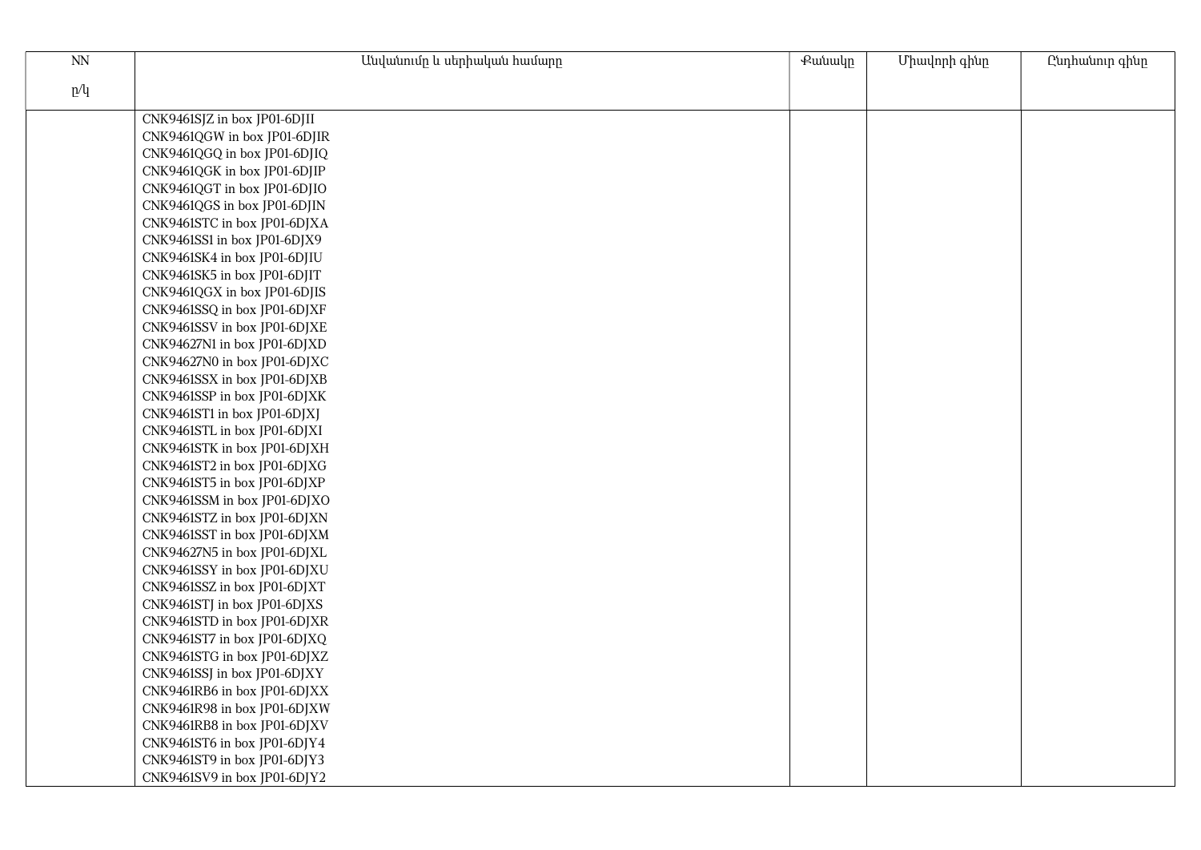| NN<br><br>ը/կ | Անվանումը և սերիական համարը | Քանակը | Միավորի գինը | Ընդհանուր գինը |
|---|---|---|---|---|
| | CNK9461SJZ in box JP01-6DJII<br>CNK9461QGW in box JP01-6DJIR<br>CNK9461QGQ in box JP01-6DJIQ<br>CNK9461QGK in box JP01-6DJIP<br>CNK9461QGT in box JP01-6DJIO<br>CNK9461QGS in box JP01-6DJIN<br>CNK9461STC in box JP01-6DJXA<br>CNK9461SS1 in box JP01-6DJX9<br>CNK9461SK4 in box JP01-6DJIU<br>CNK9461SK5 in box JP01-6DJIT<br>CNK9461QGX in box JP01-6DJIS<br>CNK9461SSQ in box JP01-6DJXF<br>CNK9461SSV in box JP01-6DJXE<br>CNK94627N1 in box JP01-6DJXD<br>CNK94627N0 in box JP01-6DJXC<br>CNK9461SSX in box JP01-6DJXB<br>CNK9461SSP in box JP01-6DJXK<br>CNK9461ST1 in box JP01-6DJXJ<br>CNK9461STL in box JP01-6DJXI<br>CNK9461STK in box JP01-6DJXH<br>CNK9461ST2 in box JP01-6DJXG<br>CNK9461ST5 in box JP01-6DJXP<br>CNK9461SSM in box JP01-6DJXO<br>CNK9461STZ in box JP01-6DJXN<br>CNK9461SST in box JP01-6DJXM<br>CNK94627N5 in box JP01-6DJXL<br>CNK9461SSY in box JP01-6DJXU<br>CNK9461SSZ in box JP01-6DJXT<br>CNK9461STJ in box JP01-6DJXS<br>CNK9461STD in box JP01-6DJXR<br>CNK9461ST7 in box JP01-6DJXQ<br>CNK9461STG in box JP01-6DJXZ<br>CNK9461SSJ in box JP01-6DJXY<br>CNK9461RB6 in box JP01-6DJXX<br>CNK9461R98 in box JP01-6DJXW<br>CNK9461RB8 in box JP01-6DJXV<br>CNK9461ST6 in box JP01-6DJY4<br>CNK9461ST9 in box JP01-6DJY3<br>CNK9461SV9 in box JP01-6DJY2 | | | |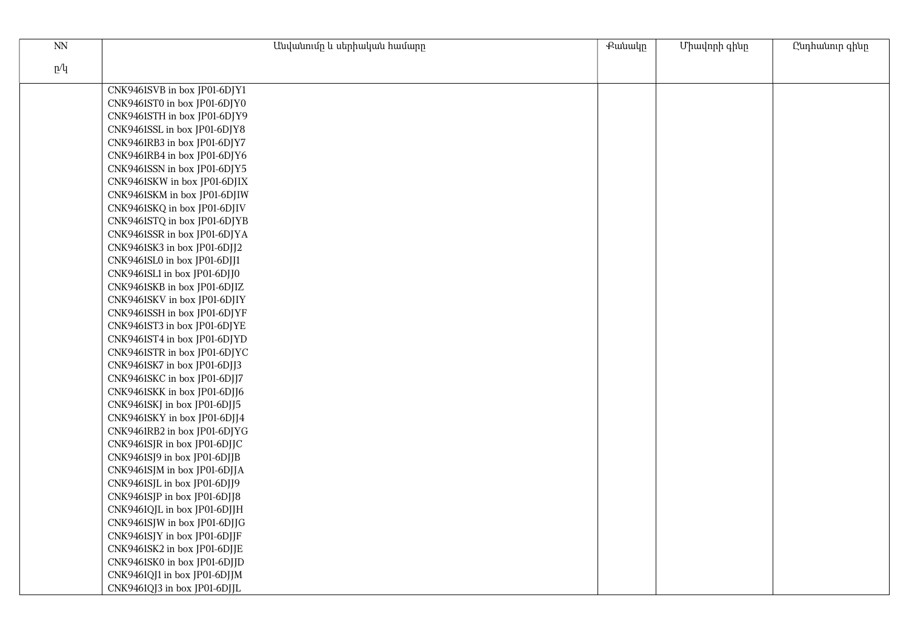| NN<br><br>ը/կ | Անվանումը և սերիական համարը | Քանակը | Միավորի գինը | Ընդհանուր գինը |
|---|---|---|---|---|
| | CNK9461SVB in box JP01-6DJY1<br>CNK9461ST0 in box JP01-6DJY0<br>CNK9461STH in box JP01-6DJY9<br>CNK9461SSL in box JP01-6DJY8<br>CNK9461RB3 in box JP01-6DJY7<br>CNK9461RB4 in box JP01-6DJY6<br>CNK9461SSN in box JP01-6DJY5<br>CNK9461SKW in box JP01-6DJIX<br>CNK9461SKM in box JP01-6DJIW<br>CNK9461SKQ in box JP01-6DJIV<br>CNK9461STQ in box JP01-6DJYB<br>CNK9461SSR in box JP01-6DJYA<br>CNK9461SK3 in box JP01-6DJJ2<br>CNK9461SL0 in box JP01-6DJJ1<br>CNK9461SL1 in box JP01-6DJJ0<br>CNK9461SKB in box JP01-6DJIZ<br>CNK9461SKV in box JP01-6DJIY<br>CNK9461SSH in box JP01-6DJYF<br>CNK9461ST3 in box JP01-6DJYE<br>CNK9461ST4 in box JP01-6DJYD<br>CNK9461STR in box JP01-6DJYC<br>CNK9461SK7 in box JP01-6DJJ3<br>CNK9461SKC in box JP01-6DJJ7<br>CNK9461SKK in box JP01-6DJJ6<br>CNK9461SKJ in box JP01-6DJJ5<br>CNK9461SKY in box JP01-6DJJ4<br>CNK9461RB2 in box JP01-6DJYG<br>CNK9461SJR in box JP01-6DJJC<br>CNK9461SJ9 in box JP01-6DJJB<br>CNK9461SJM in box JP01-6DJJA<br>CNK9461SJL in box JP01-6DJJ9<br>CNK9461SJP in box JP01-6DJJ8<br>CNK9461QJL in box JP01-6DJJH<br>CNK9461SJW in box JP01-6DJJG<br>CNK9461SJY in box JP01-6DJJF<br>CNK9461SK2 in box JP01-6DJJE<br>CNK9461SK0 in box JP01-6DJJD<br>CNK9461QJ1 in box JP01-6DJJM<br>CNK9461QJ3 in box JP01-6DJJL | | | |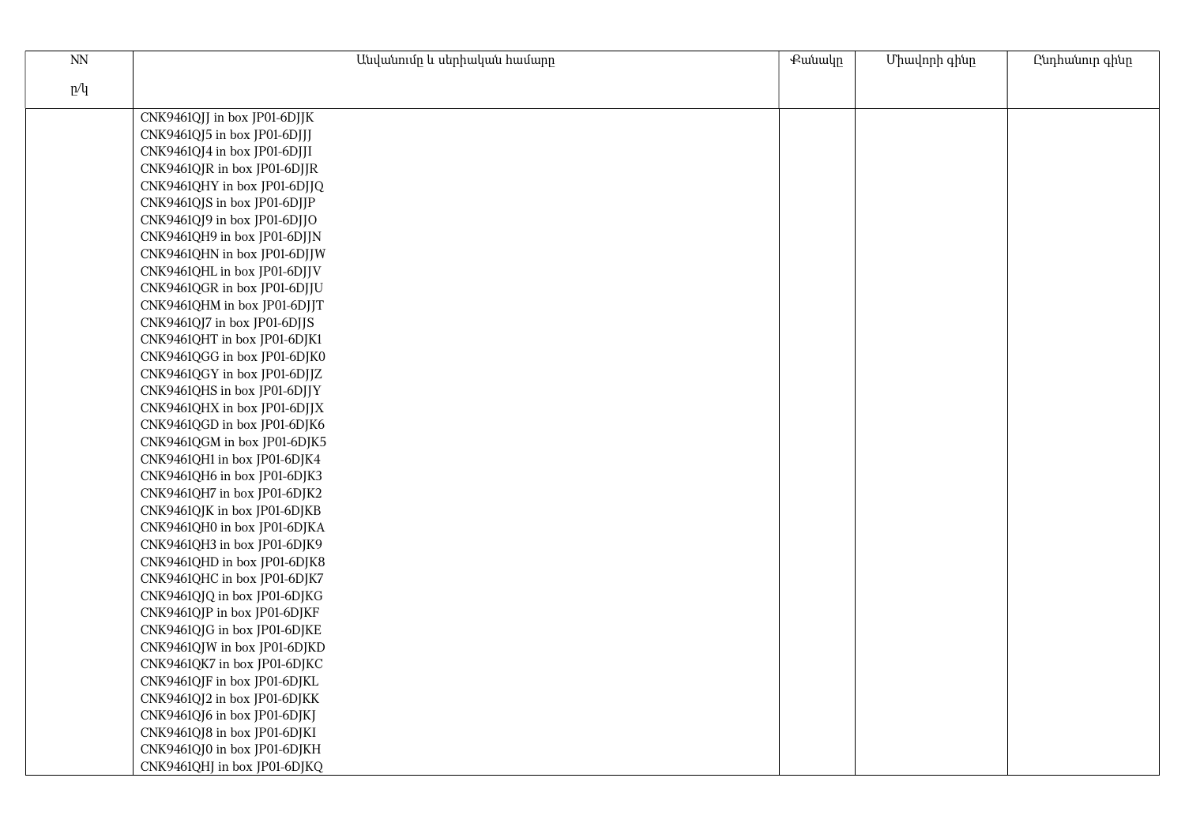| NN ը/կ | Անվանումը և սերիական համարը | Քանակը | Միավորի գինը | Ընդհանուր գինը |
|---|---|---|---|---|
| | CNK9461QJJ in box JP01-6DJJK<br>CNK9461QJ5 in box JP01-6DJJJ<br>CNK9461QJ4 in box JP01-6DJJI<br>CNK9461QJR in box JP01-6DJJR<br>CNK9461QHY in box JP01-6DJJQ<br>CNK9461QJS in box JP01-6DJJP<br>CNK9461QJ9 in box JP01-6DJJO<br>CNK9461QH9 in box JP01-6DJJN<br>CNK9461QHN in box JP01-6DJJW<br>CNK9461QHL in box JP01-6DJJV<br>CNK9461QGR in box JP01-6DJJU<br>CNK9461QHM in box JP01-6DJJT<br>CNK9461QJ7 in box JP01-6DJJS<br>CNK9461QHT in box JP01-6DJK1<br>CNK9461QGG in box JP01-6DJK0<br>CNK9461QGY in box JP01-6DJJZ<br>CNK9461QHS in box JP01-6DJJY<br>CNK9461QHX in box JP01-6DJJX<br>CNK9461QGD in box JP01-6DJK6<br>CNK9461QGM in box JP01-6DJK5<br>CNK9461QH1 in box JP01-6DJK4<br>CNK9461QH6 in box JP01-6DJK3<br>CNK9461QH7 in box JP01-6DJK2<br>CNK9461QJK in box JP01-6DJKB<br>CNK9461QH0 in box JP01-6DJKA<br>CNK9461QH3 in box JP01-6DJK9<br>CNK9461QHD in box JP01-6DJK8<br>CNK9461QHC in box JP01-6DJK7<br>CNK9461QJQ in box JP01-6DJKG<br>CNK9461QJP in box JP01-6DJKF<br>CNK9461QJG in box JP01-6DJKE<br>CNK9461QJW in box JP01-6DJKD<br>CNK9461QK7 in box JP01-6DJKC<br>CNK9461QJF in box JP01-6DJKL<br>CNK9461QJ2 in box JP01-6DJKK<br>CNK9461QJ6 in box JP01-6DJKJ<br>CNK9461QJ8 in box JP01-6DJKI<br>CNK9461QJ0 in box JP01-6DJKH<br>CNK9461QHJ in box JP01-6DJKQ | | | |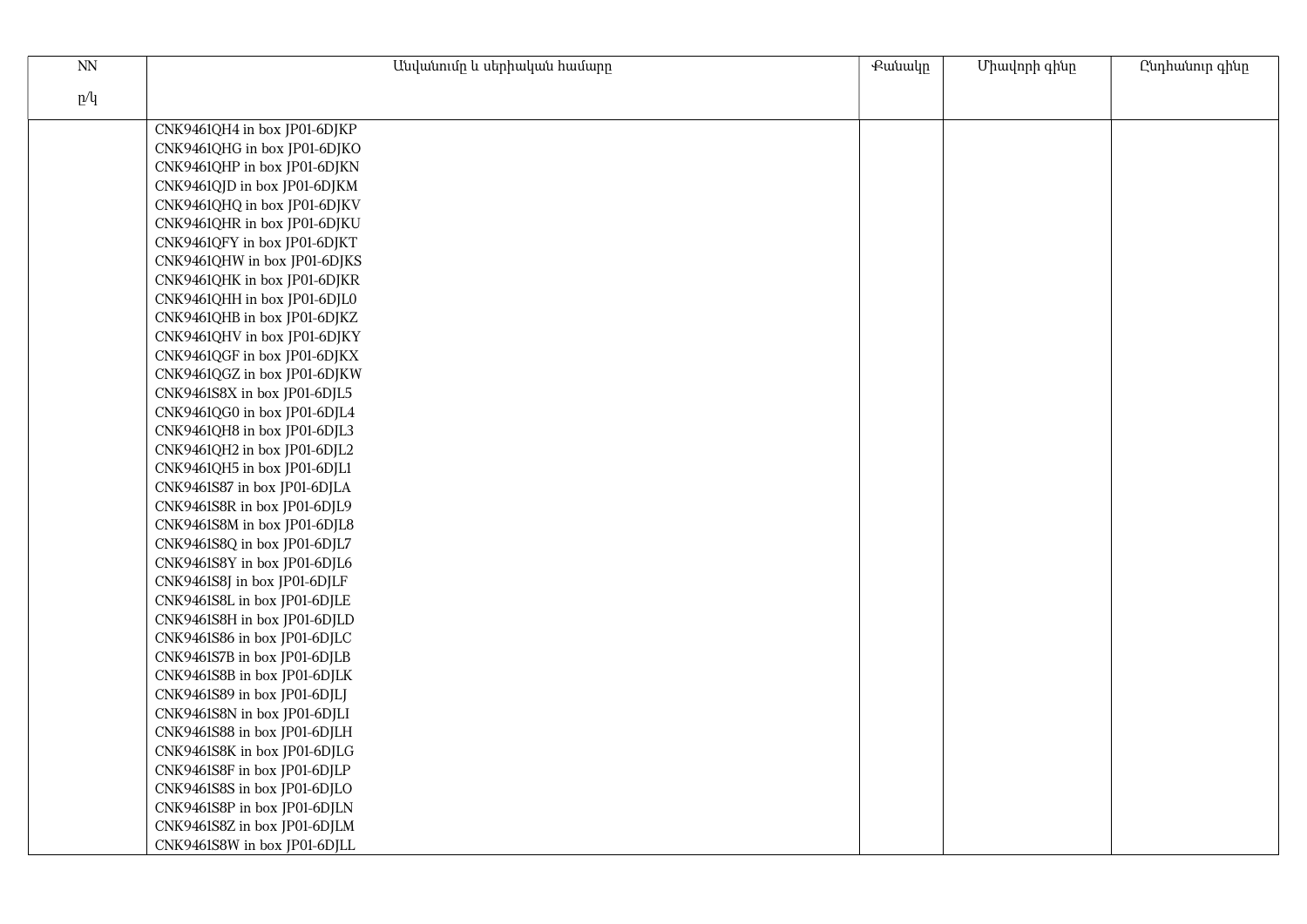| NN<br><br>ը/կ | Անվանումը և սերիական համարը | Քանակը | Միավորի գինը | Ընդհանուր գինը |
|---|---|---|---|---|
| | CNK9461QH4 in box JP01-6DJKP<br>CNK9461QHG in box JP01-6DJKO<br>CNK9461QHP in box JP01-6DJKN<br>CNK9461QJD in box JP01-6DJKM<br>CNK9461QHQ in box JP01-6DJKV<br>CNK9461QHR in box JP01-6DJKU<br>CNK9461QFY in box JP01-6DJKT<br>CNK9461QHW in box JP01-6DJKS<br>CNK9461QHK in box JP01-6DJKR<br>CNK9461QHH in box JP01-6DJL0<br>CNK9461QHB in box JP01-6DJKZ<br>CNK9461QHV in box JP01-6DJKY<br>CNK9461QGF in box JP01-6DJKX<br>CNK9461QGZ in box JP01-6DJKW<br>CNK9461S8X in box JP01-6DJL5<br>CNK9461QG0 in box JP01-6DJL4<br>CNK9461QH8 in box JP01-6DJL3<br>CNK9461QH2 in box JP01-6DJL2<br>CNK9461QH5 in box JP01-6DJL1<br>CNK9461S87 in box JP01-6DJLA<br>CNK9461S8R in box JP01-6DJL9<br>CNK9461S8M in box JP01-6DJL8<br>CNK9461S8Q in box JP01-6DJL7<br>CNK9461S8Y in box JP01-6DJL6<br>CNK9461S8J in box JP01-6DJLF<br>CNK9461S8L in box JP01-6DJLE<br>CNK9461S8H in box JP01-6DJLD<br>CNK9461S86 in box JP01-6DJLC<br>CNK9461S7B in box JP01-6DJLB<br>CNK9461S8B in box JP01-6DJLK<br>CNK9461S89 in box JP01-6DJLJ<br>CNK9461S8N in box JP01-6DJLI<br>CNK9461S88 in box JP01-6DJLH<br>CNK9461S8K in box JP01-6DJLG<br>CNK9461S8F in box JP01-6DJLP<br>CNK9461S8S in box JP01-6DJLO<br>CNK9461S8P in box JP01-6DJLN<br>CNK9461S8Z in box JP01-6DJLM<br>CNK9461S8W in box JP01-6DJLL | | | |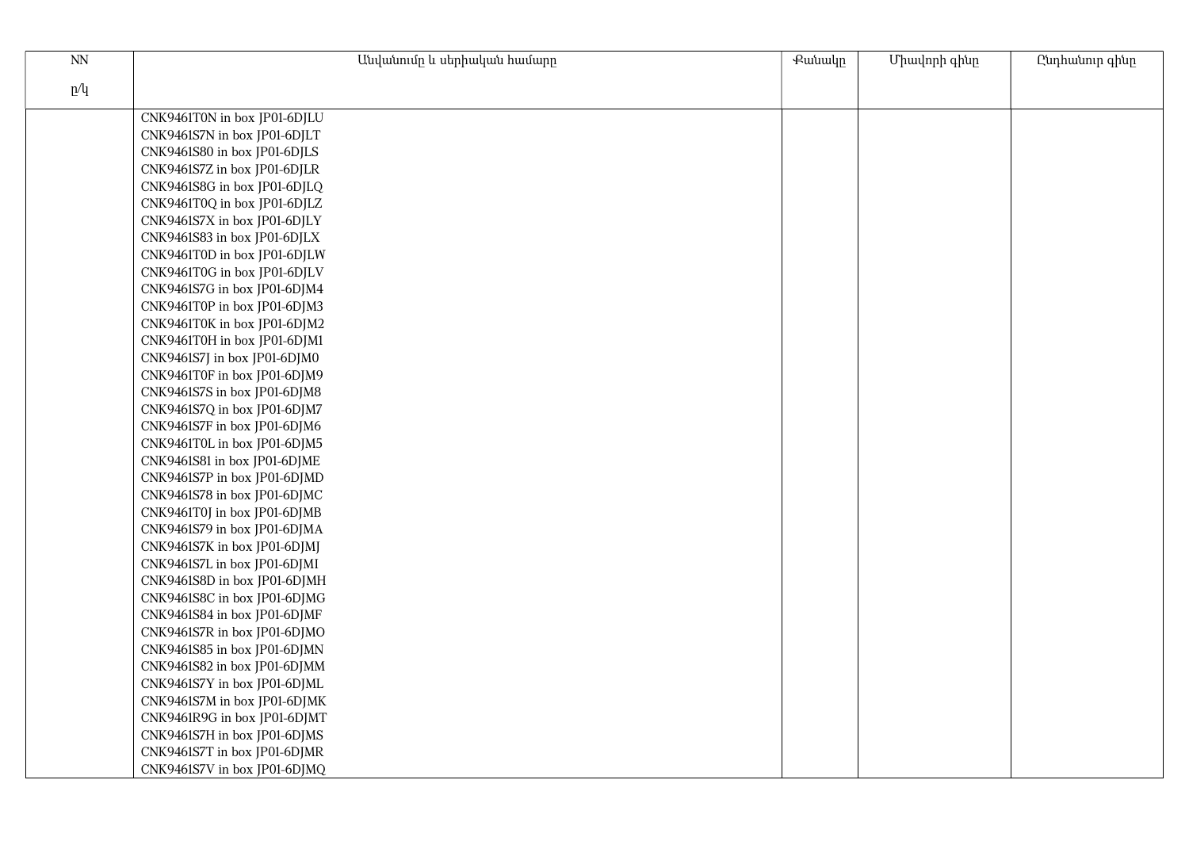| NN<br>ը/կ | Անվանումը և սերիական համարը | Քանակը | Միավորի գինը | Ընդհանուր գինը |
|---|---|---|---|---|
| | CNK9461T0N in box JP01-6DJLU<br>CNK9461S7N in box JP01-6DJLT<br>CNK9461S80 in box JP01-6DJLS<br>CNK9461S7Z in box JP01-6DJLR<br>CNK9461S8G in box JP01-6DJLQ<br>CNK9461T0Q in box JP01-6DJLZ<br>CNK9461S7X in box JP01-6DJLY<br>CNK9461S83 in box JP01-6DJLX<br>CNK9461T0D in box JP01-6DJLW<br>CNK9461T0G in box JP01-6DJLV<br>CNK9461S7G in box JP01-6DJM4<br>CNK9461T0P in box JP01-6DJM3<br>CNK9461T0K in box JP01-6DJM2<br>CNK9461T0H in box JP01-6DJM1<br>CNK9461S7J in box JP01-6DJM0<br>CNK9461T0F in box JP01-6DJM9<br>CNK9461S7S in box JP01-6DJM8<br>CNK9461S7Q in box JP01-6DJM7<br>CNK9461S7F in box JP01-6DJM6<br>CNK9461T0L in box JP01-6DJM5<br>CNK9461S81 in box JP01-6DJME<br>CNK9461S7P in box JP01-6DJMD<br>CNK9461S78 in box JP01-6DJMC<br>CNK9461T0J in box JP01-6DJMB<br>CNK9461S79 in box JP01-6DJMA<br>CNK9461S7K in box JP01-6DJMJ<br>CNK9461S7L in box JP01-6DJMI<br>CNK9461S8D in box JP01-6DJMH<br>CNK9461S8C in box JP01-6DJMG<br>CNK9461S84 in box JP01-6DJMF<br>CNK9461S7R in box JP01-6DJMO<br>CNK9461S85 in box JP01-6DJMN<br>CNK9461S82 in box JP01-6DJMM<br>CNK9461S7Y in box JP01-6DJML<br>CNK9461S7M in box JP01-6DJMK<br>CNK9461R9G in box JP01-6DJMT<br>CNK9461S7H in box JP01-6DJMS<br>CNK9461S7T in box JP01-6DJMR<br>CNK9461S7V in box JP01-6DJMQ | | | |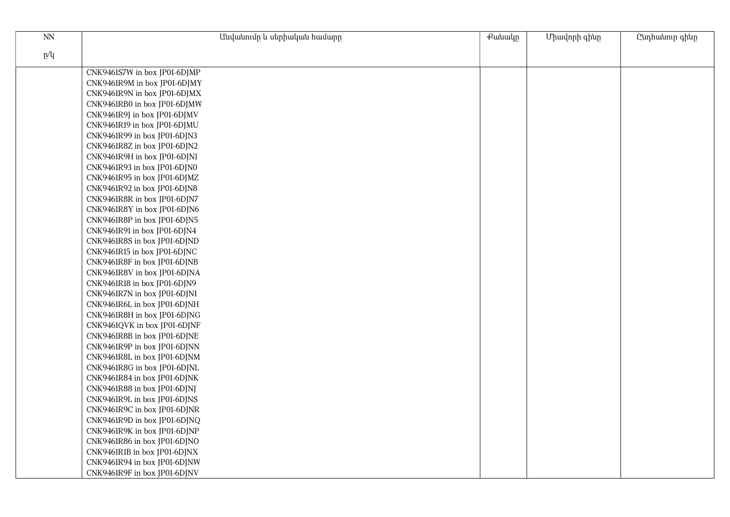| NN<br><br>ը/կ | Անվանումը և սերիական համարը | Քանակը | Միավորի գինը | Ընդհանուր գինը |
|---|---|---|---|---|
| | CNK9461S7W in box JP01-6DJMP<br>CNK9461R9M in box JP01-6DJMY<br>CNK9461R9N in box JP01-6DJMX<br>CNK9461RB0 in box JP01-6DJMW<br>CNK9461R9J in box JP01-6DJMV<br>CNK9461R19 in box JP01-6DJMU<br>CNK9461R99 in box JP01-6DJN3<br>CNK9461R8Z in box JP01-6DJN2<br>CNK9461R9H in box JP01-6DJN1<br>CNK9461R93 in box JP01-6DJN0<br>CNK9461R95 in box JP01-6DJMZ<br>CNK9461R92 in box JP01-6DJN8<br>CNK9461R8R in box JP01-6DJN7<br>CNK9461R8Y in box JP01-6DJN6<br>CNK9461R8P in box JP01-6DJN5<br>CNK9461R91 in box JP01-6DJN4<br>CNK9461R8S in box JP01-6DJND<br>CNK9461R15 in box JP01-6DJNC<br>CNK9461R8F in box JP01-6DJNB<br>CNK9461R8V in box JP01-6DJNA<br>CNK9461R18 in box JP01-6DJN9<br>CNK9461R7N in box JP01-6DJNI<br>CNK9461R6L in box JP01-6DJNH<br>CNK9461R8H in box JP01-6DJNG<br>CNK9461QVK in box JP01-6DJNF<br>CNK9461R8B in box JP01-6DJNE<br>CNK9461R9P in box JP01-6DJNN<br>CNK9461R8L in box JP01-6DJNM<br>CNK9461R8G in box JP01-6DJNL<br>CNK9461R84 in box JP01-6DJNK<br>CNK9461R88 in box JP01-6DJNJ<br>CNK9461R9L in box JP01-6DJNS<br>CNK9461R9C in box JP01-6DJNR<br>CNK9461R9D in box JP01-6DJNQ<br>CNK9461R9K in box JP01-6DJNP<br>CNK9461R86 in box JP01-6DJNO<br>CNK9461R1B in box JP01-6DJNX<br>CNK9461R94 in box JP01-6DJNW<br>CNK9461R9F in box JP01-6DJNV | | | |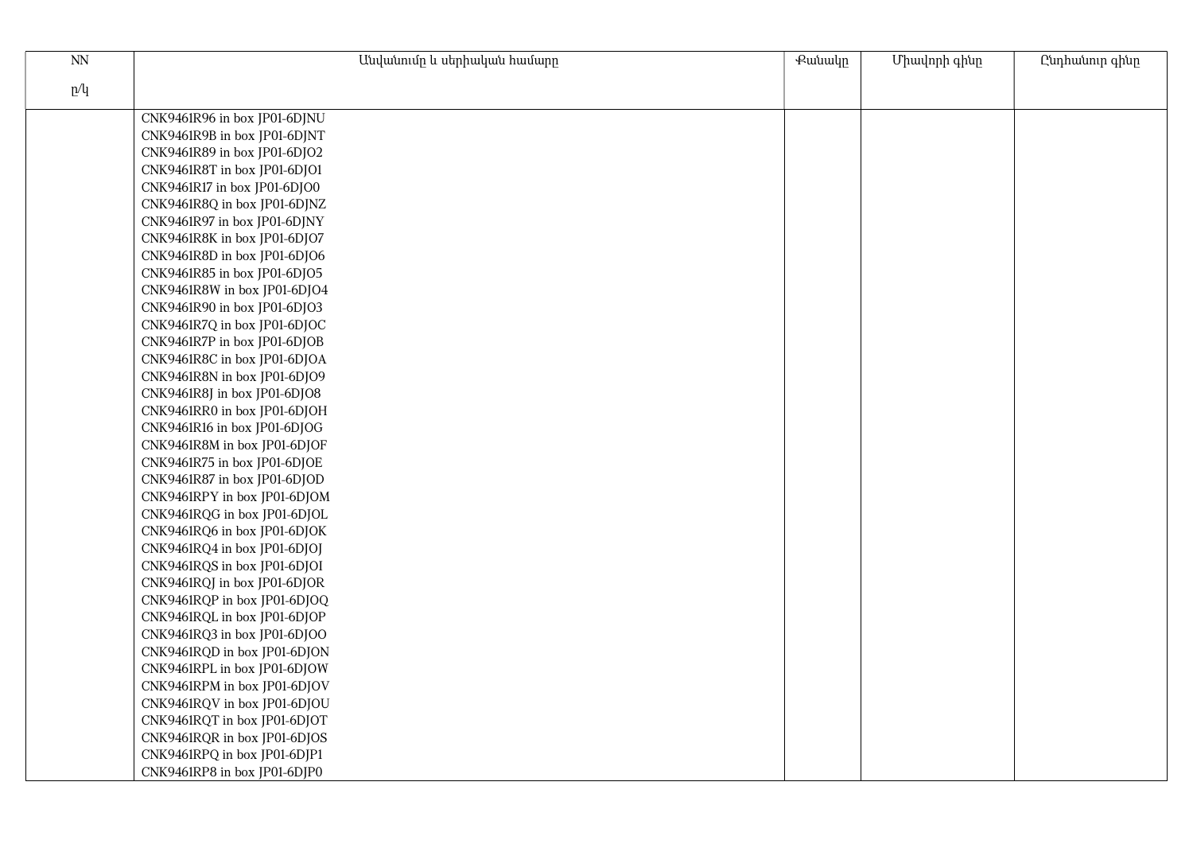| NN<br><br>ը/կ | Անվանումը և սերիական համարը | Քանակը | Միավորի գինը | Ընդհանուր գինը |
|---|---|---|---|---|
| | CNK9461R96 in box JP01-6DJNU<br>CNK9461R9B in box JP01-6DJNT<br>CNK9461R89 in box JP01-6DJO2<br>CNK9461R8T in box JP01-6DJO1<br>CNK9461R17 in box JP01-6DJO0<br>CNK9461R8Q in box JP01-6DJNZ<br>CNK9461R97 in box JP01-6DJNY<br>CNK9461R8K in box JP01-6DJO7<br>CNK9461R8D in box JP01-6DJO6<br>CNK9461R85 in box JP01-6DJO5<br>CNK9461R8W in box JP01-6DJO4<br>CNK9461R90 in box JP01-6DJO3<br>CNK9461R7Q in box JP01-6DJOC<br>CNK9461R7P in box JP01-6DJOB<br>CNK9461R8C in box JP01-6DJOA<br>CNK9461R8N in box JP01-6DJO9<br>CNK9461R8J in box JP01-6DJO8<br>CNK9461RR0 in box JP01-6DJOH<br>CNK9461R16 in box JP01-6DJOG<br>CNK9461R8M in box JP01-6DJOF<br>CNK9461R75 in box JP01-6DJOE<br>CNK9461R87 in box JP01-6DJOD<br>CNK9461RPY in box JP01-6DJOM<br>CNK9461RQG in box JP01-6DJOL<br>CNK9461RQ6 in box JP01-6DJOK<br>CNK9461RQ4 in box JP01-6DJOJ<br>CNK9461RQS in box JP01-6DJOI<br>CNK9461RQJ in box JP01-6DJOR<br>CNK9461RQP in box JP01-6DJOQ<br>CNK9461RQL in box JP01-6DJOP<br>CNK9461RQ3 in box JP01-6DJOO<br>CNK9461RQD in box JP01-6DJON<br>CNK9461RPL in box JP01-6DJOW<br>CNK9461RPM in box JP01-6DJOV<br>CNK9461RQV in box JP01-6DJOU<br>CNK9461RQT in box JP01-6DJOT<br>CNK9461RQR in box JP01-6DJOS<br>CNK9461RPQ in box JP01-6DJP1<br>CNK9461RP8 in box JP01-6DJP0 | | | |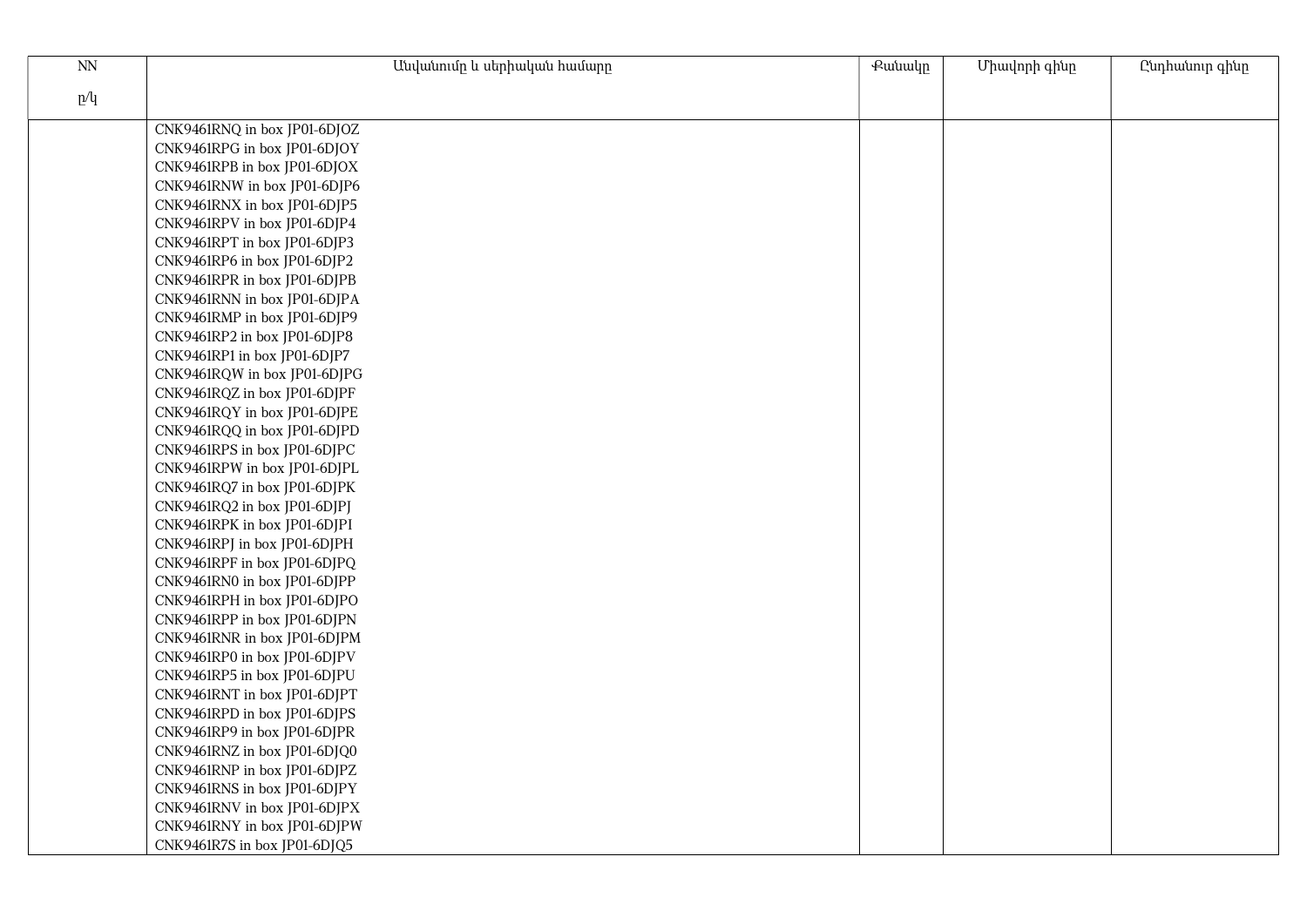| NN<br><br>ը/կ | Անվանումը և սերիական համարը | Քանակը | Միավորի գինը | Ընդհանուր գինը |
|---|---|---|---|---|
| | CNK9461RNQ in box JP01-6DJOZ<br>CNK9461RPG in box JP01-6DJOY<br>CNK9461RPB in box JP01-6DJOX<br>CNK9461RNW in box JP01-6DJP6<br>CNK9461RNX in box JP01-6DJP5<br>CNK9461RPV in box JP01-6DJP4<br>CNK9461RPT in box JP01-6DJP3<br>CNK9461RP6 in box JP01-6DJP2<br>CNK9461RPR in box JP01-6DJPB<br>CNK9461RNN in box JP01-6DJPA<br>CNK9461RMP in box JP01-6DJP9<br>CNK9461RP2 in box JP01-6DJP8<br>CNK9461RP1 in box JP01-6DJP7<br>CNK9461RQW in box JP01-6DJPG<br>CNK9461RQZ in box JP01-6DJPF<br>CNK9461RQY in box JP01-6DJPE<br>CNK9461RQQ in box JP01-6DJPD<br>CNK9461RPS in box JP01-6DJPC<br>CNK9461RPW in box JP01-6DJPL<br>CNK9461RQ7 in box JP01-6DJPK<br>CNK9461RQ2 in box JP01-6DJPJ<br>CNK9461RPK in box JP01-6DJPI<br>CNK9461RPJ in box JP01-6DJPH<br>CNK9461RPF in box JP01-6DJPQ<br>CNK9461RN0 in box JP01-6DJPP<br>CNK9461RPH in box JP01-6DJPO<br>CNK9461RPP in box JP01-6DJPN<br>CNK9461RNR in box JP01-6DJPM<br>CNK9461RP0 in box JP01-6DJPV<br>CNK9461RP5 in box JP01-6DJPU<br>CNK9461RNT in box JP01-6DJPT<br>CNK9461RPD in box JP01-6DJPS<br>CNK9461RP9 in box JP01-6DJPR<br>CNK9461RNZ in box JP01-6DJQ0<br>CNK9461RNP in box JP01-6DJPZ<br>CNK9461RNS in box JP01-6DJPY<br>CNK9461RNV in box JP01-6DJPX<br>CNK9461RNY in box JP01-6DJPW<br>CNK9461R7S in box JP01-6DJQ5 | | | |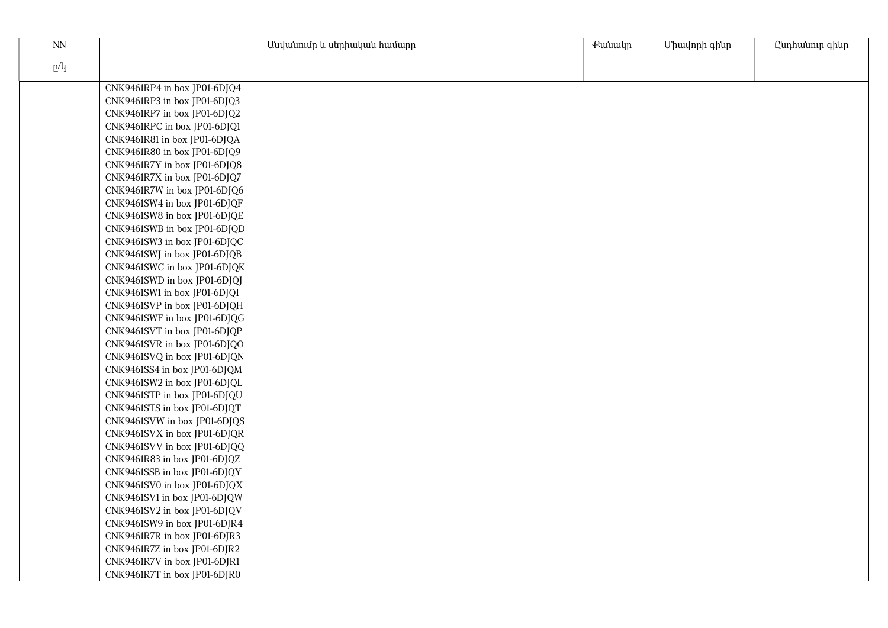| NN<br>ը/կ | Անվանումը և սերիական համարը | Քանակը | Միավորի գինը | Ընդհանուր գինը |
|---|---|---|---|---|
| | CNK9461RP4 in box JP01-6DJQ4<br>CNK9461RP3 in box JP01-6DJQ3<br>CNK9461RP7 in box JP01-6DJQ2<br>CNK9461RPC in box JP01-6DJQ1<br>CNK9461R81 in box JP01-6DJQA<br>CNK9461R80 in box JP01-6DJQ9<br>CNK9461R7Y in box JP01-6DJQ8<br>CNK9461R7X in box JP01-6DJQ7<br>CNK9461R7W in box JP01-6DJQ6<br>CNK9461SW4 in box JP01-6DJQF<br>CNK9461SW8 in box JP01-6DJQE<br>CNK9461SWB in box JP01-6DJQD<br>CNK9461SW3 in box JP01-6DJQC<br>CNK9461SWJ in box JP01-6DJQB<br>CNK9461SWC in box JP01-6DJQK<br>CNK9461SWD in box JP01-6DJQJ<br>CNK9461SW1 in box JP01-6DJQI<br>CNK9461SVP in box JP01-6DJQH<br>CNK9461SWF in box JP01-6DJQG<br>CNK9461SVT in box JP01-6DJQP<br>CNK9461SVR in box JP01-6DJQO<br>CNK9461SVQ in box JP01-6DJQN<br>CNK9461SS4 in box JP01-6DJQM<br>CNK9461SW2 in box JP01-6DJQL<br>CNK9461STP in box JP01-6DJQU<br>CNK9461STS in box JP01-6DJQT<br>CNK9461SVW in box JP01-6DJQS<br>CNK9461SVX in box JP01-6DJQR<br>CNK9461SVV in box JP01-6DJQQ<br>CNK9461R83 in box JP01-6DJQZ<br>CNK9461SSB in box JP01-6DJQY<br>CNK9461SV0 in box JP01-6DJQX<br>CNK9461SV1 in box JP01-6DJQW<br>CNK9461SV2 in box JP01-6DJQV<br>CNK9461SW9 in box JP01-6DJR4<br>CNK9461R7R in box JP01-6DJR3<br>CNK9461R7Z in box JP01-6DJR2<br>CNK9461R7V in box JP01-6DJR1<br>CNK9461R7T in box JP01-6DJR0 | | | |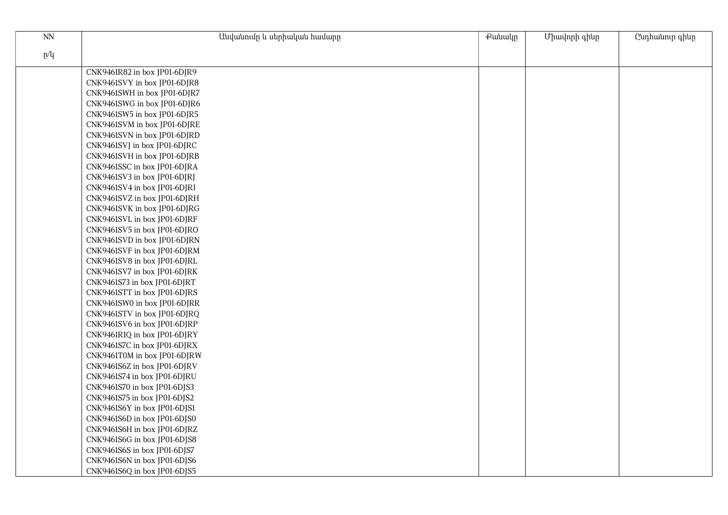| NN<br><br>ը/կ | Անվանումը և սերիական համարը | Քանակը | Միավորի գինը | Ընդհանուր գինը |
|---|---|---|---|---|
| | CNK9461R82 in box JP01-6DJR9<br>CNK9461SVY in box JP01-6DJR8<br>CNK9461SWH in box JP01-6DJR7<br>CNK9461SWG in box JP01-6DJR6<br>CNK9461SW5 in box JP01-6DJR5<br>CNK9461SVM in box JP01-6DJRE<br>CNK9461SVN in box JP01-6DJRD<br>CNK9461SVJ in box JP01-6DJRC<br>CNK9461SVH in box JP01-6DJRB<br>CNK9461SSC in box JP01-6DJRA<br>CNK9461SV3 in box JP01-6DJRJ<br>CNK9461SV4 in box JP01-6DJRI<br>CNK9461SVZ in box JP01-6DJRH<br>CNK9461SVK in box JP01-6DJRG<br>CNK9461SVL in box JP01-6DJRF<br>CNK9461SV5 in box JP01-6DJRO<br>CNK9461SVD in box JP01-6DJRN<br>CNK9461SVF in box JP01-6DJRM<br>CNK9461SV8 in box JP01-6DJRL<br>CNK9461SV7 in box JP01-6DJRK<br>CNK9461S73 in box JP01-6DJRT<br>CNK9461STT in box JP01-6DJRS<br>CNK9461SW0 in box JP01-6DJRR<br>CNK9461STV in box JP01-6DJRQ<br>CNK9461SV6 in box JP01-6DJRP<br>CNK9461R1Q in box JP01-6DJRY<br>CNK9461S7C in box JP01-6DJRX<br>CNK9461T0M in box JP01-6DJRW<br>CNK9461S6Z in box JP01-6DJRV<br>CNK9461S74 in box JP01-6DJRU<br>CNK9461S70 in box JP01-6DJS3<br>CNK9461S75 in box JP01-6DJS2<br>CNK9461S6Y in box JP01-6DJS1<br>CNK9461S6D in box JP01-6DJS0<br>CNK9461S6H in box JP01-6DJRZ<br>CNK9461S6G in box JP01-6DJS8<br>CNK9461S6S in box JP01-6DJS7<br>CNK9461S6N in box JP01-6DJS6<br>CNK9461S6Q in box JP01-6DJS5 | | | |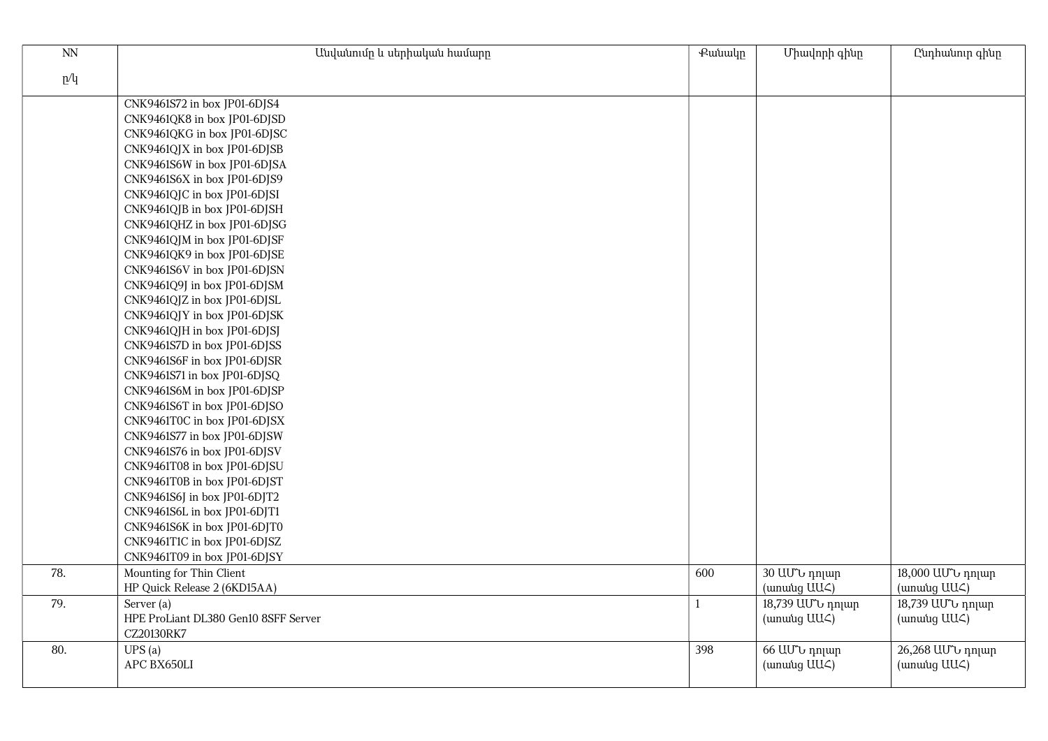| NN<br>ը/կ | Անվանումը և սերիական համարը | Քանակը | Միավորի գինը | Ընդհանուր գինը |
|---|---|---|---|---|
| | CNK9461S72 in box JP01-6DJS4<br>CNK9461QK8 in box JP01-6DJSD<br>CNK9461QKG in box JP01-6DJSC<br>CNK9461QJX in box JP01-6DJSB<br>CNK9461S6W in box JP01-6DJSA<br>CNK9461S6X in box JP01-6DJS9<br>CNK9461QJC in box JP01-6DJSI<br>CNK9461QJB in box JP01-6DJSH<br>CNK9461QHZ in box JP01-6DJSG<br>CNK9461QJM in box JP01-6DJSF<br>CNK9461QK9 in box JP01-6DJSE<br>CNK9461S6V in box JP01-6DJSN<br>CNK9461Q9J in box JP01-6DJSM<br>CNK9461QJZ in box JP01-6DJSL<br>CNK9461QJY in box JP01-6DJSK<br>CNK9461QJH in box JP01-6DJSJ<br>CNK9461S7D in box JP01-6DJSS<br>CNK9461S6F in box JP01-6DJSR<br>CNK9461S71 in box JP01-6DJSQ<br>CNK9461S6M in box JP01-6DJSP<br>CNK9461S6T in box JP01-6DJSO<br>CNK9461T0C in box JP01-6DJSX<br>CNK9461S77 in box JP01-6DJSW<br>CNK9461S76 in box JP01-6DJSV<br>CNK9461T08 in box JP01-6DJSU<br>CNK9461T0B in box JP01-6DJST<br>CNK9461S6J in box JP01-6DJT2<br>CNK9461S6L in box JP01-6DJT1<br>CNK9461S6K in box JP01-6DJT0<br>CNK9461T1C in box JP01-6DJSZ<br>CNK9461T09 in box JP01-6DJSY | | | |
| 78. | Mounting for Thin Client<br>HP Quick Release 2 (6KD15AA) | 600 | 30 ԱՄՆ դոլար<br>(առանց ԱԱՀ) | 18,000 ԱՄՆ դոլար<br>(առանց ԱԱՀ) |
| 79. | Server (a)<br>HPE ProLiant DL380 Gen10 8SFF Server<br>CZ20130RK7 | 1 | 18,739 ԱՄՆ դոլար<br>(առանց ԱԱՀ) | 18,739 ԱՄՆ դոլար<br>(առանց ԱԱՀ) |
| 80. | UPS (a)<br>APC BX650LI | 398 | 66 ԱՄՆ դոլար<br>(առանց ԱԱՀ) | 26,268 ԱՄՆ դոլար<br>(առանց ԱԱՀ) |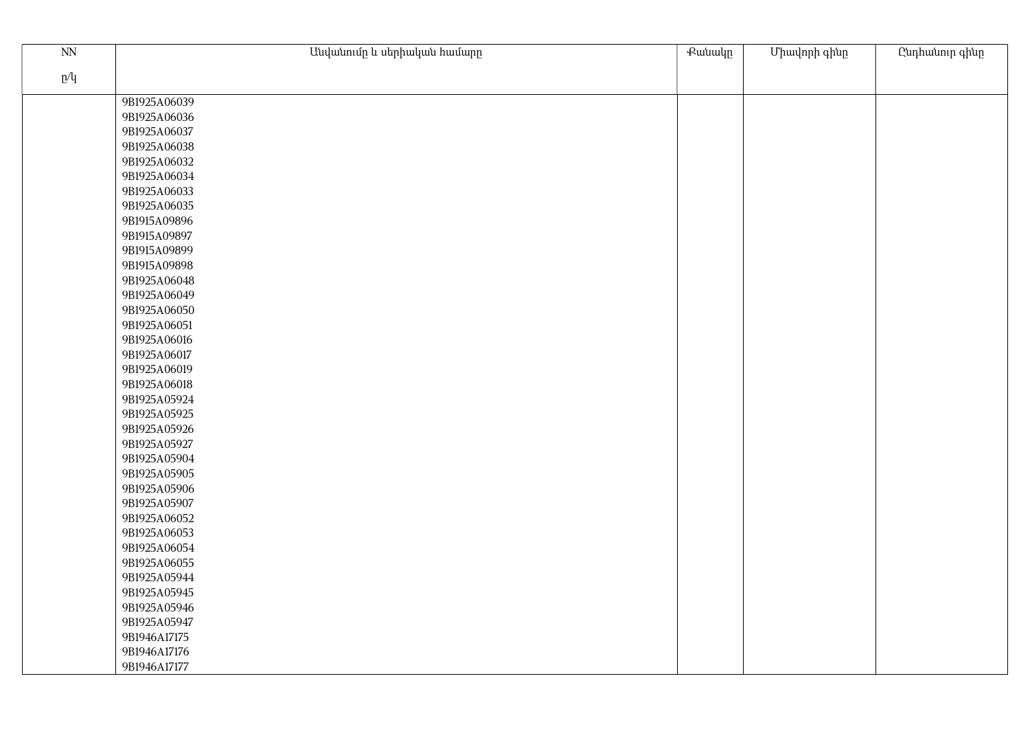| NN<br><br>ը/կ | Անվանումը և սերիական համարը | Քանակը | Միավորի գինը | Ընդհանուր գինը |
|---|---|---|---|---|
| | 9B1925A06039<br>9B1925A06036<br>9B1925A06037<br>9B1925A06038<br>9B1925A06032<br>9B1925A06034<br>9B1925A06033<br>9B1925A06035<br>9B1915A09896<br>9B1915A09897<br>9B1915A09899<br>9B1915A09898<br>9B1925A06048<br>9B1925A06049<br>9B1925A06050<br>9B1925A06051<br>9B1925A06016<br>9B1925A06017<br>9B1925A06019<br>9B1925A06018<br>9B1925A05924<br>9B1925A05925<br>9B1925A05926<br>9B1925A05927<br>9B1925A05904<br>9B1925A05905<br>9B1925A05906<br>9B1925A05907<br>9B1925A06052<br>9B1925A06053<br>9B1925A06054<br>9B1925A06055<br>9B1925A05944<br>9B1925A05945<br>9B1925A05946<br>9B1925A05947<br>9B1946A17175<br>9B1946A17176<br>9B1946A17177 | | | |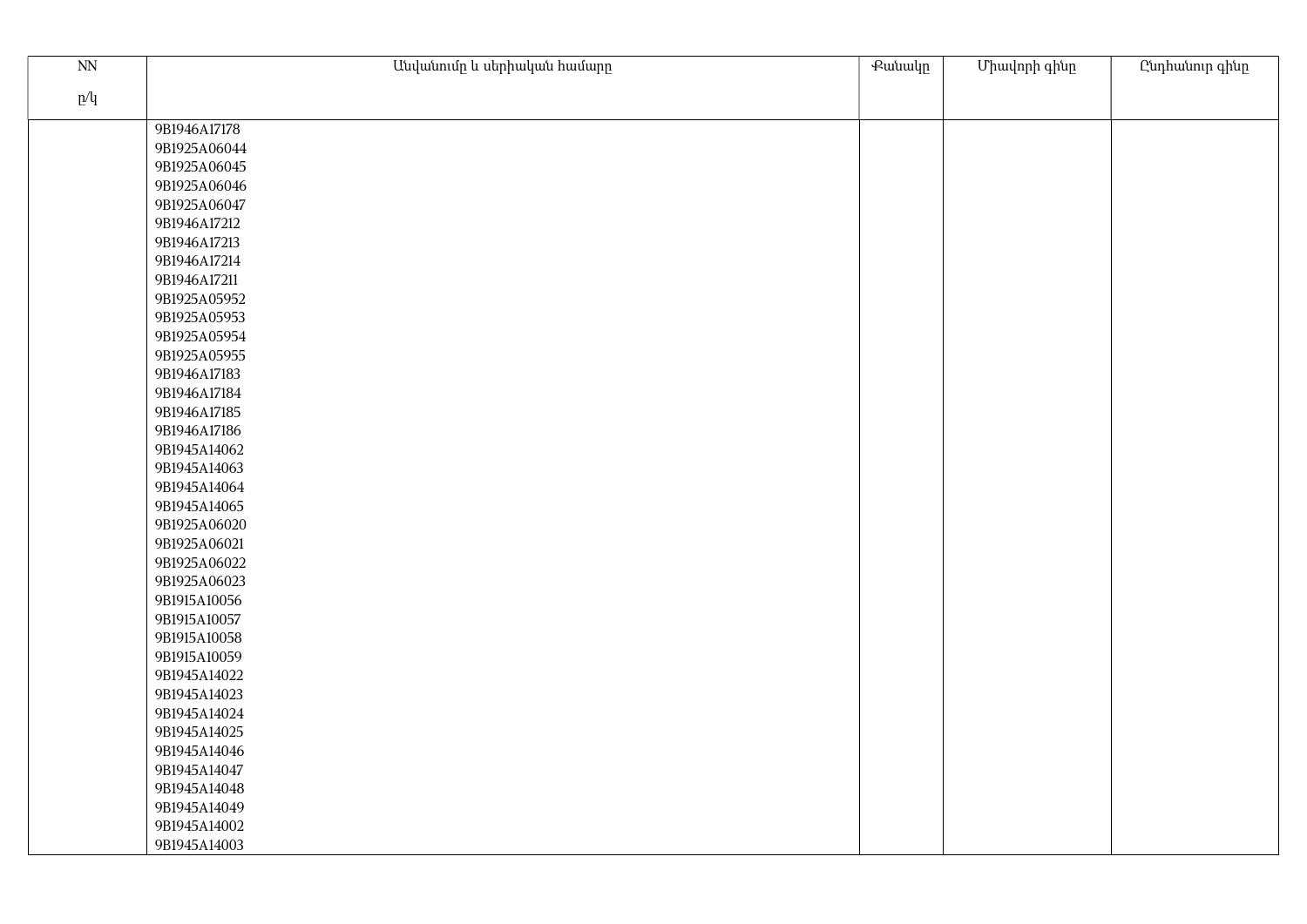| NN<br><br>ը/կ | Անվանումը և սերիական համարը | Քանակը | Միավորի գինը | Ընդհանուր գինը |
|---|---|---|---|---|
| | 9B1946A17178<br>9B1925A06044<br>9B1925A06045<br>9B1925A06046<br>9B1925A06047<br>9B1946A17212<br>9B1946A17213<br>9B1946A17214<br>9B1946A17211<br>9B1925A05952<br>9B1925A05953<br>9B1925A05954<br>9B1925A05955<br>9B1946A17183<br>9B1946A17184<br>9B1946A17185<br>9B1946A17186<br>9B1945A14062<br>9B1945A14063<br>9B1945A14064<br>9B1945A14065<br>9B1925A06020<br>9B1925A06021<br>9B1925A06022<br>9B1925A06023<br>9B1915A10056<br>9B1915A10057<br>9B1915A10058<br>9B1915A10059<br>9B1945A14022<br>9B1945A14023<br>9B1945A14024<br>9B1945A14025<br>9B1945A14046<br>9B1945A14047<br>9B1945A14048<br>9B1945A14049<br>9B1945A14002<br>9B1945A14003 | | | |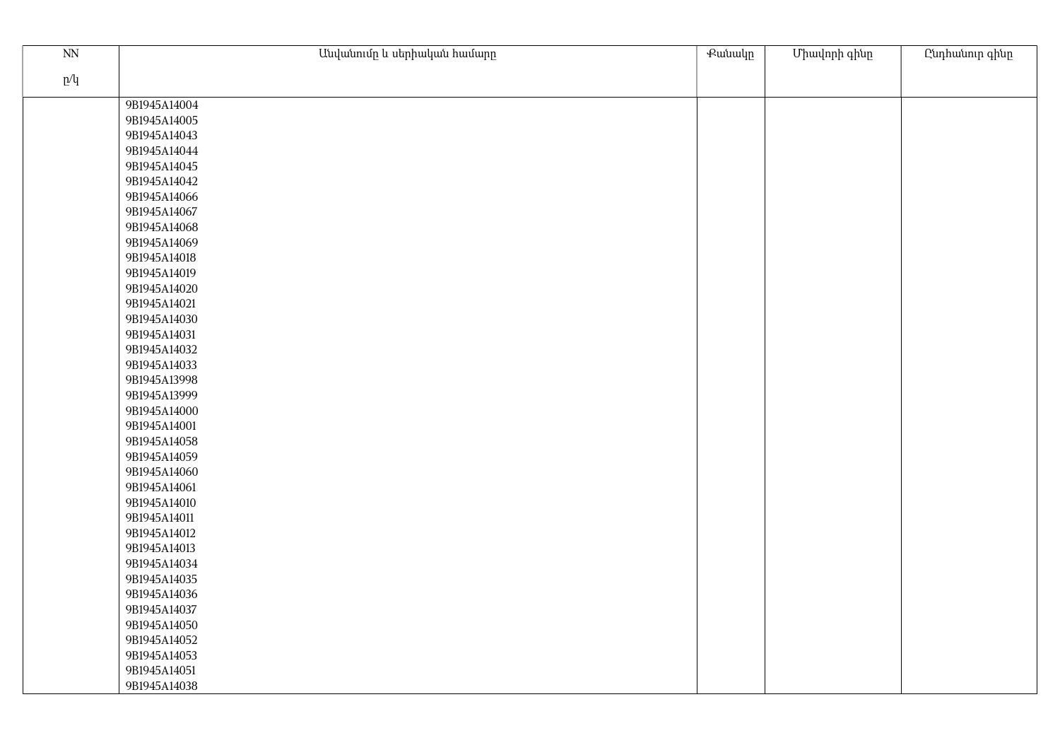| NN<br><br>ը/կ | Անվանումը և սերիական համարը | Քանակը | Միավորի գինը | Ընդհանուր գինը |
|---|---|---|---|---|
| | 9B1945A14004<br>9B1945A14005<br>9B1945A14043<br>9B1945A14044<br>9B1945A14045<br>9B1945A14042<br>9B1945A14066<br>9B1945A14067<br>9B1945A14068<br>9B1945A14069<br>9B1945A14018<br>9B1945A14019<br>9B1945A14020<br>9B1945A14021<br>9B1945A14030<br>9B1945A14031<br>9B1945A14032<br>9B1945A14033<br>9B1945A13998<br>9B1945A13999<br>9B1945A14000<br>9B1945A14001<br>9B1945A14058<br>9B1945A14059<br>9B1945A14060<br>9B1945A14061<br>9B1945A14010<br>9B1945A14011<br>9B1945A14012<br>9B1945A14013<br>9B1945A14034<br>9B1945A14035<br>9B1945A14036<br>9B1945A14037<br>9B1945A14050<br>9B1945A14052<br>9B1945A14053<br>9B1945A14051<br>9B1945A14038 | | | |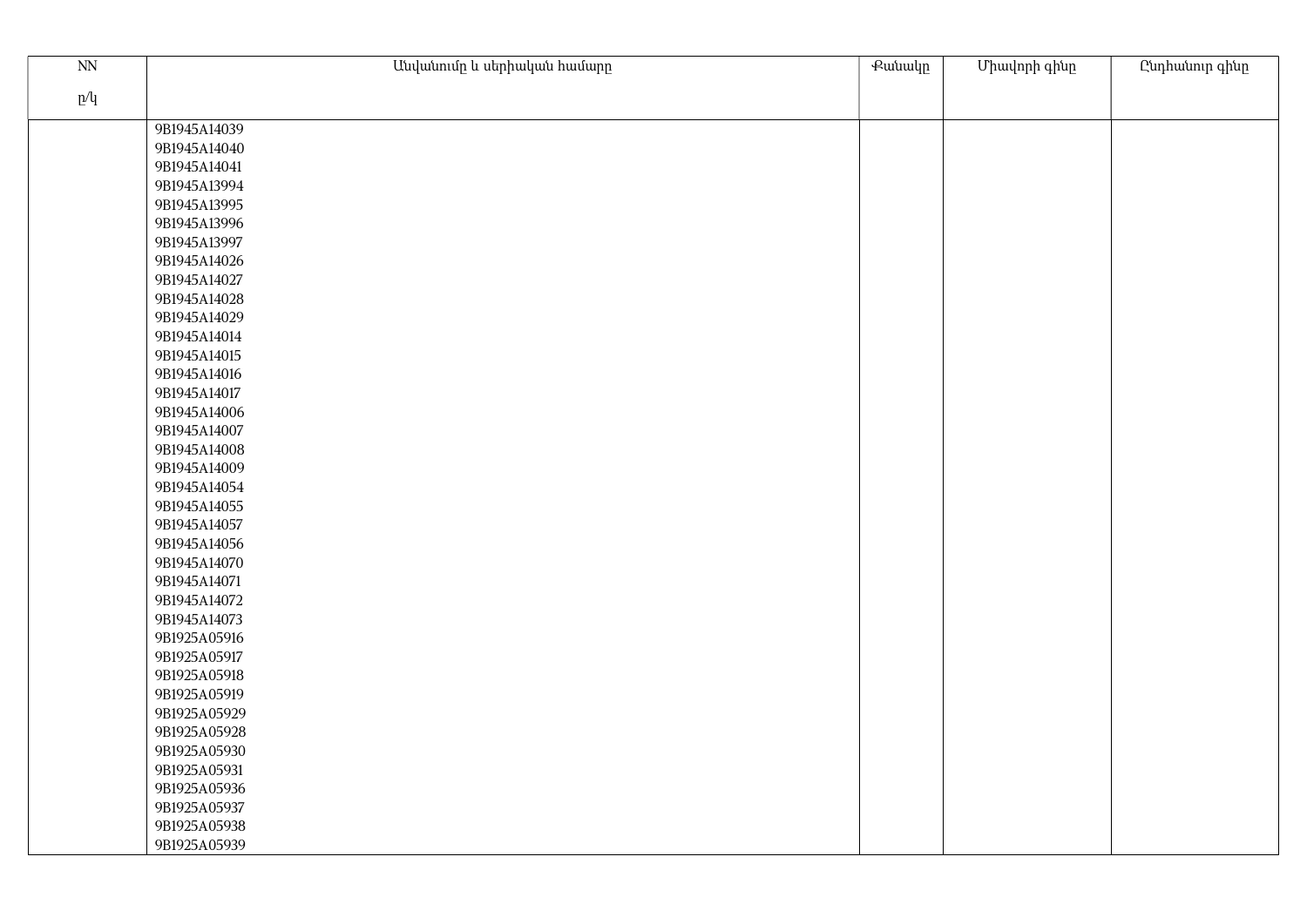| NN<br><br>ը/կ | Անվանումը և սերիական համարը | Քանակը | Միավորի գինը | Ընդհանուր գինը |
|---|---|---|---|---|
| | 9B1945A14039<br>9B1945A14040<br>9B1945A14041<br>9B1945A13994<br>9B1945A13995<br>9B1945A13996<br>9B1945A13997<br>9B1945A14026<br>9B1945A14027<br>9B1945A14028<br>9B1945A14029<br>9B1945A14014<br>9B1945A14015<br>9B1945A14016<br>9B1945A14017<br>9B1945A14006<br>9B1945A14007<br>9B1945A14008<br>9B1945A14009<br>9B1945A14054<br>9B1945A14055<br>9B1945A14057<br>9B1945A14056<br>9B1945A14070<br>9B1945A14071<br>9B1945A14072<br>9B1945A14073<br>9B1925A05916<br>9B1925A05917<br>9B1925A05918<br>9B1925A05919<br>9B1925A05929<br>9B1925A05928<br>9B1925A05930<br>9B1925A05931<br>9B1925A05936<br>9B1925A05937<br>9B1925A05938<br>9B1925A05939 | | | |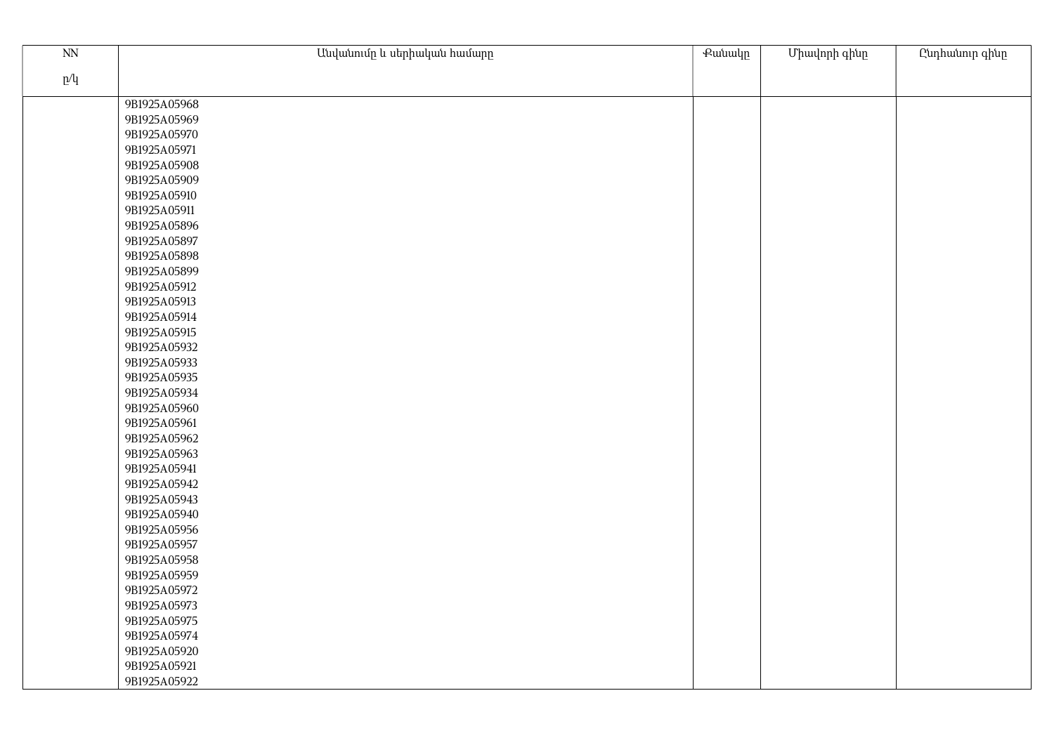| NN<br><br>ը/կ | Անվանումը և սերիական համարը | Քանակը | Միավորի գինը | Ընդհանուր գինը |
|---|---|---|---|---|
| | 9B1925A05968<br>9B1925A05969<br>9B1925A05970<br>9B1925A05971<br>9B1925A05908<br>9B1925A05909<br>9B1925A05910<br>9B1925A05911<br>9B1925A05896<br>9B1925A05897<br>9B1925A05898<br>9B1925A05899<br>9B1925A05912<br>9B1925A05913<br>9B1925A05914<br>9B1925A05915<br>9B1925A05932<br>9B1925A05933<br>9B1925A05935<br>9B1925A05934<br>9B1925A05960<br>9B1925A05961<br>9B1925A05962<br>9B1925A05963<br>9B1925A05941<br>9B1925A05942<br>9B1925A05943<br>9B1925A05940<br>9B1925A05956<br>9B1925A05957<br>9B1925A05958<br>9B1925A05959<br>9B1925A05972<br>9B1925A05973<br>9B1925A05975<br>9B1925A05974<br>9B1925A05920<br>9B1925A05921<br>9B1925A05922 | | | |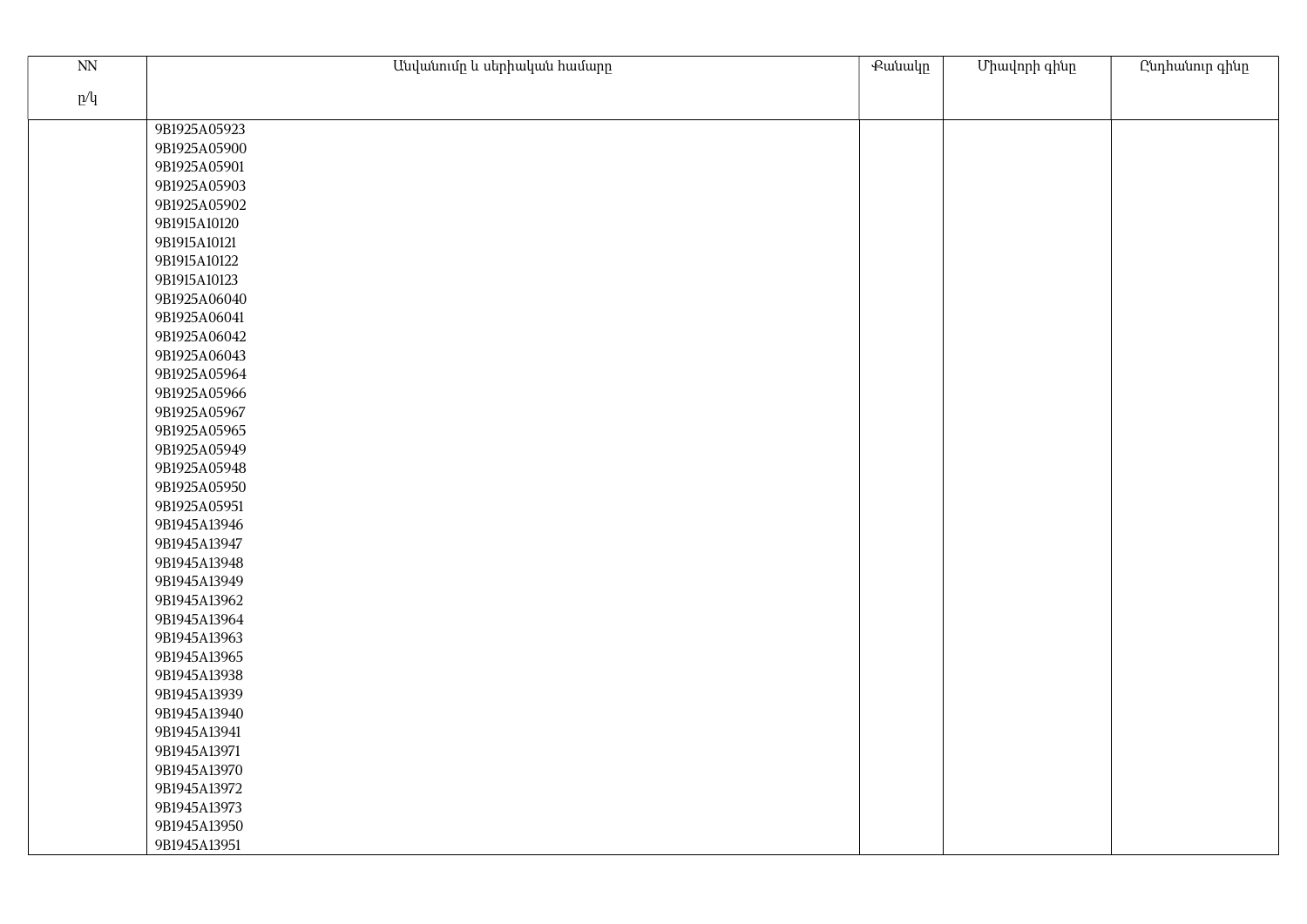| NN<br><br>ը/կ | Անվանումը և սերիական համարը | Քանակը | Միավորի գինը | Ընդհանուր գինը |
|---|---|---|---|---|
| | 9B1925A05923<br>9B1925A05900<br>9B1925A05901<br>9B1925A05903<br>9B1925A05902<br>9B1915A10120<br>9B1915A10121<br>9B1915A10122<br>9B1915A10123<br>9B1925A06040<br>9B1925A06041<br>9B1925A06042<br>9B1925A06043<br>9B1925A05964<br>9B1925A05966<br>9B1925A05967<br>9B1925A05965<br>9B1925A05949<br>9B1925A05948<br>9B1925A05950<br>9B1925A05951<br>9B1945A13946<br>9B1945A13947<br>9B1945A13948<br>9B1945A13949<br>9B1945A13962<br>9B1945A13964<br>9B1945A13963<br>9B1945A13965<br>9B1945A13938<br>9B1945A13939<br>9B1945A13940<br>9B1945A13941<br>9B1945A13971<br>9B1945A13970<br>9B1945A13972<br>9B1945A13973<br>9B1945A13950<br>9B1945A13951 | | | |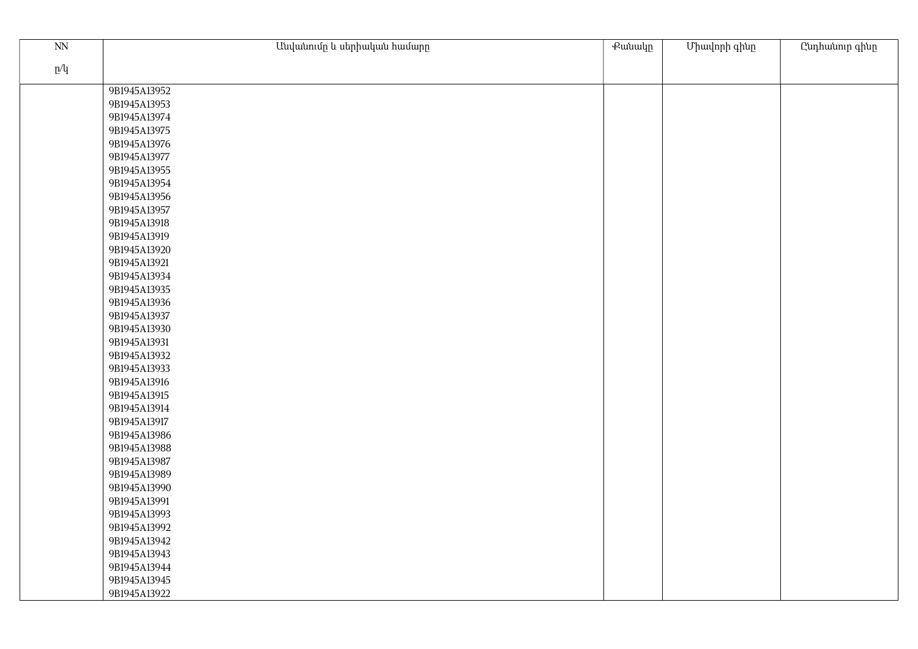| NN ը/կ | Անվանումը և սերիական համարը | Քանակը | Միավորի գինը | Ընդհանուր գինը |
|---|---|---|---|---|
| | 9B1945A13952<br>9B1945A13953<br>9B1945A13974<br>9B1945A13975<br>9B1945A13976<br>9B1945A13977<br>9B1945A13955<br>9B1945A13954<br>9B1945A13956<br>9B1945A13957<br>9B1945A13918<br>9B1945A13919<br>9B1945A13920<br>9B1945A13921<br>9B1945A13934<br>9B1945A13935<br>9B1945A13936<br>9B1945A13937<br>9B1945A13930<br>9B1945A13931<br>9B1945A13932<br>9B1945A13933<br>9B1945A13916<br>9B1945A13915<br>9B1945A13914<br>9B1945A13917<br>9B1945A13986<br>9B1945A13988<br>9B1945A13987<br>9B1945A13989<br>9B1945A13990<br>9B1945A13991<br>9B1945A13993<br>9B1945A13992<br>9B1945A13942<br>9B1945A13943<br>9B1945A13944<br>9B1945A13945<br>9B1945A13922 | | | |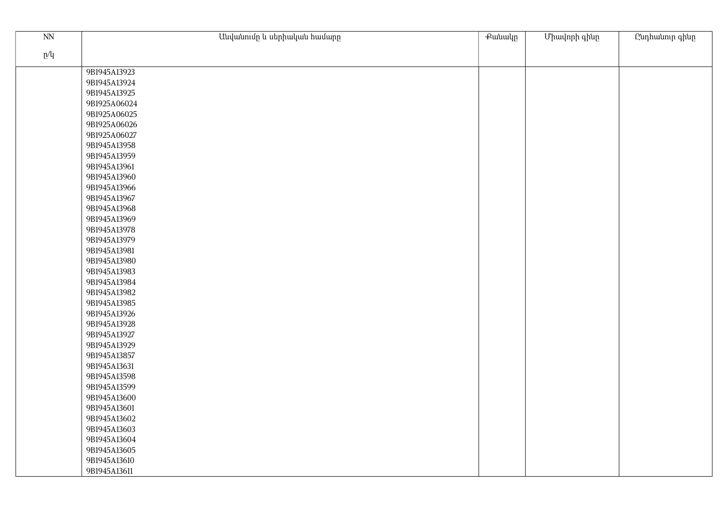| NN<br><br>ը/կ | Անվանումը և սերիական համարը | Քանակը | Միավորի գինը | Ընդհանուր գինը |
|---|---|---|---|---|
| | 9B1945A13923<br>9B1945A13924<br>9B1945A13925<br>9B1925A06024<br>9B1925A06025<br>9B1925A06026<br>9B1925A06027<br>9B1945A13958<br>9B1945A13959<br>9B1945A13961<br>9B1945A13960<br>9B1945A13966<br>9B1945A13967<br>9B1945A13968<br>9B1945A13969<br>9B1945A13978<br>9B1945A13979<br>9B1945A13981<br>9B1945A13980<br>9B1945A13983<br>9B1945A13984<br>9B1945A13982<br>9B1945A13985<br>9B1945A13926<br>9B1945A13928<br>9B1945A13927<br>9B1945A13929<br>9B1945A13857<br>9B1945A13631<br>9B1945A13598<br>9B1945A13599<br>9B1945A13600<br>9B1945A13601<br>9B1945A13602<br>9B1945A13603<br>9B1945A13604<br>9B1945A13605<br>9B1945A13610<br>9B1945A13611 | | | |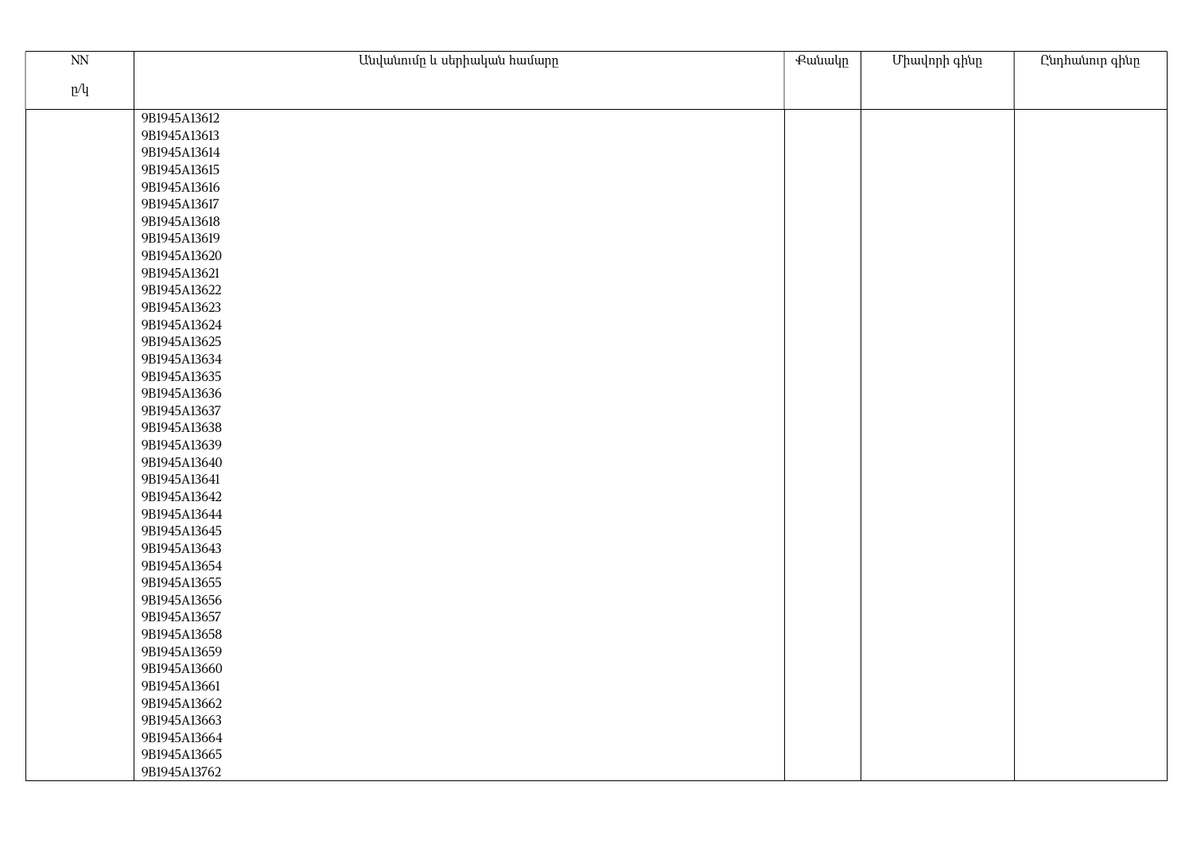| NN<br><br>ը/կ | Անվանումը և սերիական համարը | Քանակը | Միավորի գինը | Ընդհանուր գինը |
|---|---|---|---|---|
| | 9B1945A13612<br>9B1945A13613<br>9B1945A13614<br>9B1945A13615<br>9B1945A13616<br>9B1945A13617<br>9B1945A13618<br>9B1945A13619<br>9B1945A13620<br>9B1945A13621<br>9B1945A13622<br>9B1945A13623<br>9B1945A13624<br>9B1945A13625<br>9B1945A13634<br>9B1945A13635<br>9B1945A13636<br>9B1945A13637<br>9B1945A13638<br>9B1945A13639<br>9B1945A13640<br>9B1945A13641<br>9B1945A13642<br>9B1945A13644<br>9B1945A13645<br>9B1945A13643<br>9B1945A13654<br>9B1945A13655<br>9B1945A13656<br>9B1945A13657<br>9B1945A13658<br>9B1945A13659<br>9B1945A13660<br>9B1945A13661<br>9B1945A13662<br>9B1945A13663<br>9B1945A13664<br>9B1945A13665<br>9B1945A13762 | | | |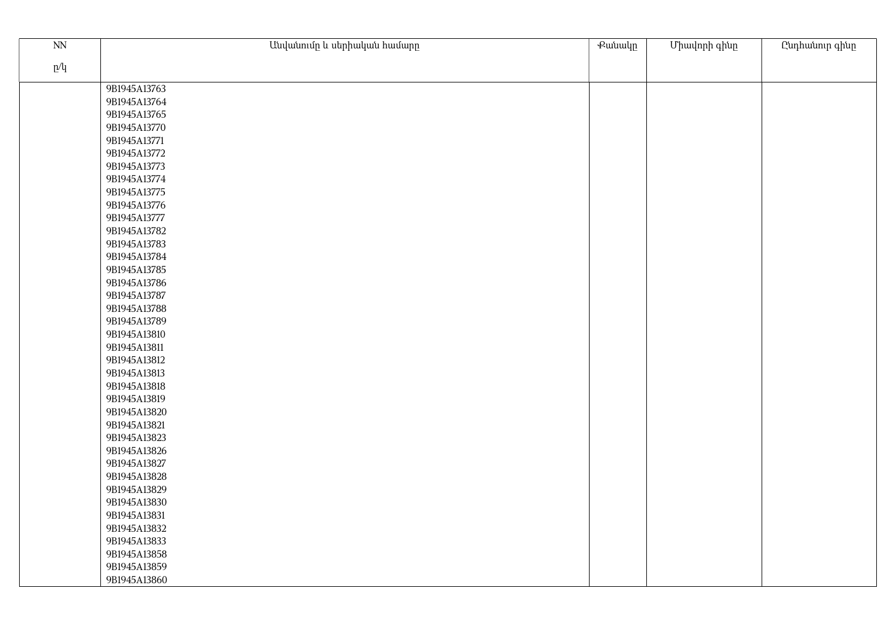| NN<br><br>ը/կ | Անվանումը և սերիական համարը | Քանակը | Միավորի գինը | Ընդհանուր գինը |
|---|---|---|---|---|
| | 9B1945A13763<br>9B1945A13764<br>9B1945A13765<br>9B1945A13770<br>9B1945A13771<br>9B1945A13772<br>9B1945A13773<br>9B1945A13774<br>9B1945A13775<br>9B1945A13776<br>9B1945A13777<br>9B1945A13782<br>9B1945A13783<br>9B1945A13784<br>9B1945A13785<br>9B1945A13786<br>9B1945A13787<br>9B1945A13788<br>9B1945A13789<br>9B1945A13810<br>9B1945A13811<br>9B1945A13812<br>9B1945A13813<br>9B1945A13818<br>9B1945A13819<br>9B1945A13820<br>9B1945A13821<br>9B1945A13823<br>9B1945A13826<br>9B1945A13827<br>9B1945A13828<br>9B1945A13829<br>9B1945A13830<br>9B1945A13831<br>9B1945A13832<br>9B1945A13833<br>9B1945A13858<br>9B1945A13859<br>9B1945A13860 | | | |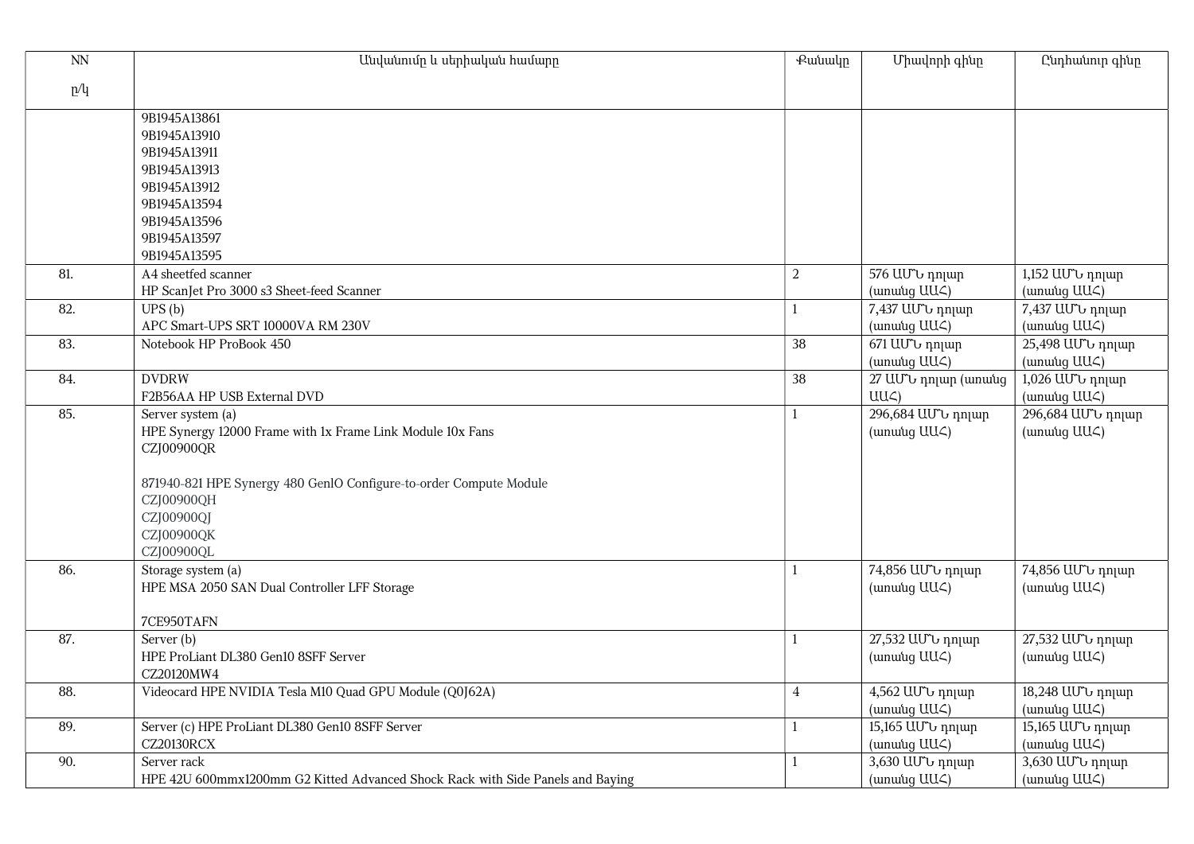| NN<br><br>ը/կ | Անվանումը և սերիական համարը | Քանակը | Միավորի գինը | Ընդհանուր գինը |
|---|---|---|---|---|
| | 9B1945A13861<br>9B1945A13910<br>9B1945A13911<br>9B1945A13913<br>9B1945A13912<br>9B1945A13594<br>9B1945A13596<br>9B1945A13597<br>9B1945A13595 | | | |
| 81. | A4 sheetfed scanner<br>HP ScanJet Pro 3000 s3 Sheet-feed Scanner | 2 | 576 ԱՄՆ դոլար (առանց ԱԱՀ) | 1,152 ԱՄՆ դոլար (առանց ԱԱՀ) |
| 82. | UPS (b)<br>APC Smart-UPS SRT 10000VA RM 230V | 1 | 7,437 ԱՄՆ դոլար (առանց ԱԱՀ) | 7,437 ԱՄՆ դոլար (առանց ԱԱՀ) |
| 83. | Notebook HP ProBook 450 | 38 | 671 ԱՄՆ դոլար (առանց ԱԱՀ) | 25,498 ԱՄՆ դոլար (առանց ԱԱՀ) |
| 84. | DVDRW<br>F2B56AA HP USB External DVD | 38 | 27 ԱՄՆ դոլար (առանց ԱԱՀ) | 1,026 ԱՄՆ դոլար (առանց ԱԱՀ) |
| 85. | Server system (a)<br>HPE Synergy 12000 Frame with 1x Frame Link Module 10x Fans<br>CZJ00900QR<br><br>871940-821 HPE Synergy 480 GenlO Configure-to-order Compute Module<br>CZJ00900QH<br>CZJ00900QJ<br>CZJ00900QK<br>CZJ00900QL | 1 | 296,684 ԱՄՆ դոլար (առանց ԱԱՀ) | 296,684 ԱՄՆ դոլար (առանց ԱԱՀ) |
| 86. | Storage system (a)<br>HPE MSA 2050 SAN Dual Controller LFF Storage<br><br>7CE950TAFN | 1 | 74,856 ԱՄՆ դոլար (առանց ԱԱՀ) | 74,856 ԱՄՆ դոլար (առանց ԱԱՀ) |
| 87. | Server (b)<br>HPE ProLiant DL380 Gen10 8SFF Server<br>CZ20120MW4 | 1 | 27,532 ԱՄՆ դոլար (առանց ԱԱՀ) | 27,532 ԱՄՆ դոլար (առանց ԱԱՀ) |
| 88. | Videocard HPE NVIDIA Tesla M10 Quad GPU Module (Q0J62A) | 4 | 4,562 ԱՄՆ դոլար (առանց ԱԱՀ) | 18,248 ԱՄՆ դոլար (առանց ԱԱՀ) |
| 89. | Server (c) HPE ProLiant DL380 Gen10 8SFF Server<br>CZ20130RCX | 1 | 15,165 ԱՄՆ դոլար (առանց ԱԱՀ) | 15,165 ԱՄՆ դոլար (առանց ԱԱՀ) |
| 90. | Server rack<br>HPE 42U 600mmx1200mm G2 Kitted Advanced Shock Rack with Side Panels and Baying | 1 | 3,630 ԱՄՆ դոլար (առանց ԱԱՀ) | 3,630 ԱՄՆ դոլար (առանց ԱԱՀ) |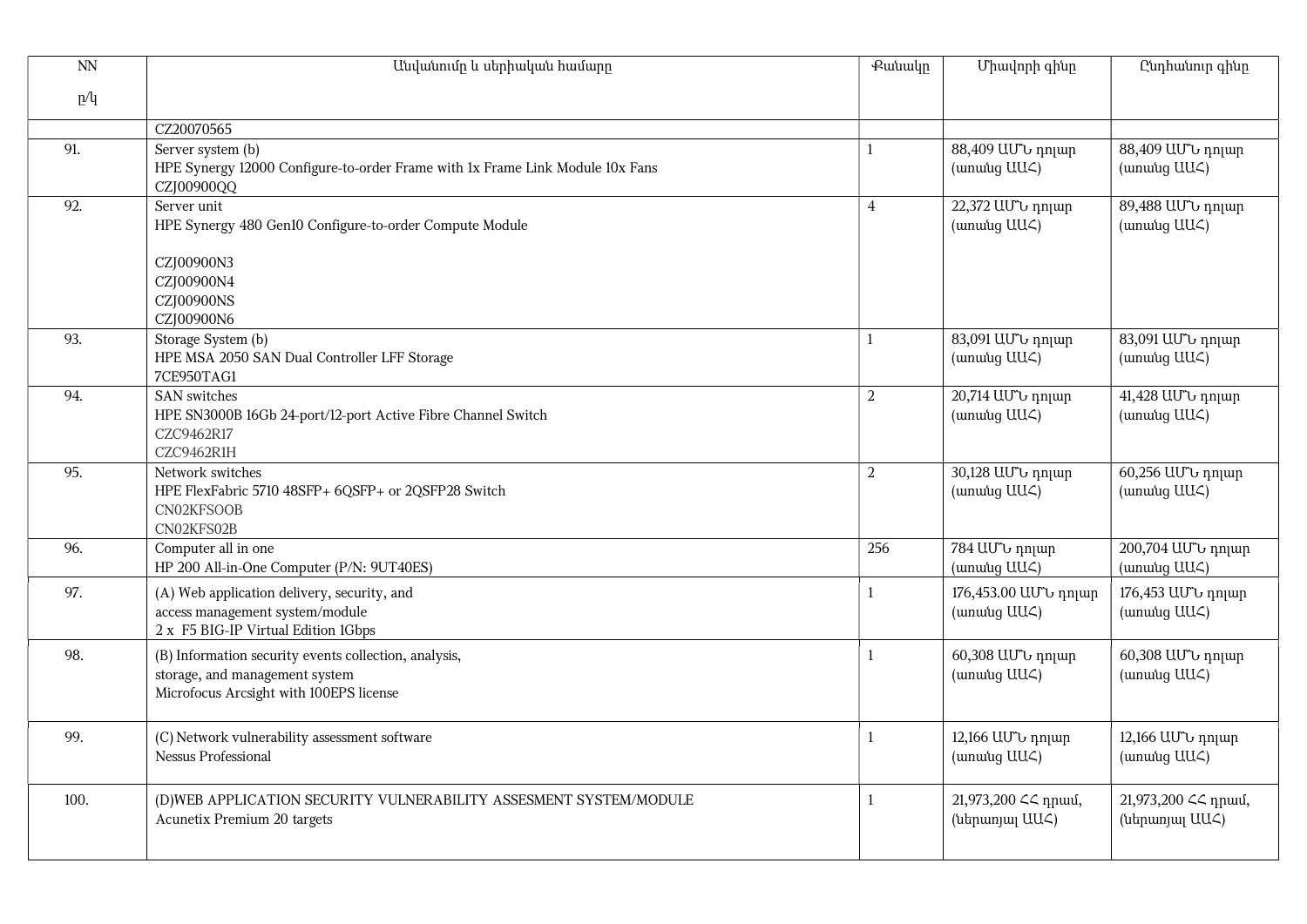| NN<br>ը/կ | Անվանումը և սերիական համարը | Քանակը | Միավորի գինը | Ընդհանուր գինը |
|---|---|---|---|---|
| | CZ20070565 | | | |
| 91. | Server system (b)<br>HPE Synergy 12000 Configure-to-order Frame with 1x Frame Link Module 10x Fans<br>CZJ00900QQ | 1 | 88,409 ԱՄՆ դոլար (առանց ԱԱՀ) | 88,409 ԱՄՆ դոլար (առանց ԱԱՀ) |
| 92. | Server unit<br>HPE Synergy 480 Gen10 Configure-to-order Compute Module<br><br>CZJ00900N3<br>CZJ00900N4<br>CZJ00900NS<br>CZJ00900N6 | 4 | 22,372 ԱՄՆ դոլար (առանց ԱԱՀ) | 89,488 ԱՄՆ դոլար (առանց ԱԱՀ) |
| 93. | Storage System (b)<br>HPE MSA 2050 SAN Dual Controller LFF Storage<br>7CE950TAG1 | 1 | 83,091 ԱՄՆ դոլար (առանց ԱԱՀ) | 83,091 ԱՄՆ դոլար (առանց ԱԱՀ) |
| 94. | SAN switches<br>HPE SN3000B 16Gb 24-port/12-port Active Fibre Channel Switch<br>CZC9462R17<br>CZC9462R1H | 2 | 20,714 ԱՄՆ դոլար (առանց ԱԱՀ) | 41,428 ԱՄՆ դոլար (առանց ԱԱՀ) |
| 95. | Network switches<br>HPE FlexFabric 5710 48SFP+ 6QSFP+ or 2QSFP28 Switch<br>CN02KFSOOB<br>CN02KFS02B | 2 | 30,128 ԱՄՆ դոլար (առանց ԱԱՀ) | 60,256 ԱՄՆ դոլար (առանց ԱԱՀ) |
| 96. | Computer all in one<br>HP 200 All-in-One Computer (P/N: 9UT40ES) | 256 | 784 ԱՄՆ դոլար (առանց ԱԱՀ) | 200,704 ԱՄՆ դոլար (առանց ԱԱՀ) |
| 97. | (A) Web application delivery, security, and access management system/module<br>2 x F5 BIG-IP Virtual Edition 1Gbps | 1 | 176,453.00 ԱՄՆ դոլար (առանց ԱԱՀ) | 176,453 ԱՄՆ դոլար (առանց ԱԱՀ) |
| 98. | (B) Information security events collection, analysis, storage, and management system<br>Microfocus Arcsight with 100EPS license | 1 | 60,308 ԱՄՆ դոլար (առանց ԱԱՀ) | 60,308 ԱՄՆ դոլար (առանց ԱԱՀ) |
| 99. | (C) Network vulnerability assessment software<br>Nessus Professional | 1 | 12,166 ԱՄՆ դոլար (առանց ԱԱՀ) | 12,166 ԱՄՆ դոլար (առանց ԱԱՀ) |
| 100. | (D)WEB APPLICATION SECURITY VULNERABILITY ASSESMENT SYSTEM/MODULE<br>Acunetix Premium 20 targets | 1 | 21,973,200 ՀՀ դրամ, (ներառյալ ԱԱՀ) | 21,973,200 ՀՀ դրամ, (ներառյալ ԱԱՀ) |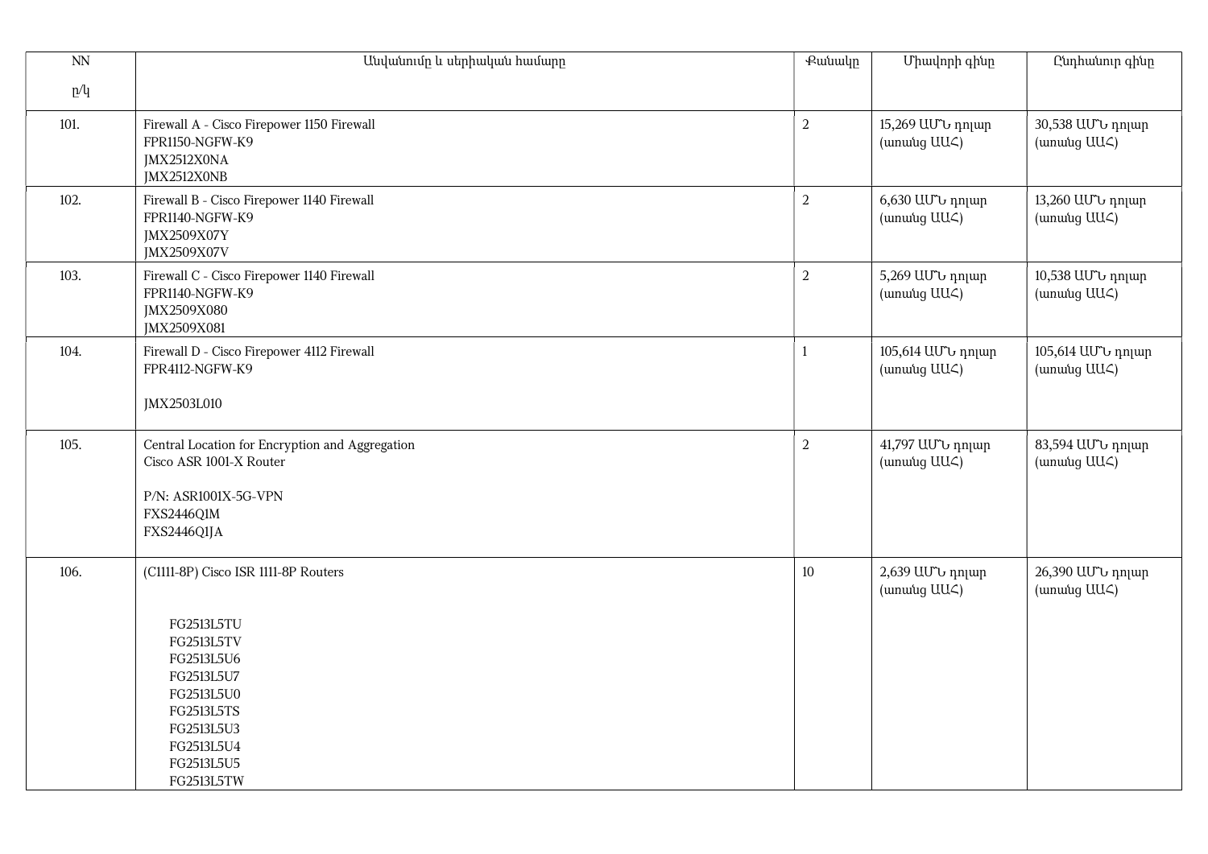| NN<br><br>ը/կ | Անվանումը և սերիական համարը | Քանակը | Միավորի գինը | Ընդհանուր գինը |
|---|---|---|---|---|
| 101. | Firewall A - Cisco Firepower 1150 Firewall<br>FPR1150-NGFW-K9<br>JMX2512X0NA<br>JMX2512X0NB | 2 | 15,269 ԱՄՆ դոլար (առանց ԱԱՀ) | 30,538 ԱՄՆ դոլար (առանց ԱԱՀ) |
| 102. | Firewall B - Cisco Firepower 1140 Firewall<br>FPR1140-NGFW-K9<br>JMX2509X07Y<br>JMX2509X07V | 2 | 6,630 ԱՄՆ դոլար (առանց ԱԱՀ) | 13,260 ԱՄՆ դոլար (առանց ԱԱՀ) |
| 103. | Firewall C - Cisco Firepower 1140 Firewall<br>FPR1140-NGFW-K9<br>JMX2509X080<br>JMX2509X081 | 2 | 5,269 ԱՄՆ դոլար (առանց ԱԱՀ) | 10,538 ԱՄՆ դոլար (առանց ԱԱՀ) |
| 104. | Firewall D - Cisco Firepower 4112 Firewall<br>FPR4112-NGFW-K9<br><br>JMX2503L010 | 1 | 105,614 ԱՄՆ դոլար (առանց ԱԱՀ) | 105,614 ԱՄՆ դոլար (առանց ԱԱՀ) |
| 105. | Central Location for Encryption and Aggregation<br>Cisco ASR 1001-X Router<br><br>P/N: ASR1001X-5G-VPN<br>FXS2446Q1M<br>FXS2446Q1JA | 2 | 41,797 ԱՄՆ դոլար (առանց ԱԱՀ) | 83,594 ԱՄՆ դոլար (առանց ԱԱՀ) |
| 106. | (C1111-8P) Cisco ISR 1111-8P Routers<br><br>FG2513L5TU<br>FG2513L5TV<br>FG2513L5U6<br>FG2513L5U7<br>FG2513L5U0<br>FG2513L5TS<br>FG2513L5U3<br>FG2513L5U4<br>FG2513L5U5<br>FG2513L5TW | 10 | 2,639 ԱՄՆ դոլար (առանց ԱԱՀ) | 26,390 ԱՄՆ դոլար (առանց ԱԱՀ) |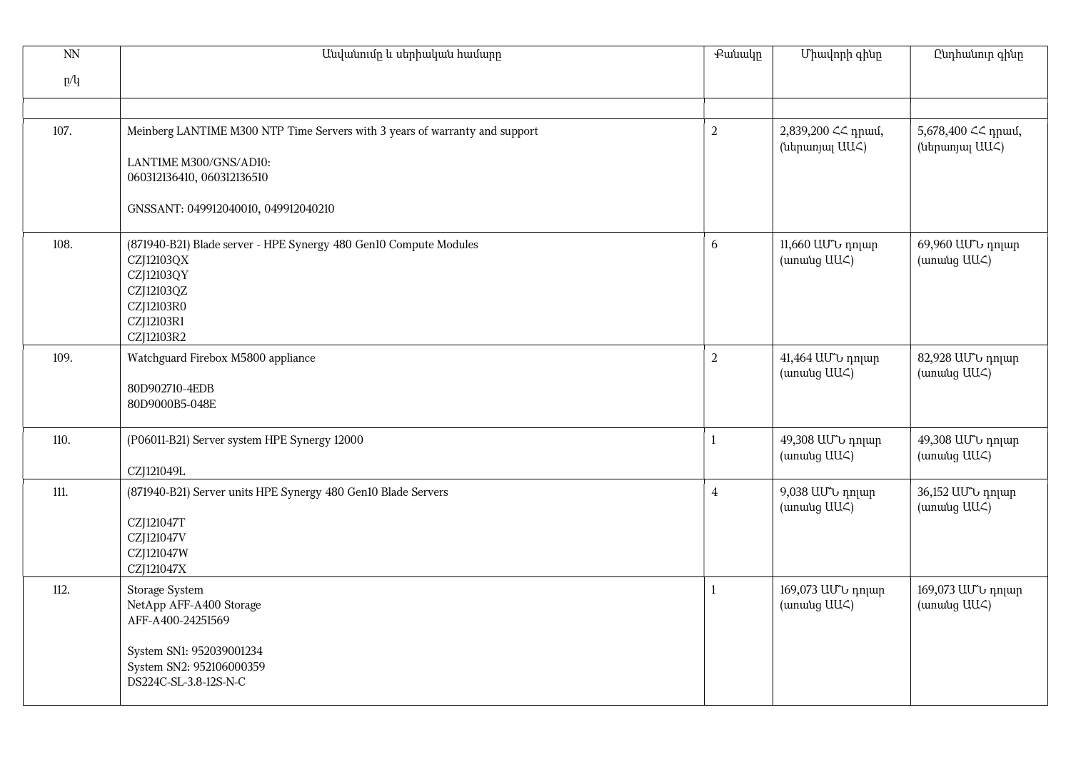| NN<br><br>ը/կ | Անվանումը և սերիական համարը | Քանակը | Միավորի գինը | Ընդհանուր գինը |
|---|---|---|---|---|
| | | | | |
| 107. | Meinberg LANTIME M300 NTP Time Servers with 3 years of warranty and support<br><br>LANTIME M300/GNS/AD10:<br>060312136410, 060312136510<br><br>GNSSANT: 049912040010, 049912040210 | 2 | 2,839,200 ՀՀ դրամ, (ներառյալ ԱԱՀ) | 5,678,400 ՀՀ դրամ, (ներառյալ ԱԱՀ) |
| 108. | (871940-B21) Blade server - HPE Synergy 480 Gen10 Compute Modules<br>CZJ12103QX<br>CZJ12103QY<br>CZJ12103QZ<br>CZJ12103R0<br>CZJ12103R1<br>CZJ12103R2 | 6 | 11,660 ԱՄՆ դոլար (առանց ԱԱՀ) | 69,960 ԱՄՆ դոլար (առանց ԱԱՀ) |
| 109. | Watchguard Firebox M5800 appliance<br><br>80D902710-4EDB<br>80D9000B5-048E | 2 | 41,464 ԱՄՆ դոլար (առանց ԱԱՀ) | 82,928 ԱՄՆ դոլար (առանց ԱԱՀ) |
| 110. | (P06011-B21) Server system HPE Synergy 12000<br><br>CZJ121049L | 1 | 49,308 ԱՄՆ դոլար (առանց ԱԱՀ) | 49,308 ԱՄՆ դոլար (առանց ԱԱՀ) |
| 111. | (871940-B21) Server units HPE Synergy 480 Gen10 Blade Servers<br><br>CZJ121047T<br>CZJ121047V<br>CZJ121047W<br>CZJ121047X | 4 | 9,038 ԱՄՆ դոլար (առանց ԱԱՀ) | 36,152 ԱՄՆ դոլար (առանց ԱԱՀ) |
| 112. | Storage System<br>NetApp AFF-A400 Storage<br>AFF-A400-24251569<br><br>System SN1: 952039001234<br>System SN2: 952106000359<br>DS224C-SL-3.8-12S-N-C | 1 | 169,073 ԱՄՆ դոլար (առանց ԱԱՀ) | 169,073 ԱՄՆ դոլար (առանց ԱԱՀ) |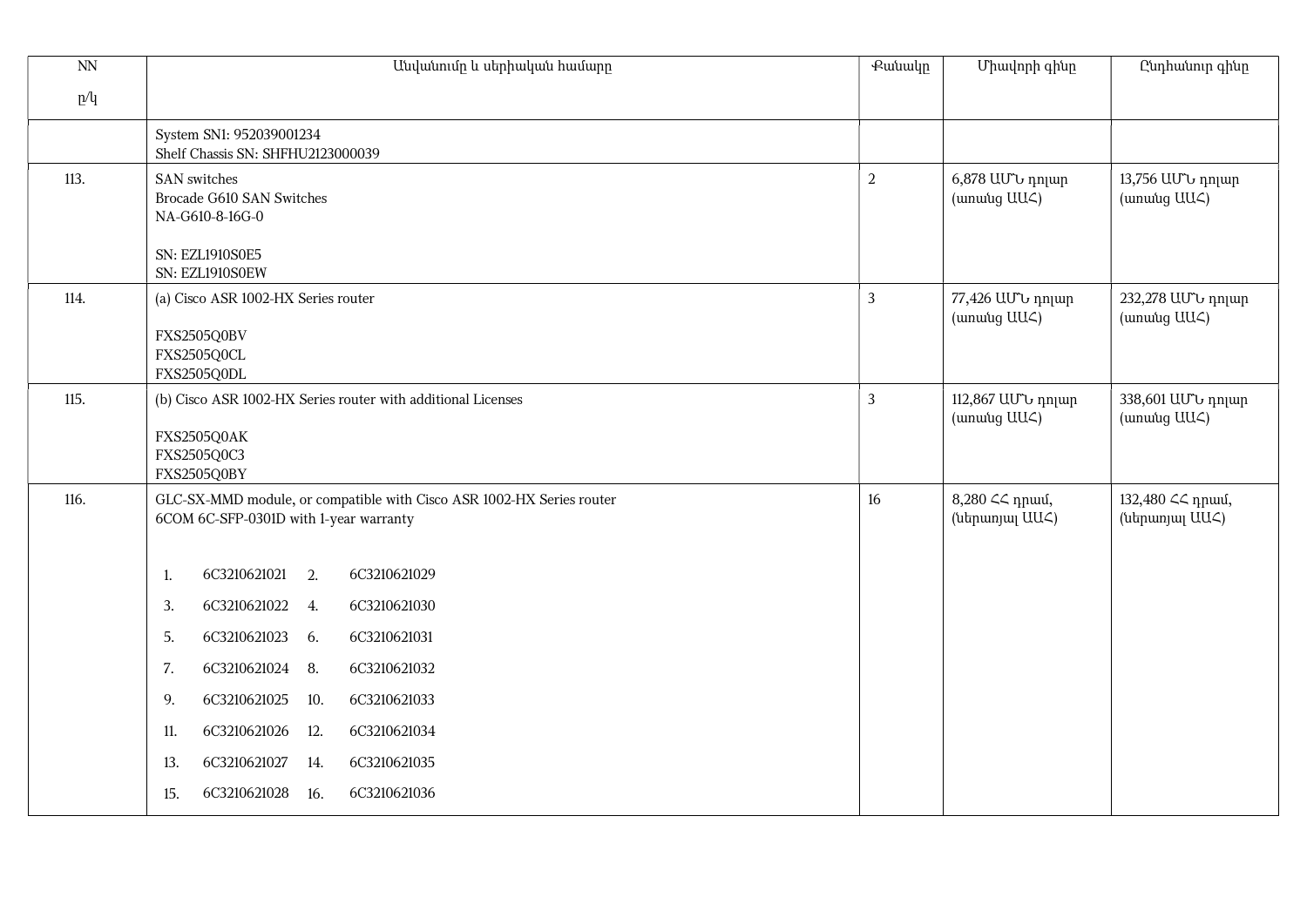| NN<br><br>ը/կ | Անվանումը և սերիական համարը | Քանակը | Միավորի գինը | Ընդհանուր գինը |
|---|---|---|---|---|
| | System SN1: 952039001234<br>Shelf Chassis SN: SHFHU2123000039 | | | |
| 113. | SAN switches<br>Brocade G610 SAN Switches<br>NA-G610-8-16G-0<br><br>SN: EZL1910S0E5<br>SN: EZL1910S0EW | 2 | 6,878 ԱՄՆ դոլար (առանց ԱԱՀ) | 13,756 ԱՄՆ դոլար (առանց ԱԱՀ) |
| 114. | (a) Cisco ASR 1002-HX Series router<br><br>FXS2505Q0BV<br>FXS2505Q0CL<br>FXS2505Q0DL | 3 | 77,426 ԱՄՆ դոլար (առանց ԱԱՀ) | 232,278 ԱՄՆ դոլար (առանց ԱԱՀ) |
| 115. | (b) Cisco ASR 1002-HX Series router with additional Licenses<br><br>FXS2505Q0AK<br>FXS2505Q0C3<br>FXS2505Q0BY | 3 | 112,867 ԱՄՆ դոլար (առանց ԱԱՀ) | 338,601 ԱՄՆ դոլար (առանց ԱԱՀ) |
| 116. | GLC-SX-MMD module, or compatible with Cisco ASR 1002-HX Series router<br>6COM 6C-SFP-0301D with 1-year warranty<br><br>1. 6C3210621021 2. 6C3210621029<br>3. 6C3210621022 4. 6C3210621030<br>5. 6C3210621023 6. 6C3210621031<br>7. 6C3210621024 8. 6C3210621032<br>9. 6C3210621025 10. 6C3210621033<br>11. 6C3210621026 12. 6C3210621034<br>13. 6C3210621027 14. 6C3210621035<br>15. 6C3210621028 16. 6C3210621036 | 16 | 8,280 ՀՀ դրամ, (ներառյալ ԱԱՀ) | 132,480 ՀՀ դրամ, (ներառյալ ԱԱՀ) |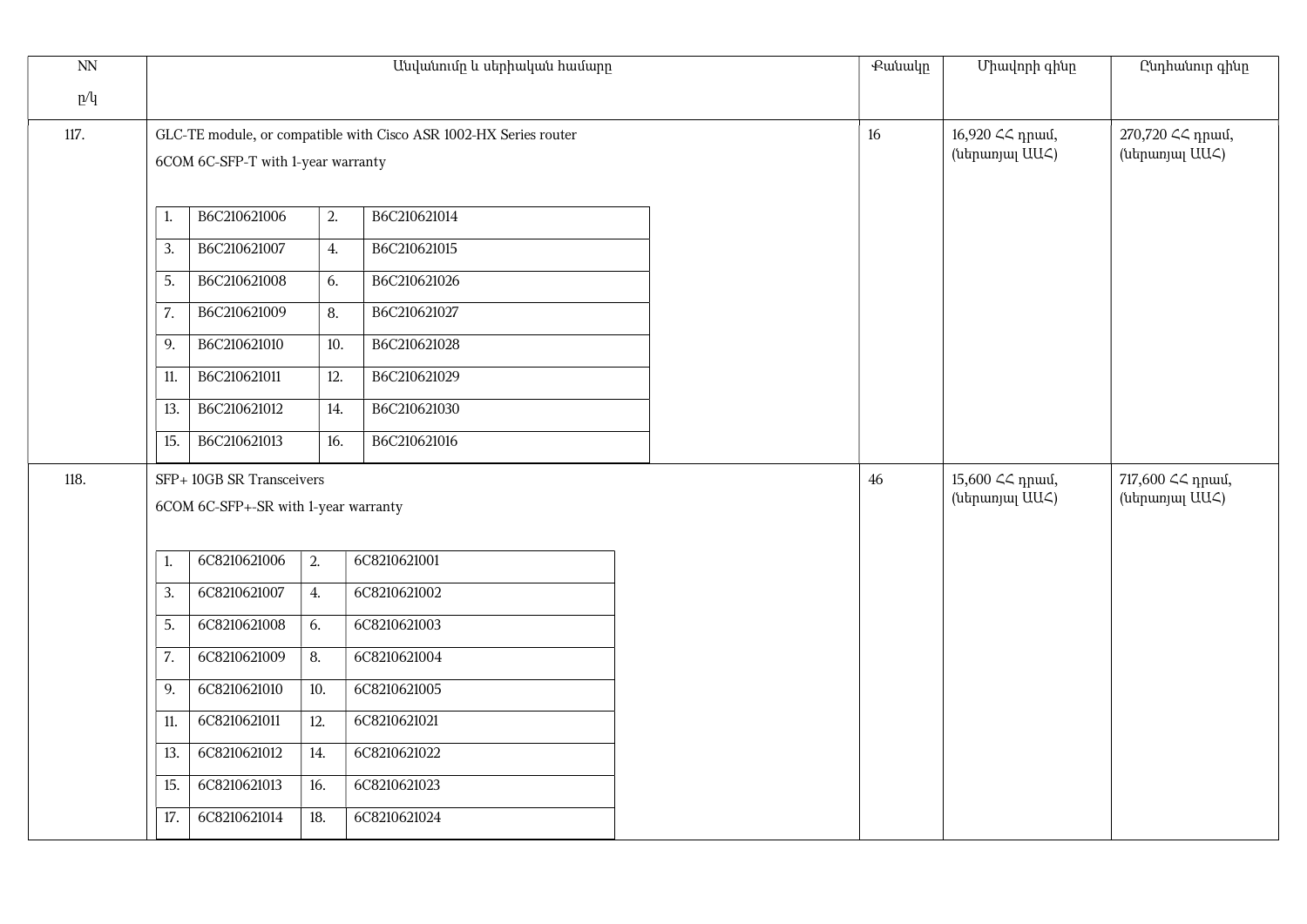| NN ը/կ | Անվանումը և սերիական համարը | Քանակը | Միավորի գինը | Ընդհանուր գինը |
|---|---|---|---|---|
| 117. | GLC-TE module, or compatible with Cisco ASR 1002-HX Series router<br>6COM 6C-SFP-T with 1-year warranty<br><br>1. B6C210621006 &nbsp; 2. B6C210621014<br>3. B6C210621007 &nbsp; 4. B6C210621015<br>5. B6C210621008 &nbsp; 6. B6C210621026<br>7. B6C210621009 &nbsp; 8. B6C210621027<br>9. B6C210621010 &nbsp; 10. B6C210621028<br>11. B6C210621011 &nbsp; 12. B6C210621029<br>13. B6C210621012 &nbsp; 14. B6C210621030<br>15. B6C210621013 &nbsp; 16. B6C210621016 | 16 | 16,920 ՀՀ դրամ, (ներառյալ ԱԱՀ) | 270,720 ՀՀ դրամ, (ներառյալ ԱԱՀ) |
| 118. | SFP+ 10GB SR Transceivers<br>6COM 6C-SFP+-SR with 1-year warranty<br><br>1. 6C8210621006 &nbsp; 2. 6C8210621001<br>3. 6C8210621007 &nbsp; 4. 6C8210621002<br>5. 6C8210621008 &nbsp; 6. 6C8210621003<br>7. 6C8210621009 &nbsp; 8. 6C8210621004<br>9. 6C8210621010 &nbsp; 10. 6C8210621005<br>11. 6C8210621011 &nbsp; 12. 6C8210621021<br>13. 6C8210621012 &nbsp; 14. 6C8210621022<br>15. 6C8210621013 &nbsp; 16. 6C8210621023<br>17. 6C8210621014 &nbsp; 18. 6C8210621024 | 46 | 15,600 ՀՀ դրամ, (ներառյալ ԱԱՀ) | 717,600 ՀՀ դրամ, (ներառյալ ԱԱՀ) |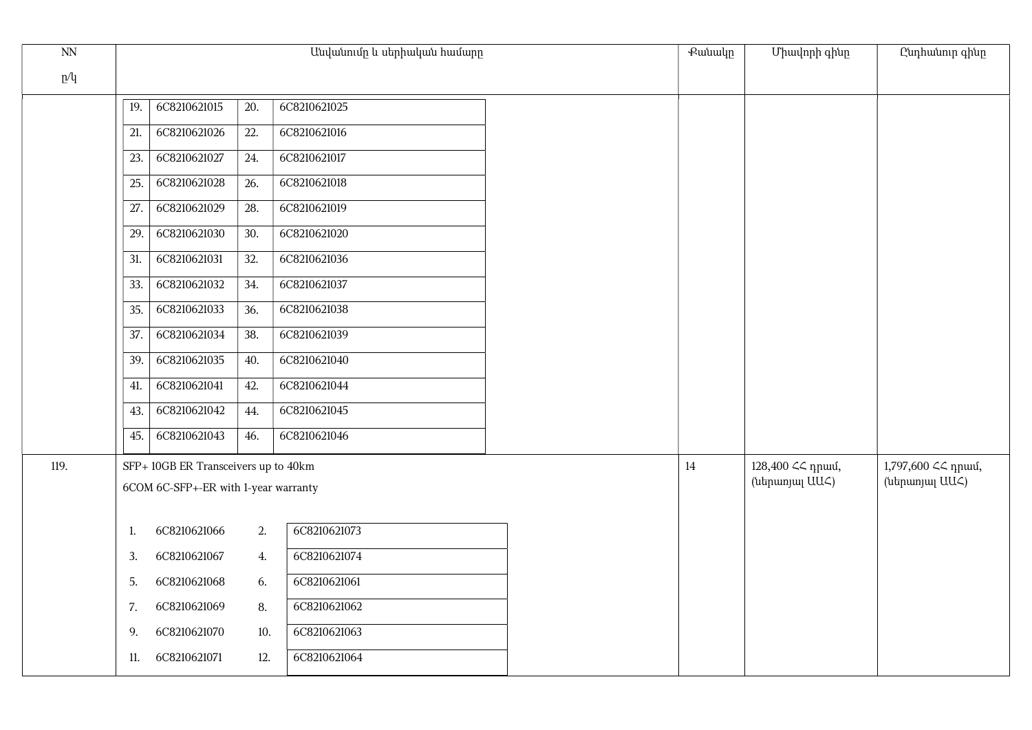| NN ը/կ | Անվանումը և սերիական համարը | Քանակը | Միավորի գինը | Ընդհանուր գինը |
|---|---|---|---|---|
| | 19. 6C8210621015 20. 6C8210621025<br>21. 6C8210621026 22. 6C8210621016<br>23. 6C8210621027 24. 6C8210621017<br>25. 6C8210621028 26. 6C8210621018<br>27. 6C8210621029 28. 6C8210621019<br>29. 6C8210621030 30. 6C8210621020<br>31. 6C8210621031 32. 6C8210621036<br>33. 6C8210621032 34. 6C8210621037<br>35. 6C8210621033 36. 6C8210621038<br>37. 6C8210621034 38. 6C8210621039<br>39. 6C8210621035 40. 6C8210621040<br>41. 6C8210621041 42. 6C8210621044<br>43. 6C8210621042 44. 6C8210621045<br>45. 6C8210621043 46. 6C8210621046 | | | |
| 119. | SFP+ 10GB ER Transceivers up to 40km<br>6COM 6C-SFP+-ER with 1-year warranty<br><br>1. 6C8210621066 2. 6C8210621073<br>3. 6C8210621067 4. 6C8210621074<br>5. 6C8210621068 6. 6C8210621061<br>7. 6C8210621069 8. 6C8210621062<br>9. 6C8210621070 10. 6C8210621063<br>11. 6C8210621071 12. 6C8210621064 | 14 | 128,400 ՀՀ դրամ, (ներառյալ ԱԱՀ) | 1,797,600 ՀՀ դրամ, (ներառյալ ԱԱՀ) |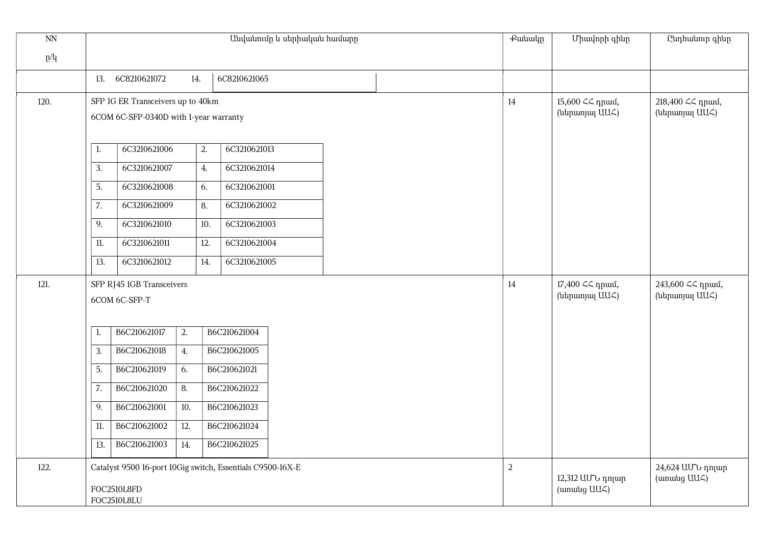| NN<br>ը/կ | Անվանումը և սերիական համարը | Քանակը | Միավորի գինը | Ընդհանուր գինը |
|---|---|---|---|---|
| | 13. 6C8210621072 14. 6C8210621065 | | | |
| 120. | SFP 1G ER Transceivers up to 40km<br>6COM 6C-SFP-0340D with 1-year warranty<br><br>1. 6C3210621006 2. 6C3210621013<br>3. 6C3210621007 4. 6C3210621014<br>5. 6C3210621008 6. 6C3210621001<br>7. 6C3210621009 8. 6C3210621002<br>9. 6C3210621010 10. 6C3210621003<br>11. 6C3210621011 12. 6C3210621004<br>13. 6C3210621012 14. 6C3210621005 | 14 | 15,600 ՀՀ դրամ, (ներառյալ ԱԱՀ) | 218,400 ՀՀ դրամ, (ներառյալ ԱԱՀ) |
| 121. | SFP RJ45 1GB Transceivers<br>6COM 6C-SFP-T<br><br>1. B6C210621017 2. B6C210621004<br>3. B6C210621018 4. B6C210621005<br>5. B6C210621019 6. B6C210621021<br>7. B6C210621020 8. B6C210621022<br>9. B6C210621001 10. B6C210621023<br>11. B6C210621002 12. B6C210621024<br>13. B6C210621003 14. B6C210621025 | 14 | 17,400 ՀՀ դրամ, (ներառյալ ԱԱՀ) | 243,600 ՀՀ դրամ, (ներառյալ ԱԱՀ) |
| 122. | Catalyst 9500 16-port 10Gig switch, Essentials C9500-16X-E<br><br>FOC2510L8FD<br>FOC2510L8LU | 2 | 12,312 ԱՄՆ դոլար (առանց ԱԱՀ) | 24,624 ԱՄՆ դոլար (առանց ԱԱՀ) |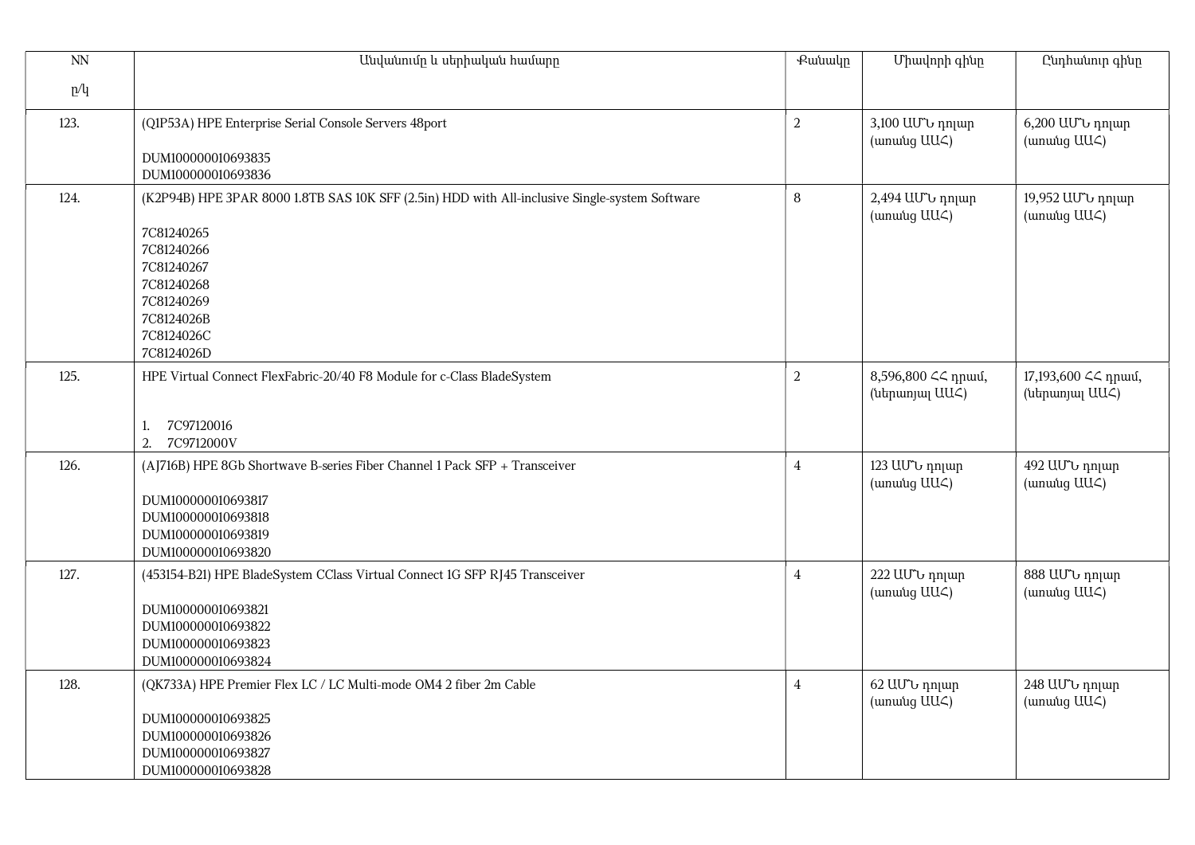| NN<br><br>ը/կ | Անվանումը և սերիական համարը | Քանակը | Միավորի գինը | Ընդհանուր գինը |
|---|---|---|---|---|
| 123. | (Q1P53A) HPE Enterprise Serial Console Servers 48port<br><br>DUM100000010693835<br>DUM100000010693836 | 2 | 3,100 ԱՄՆ դոլար (առանց ԱԱՀ) | 6,200 ԱՄՆ դոլար (առանց ԱԱՀ) |
| 124. | (K2P94B) HPE 3PAR 8000 1.8TB SAS 10K SFF (2.5in) HDD with All-inclusive Single-system Software<br><br>7C81240265<br>7C81240266<br>7C81240267<br>7C81240268<br>7C81240269<br>7C8124026B<br>7C8124026C<br>7C8124026D | 8 | 2,494 ԱՄՆ դոլար (առանց ԱԱՀ) | 19,952 ԱՄՆ դոլար (առանց ԱԱՀ) |
| 125. | HPE Virtual Connect FlexFabric-20/40 F8 Module for c-Class BladeSystem<br><br>1. 7C97120016<br>2. 7C9712000V | 2 | 8,596,800 ՀՀ դրամ, (ներառյալ ԱԱՀ) | 17,193,600 ՀՀ դրամ, (ներառյալ ԱԱՀ) |
| 126. | (AJ716B) HPE 8Gb Shortwave B-series Fiber Channel 1 Pack SFP + Transceiver<br><br>DUM100000010693817<br>DUM100000010693818<br>DUM100000010693819<br>DUM100000010693820 | 4 | 123 ԱՄՆ դոլար (առանց ԱԱՀ) | 492 ԱՄՆ դոլար (առանց ԱԱՀ) |
| 127. | (453154-B21) HPE BladeSystem CClass Virtual Connect 1G SFP RJ45 Transceiver<br><br>DUM100000010693821<br>DUM100000010693822<br>DUM100000010693823<br>DUM100000010693824 | 4 | 222 ԱՄՆ դոլար (առանց ԱԱՀ) | 888 ԱՄՆ դոլար (առանց ԱԱՀ) |
| 128. | (QK733A) HPE Premier Flex LC / LC Multi-mode OM4 2 fiber 2m Cable<br><br>DUM100000010693825<br>DUM100000010693826<br>DUM100000010693827<br>DUM100000010693828 | 4 | 62 ԱՄՆ դոլար (առանց ԱԱՀ) | 248 ԱՄՆ դոլար (առանց ԱԱՀ) |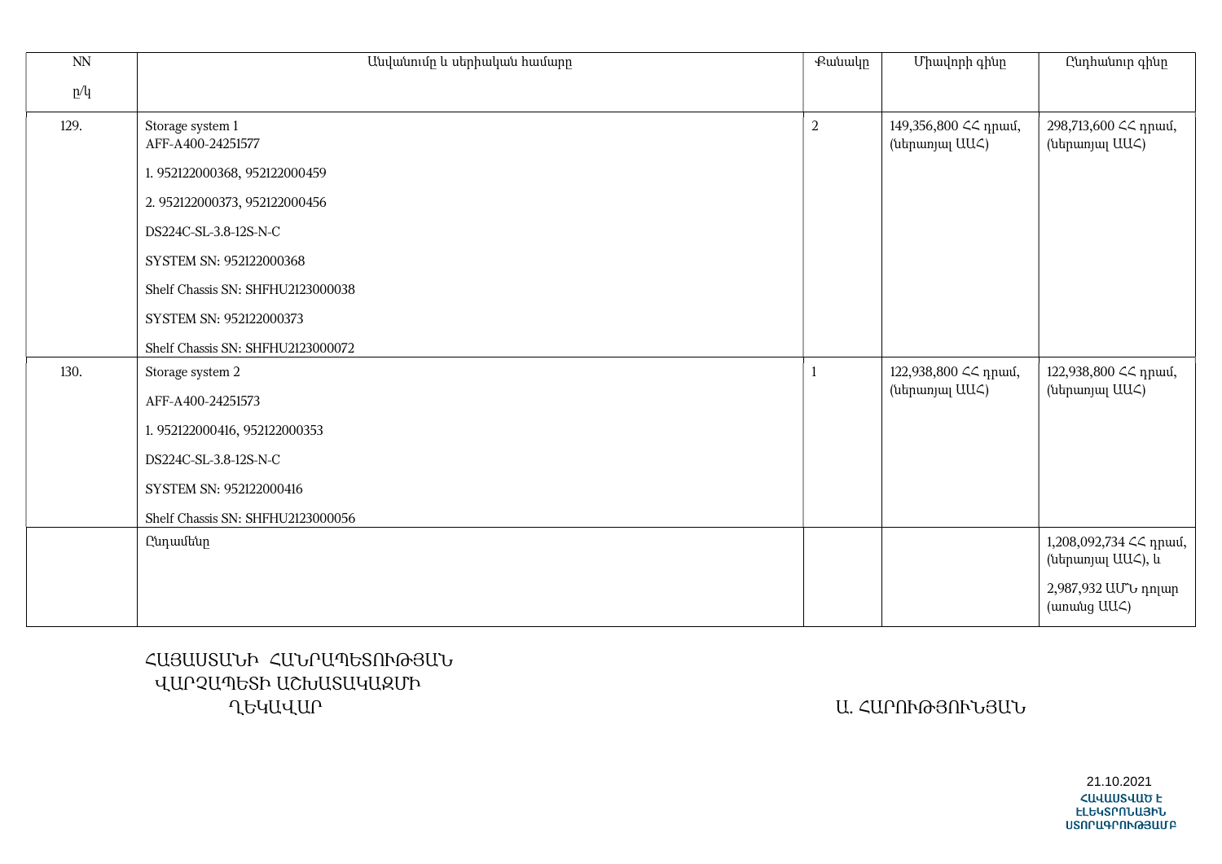| NN п/կ | Անվանումը և սերիական համարը | Քանակը | Միավորի գինը | Ընդհանուր գինը |
| --- | --- | --- | --- | --- |
| 129. | Storage system 1<br>AFF-A400-24251577<br>1. 952122000368, 952122000459<br>2. 952122000373, 952122000456<br>DS224C-SL-3.8-12S-N-C<br>SYSTEM SN: 952122000368<br>Shelf Chassis SN: SHFHU2123000038<br>SYSTEM SN: 952122000373<br>Shelf Chassis SN: SHFHU2123000072 | 2 | 149,356,800 ՀՀ դրամ, (ներառյալ ԱԱՀ) | 298,713,600 ՀՀ դրամ, (ներառյալ ԱԱՀ) |
| 130. | Storage system 2<br>AFF-A400-24251573<br>1. 952122000416, 952122000353<br>DS224C-SL-3.8-12S-N-C<br>SYSTEM SN: 952122000416<br>Shelf Chassis SN: SHFHU2123000056 | 1 | 122,938,800 ՀՀ դրամ, (ներառյալ ԱԱՀ) | 122,938,800 ՀՀ դրամ, (ներառյալ ԱԱՀ) |
| | Ընդամենը | | | 1,208,092,734 ՀՀ դրամ, (ներառյալ ԱԱՀ), և<br>2,987,932 ԱՄՆ դոլար (առանց ԱԱՀ) |

ՀԱՅԱՍՏԱՆԻ ՀԱՆՐԱՊԵՏՈՒԹՅԱՆ
ՎԱՐՉԱՊԵՏԻ ԱՇԽԱՏԱԿԱԶՄԻ
ՂԵԿԱՎԱՐ

Ա. ՀԱՐՈՒԹՅՈՒՆՅԱՆ

21.10.2021
ՀԱՎԱՍՏՎԱԾ Է
ԷԼԵԿՏՐՈՆԱՅԻՆ
ՍՏՈՐԱԳՐՈՒԹՅԱՄԲ